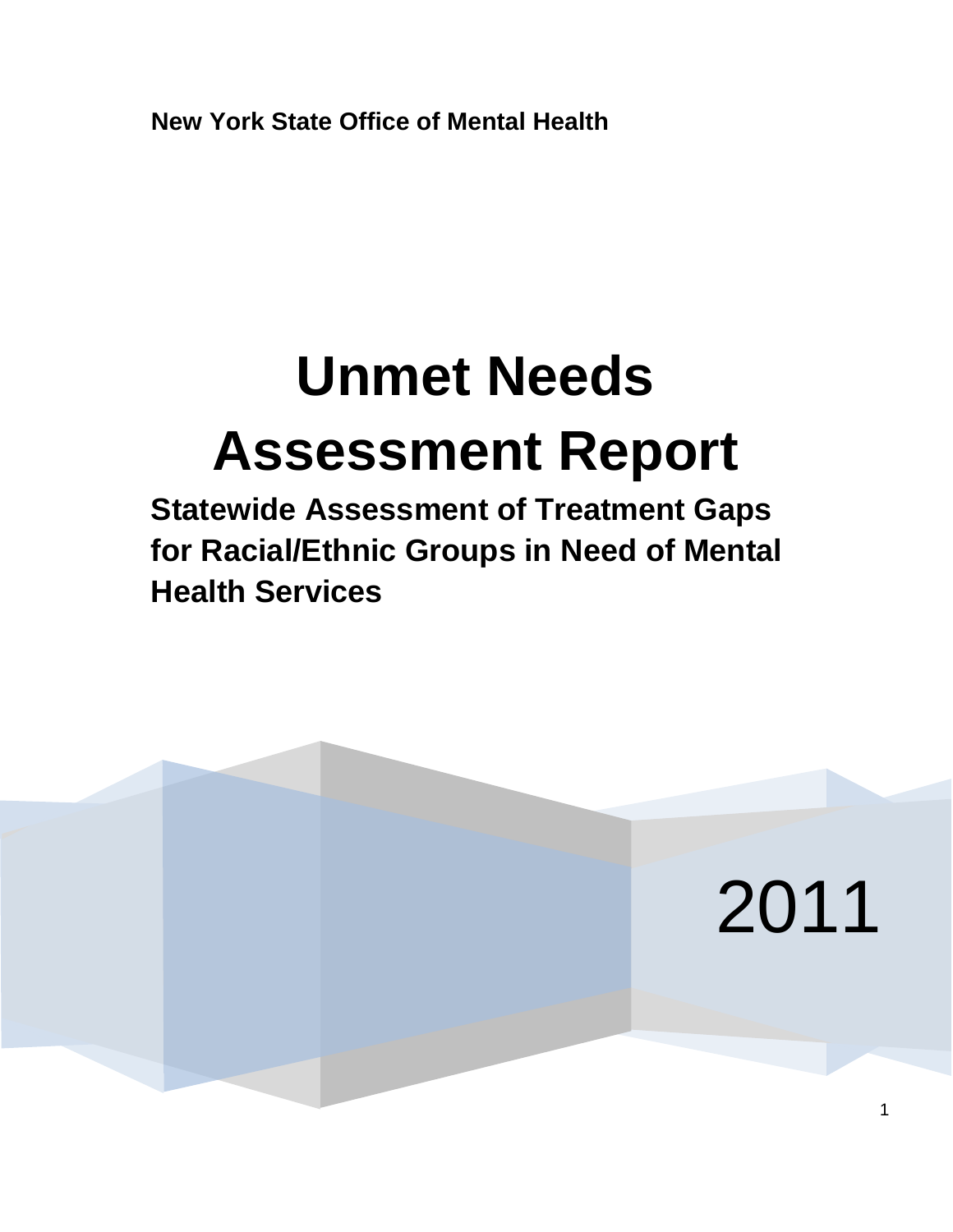**New York State Office of Mental Health**

# Unmet Needs Assessment Report

## Statewide Assessment of Treatment Gaps for Racial/Ethnic Groups in Need of Mental Health Services

2011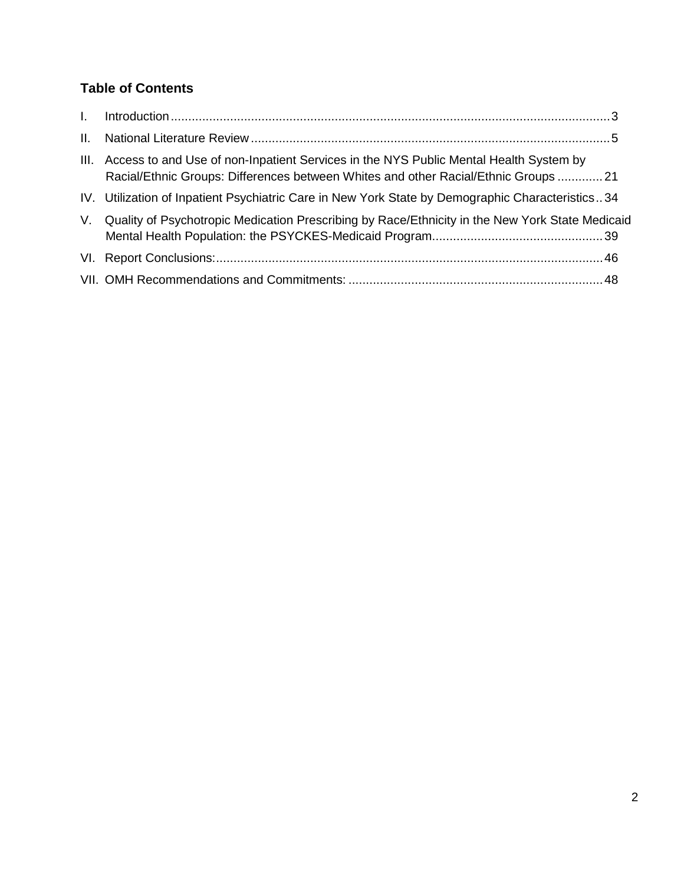## Table of Contents

I. Introduction ..... 3

II. National Literature Review ..... 5

III. Access to and Use of non-Inpatient Services in the NYS Public Mental Health System by Racial/Ethnic Groups: Differences between Whites and other Racial/Ethnic Groups ..... 21

IV. Utilization of Inpatient Psychiatric Care in New York State by Demographic Characteristics ..... 34

V. Quality of Psychotropic Medication Prescribing by Race/Ethnicity in the New York State Medicaid Mental Health Population: the PSYCKES-Medicaid Program ..... 39

VI. Report Conclusions: ..... 46

VII. OMH Recommendations and Commitments: ..... 48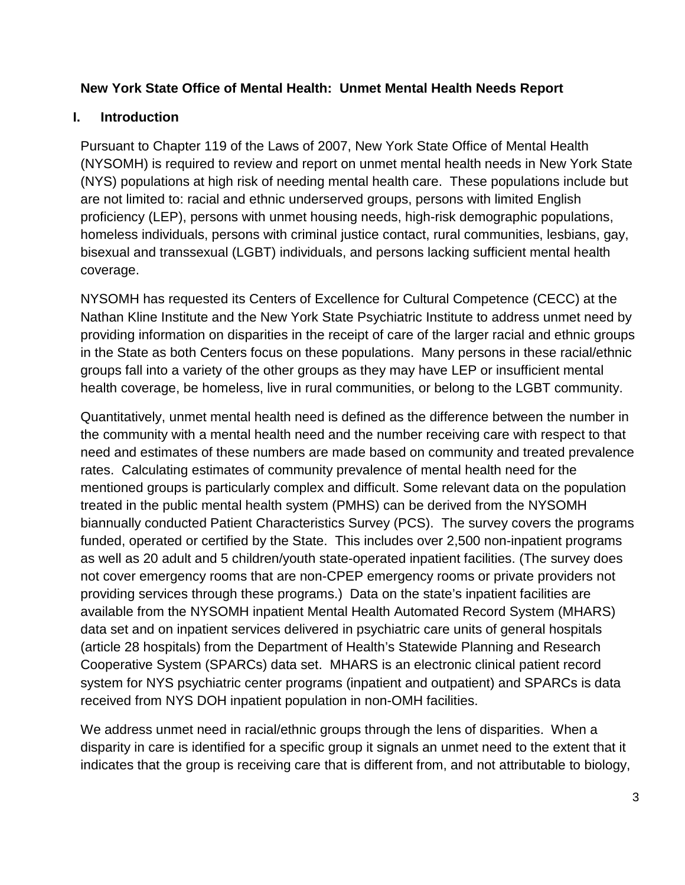**New York State Office of Mental Health: Unmet Mental Health Needs Report**

## I. Introduction

Pursuant to Chapter 119 of the Laws of 2007, New York State Office of Mental Health (NYSOMH) is required to review and report on unmet mental health needs in New York State (NYS) populations at high risk of needing mental health care. These populations include but are not limited to: racial and ethnic underserved groups, persons with limited English proficiency (LEP), persons with unmet housing needs, high-risk demographic populations, homeless individuals, persons with criminal justice contact, rural communities, lesbians, gay, bisexual and transsexual (LGBT) individuals, and persons lacking sufficient mental health coverage.

NYSOMH has requested its Centers of Excellence for Cultural Competence (CECC) at the Nathan Kline Institute and the New York State Psychiatric Institute to address unmet need by providing information on disparities in the receipt of care of the larger racial and ethnic groups in the State as both Centers focus on these populations. Many persons in these racial/ethnic groups fall into a variety of the other groups as they may have LEP or insufficient mental health coverage, be homeless, live in rural communities, or belong to the LGBT community.

Quantitatively, unmet mental health need is defined as the difference between the number in the community with a mental health need and the number receiving care with respect to that need and estimates of these numbers are made based on community and treated prevalence rates. Calculating estimates of community prevalence of mental health need for the mentioned groups is particularly complex and difficult. Some relevant data on the population treated in the public mental health system (PMHS) can be derived from the NYSOMH biannually conducted Patient Characteristics Survey (PCS). The survey covers the programs funded, operated or certified by the State. This includes over 2,500 non-inpatient programs as well as 20 adult and 5 children/youth state-operated inpatient facilities. (The survey does not cover emergency rooms that are non-CPEP emergency rooms or private providers not providing services through these programs.) Data on the state's inpatient facilities are available from the NYSOMH inpatient Mental Health Automated Record System (MHARS) data set and on inpatient services delivered in psychiatric care units of general hospitals (article 28 hospitals) from the Department of Health's Statewide Planning and Research Cooperative System (SPARCs) data set. MHARS is an electronic clinical patient record system for NYS psychiatric center programs (inpatient and outpatient) and SPARCs is data received from NYS DOH inpatient population in non-OMH facilities.

We address unmet need in racial/ethnic groups through the lens of disparities. When a disparity in care is identified for a specific group it signals an unmet need to the extent that it indicates that the group is receiving care that is different from, and not attributable to biology,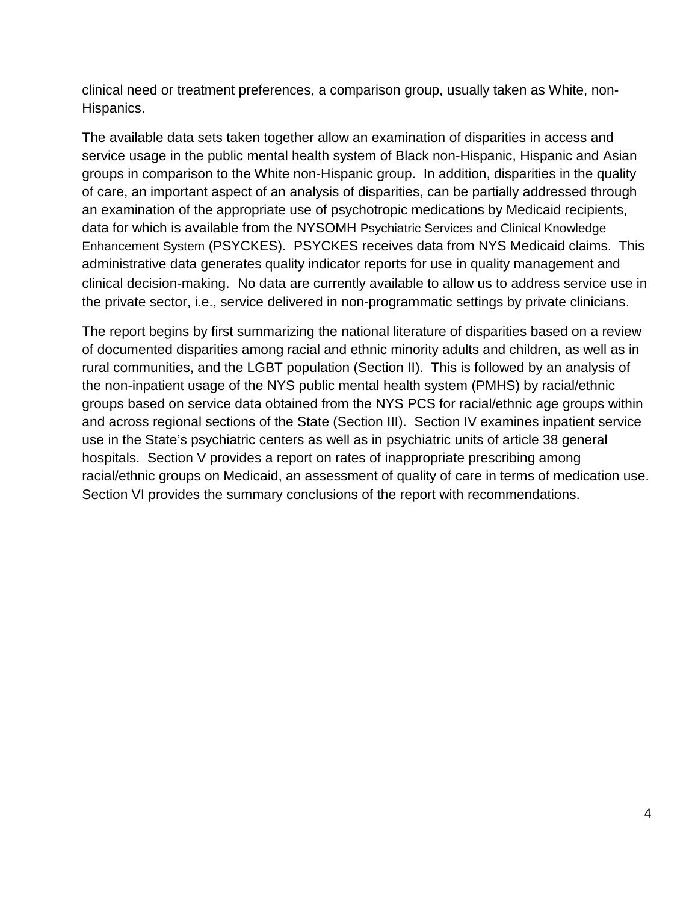clinical need or treatment preferences, a comparison group, usually taken as White, non-Hispanics.

The available data sets taken together allow an examination of disparities in access and service usage in the public mental health system of Black non-Hispanic, Hispanic and Asian groups in comparison to the White non-Hispanic group. In addition, disparities in the quality of care, an important aspect of an analysis of disparities, can be partially addressed through an examination of the appropriate use of psychotropic medications by Medicaid recipients, data for which is available from the NYSOMH Psychiatric Services and Clinical Knowledge Enhancement System (PSYCKES). PSYCKES receives data from NYS Medicaid claims. This administrative data generates quality indicator reports for use in quality management and clinical decision-making. No data are currently available to allow us to address service use in the private sector, i.e., service delivered in non-programmatic settings by private clinicians.

The report begins by first summarizing the national literature of disparities based on a review of documented disparities among racial and ethnic minority adults and children, as well as in rural communities, and the LGBT population (Section II). This is followed by an analysis of the non-inpatient usage of the NYS public mental health system (PMHS) by racial/ethnic groups based on service data obtained from the NYS PCS for racial/ethnic age groups within and across regional sections of the State (Section III). Section IV examines inpatient service use in the State's psychiatric centers as well as in psychiatric units of article 38 general hospitals. Section V provides a report on rates of inappropriate prescribing among racial/ethnic groups on Medicaid, an assessment of quality of care in terms of medication use. Section VI provides the summary conclusions of the report with recommendations.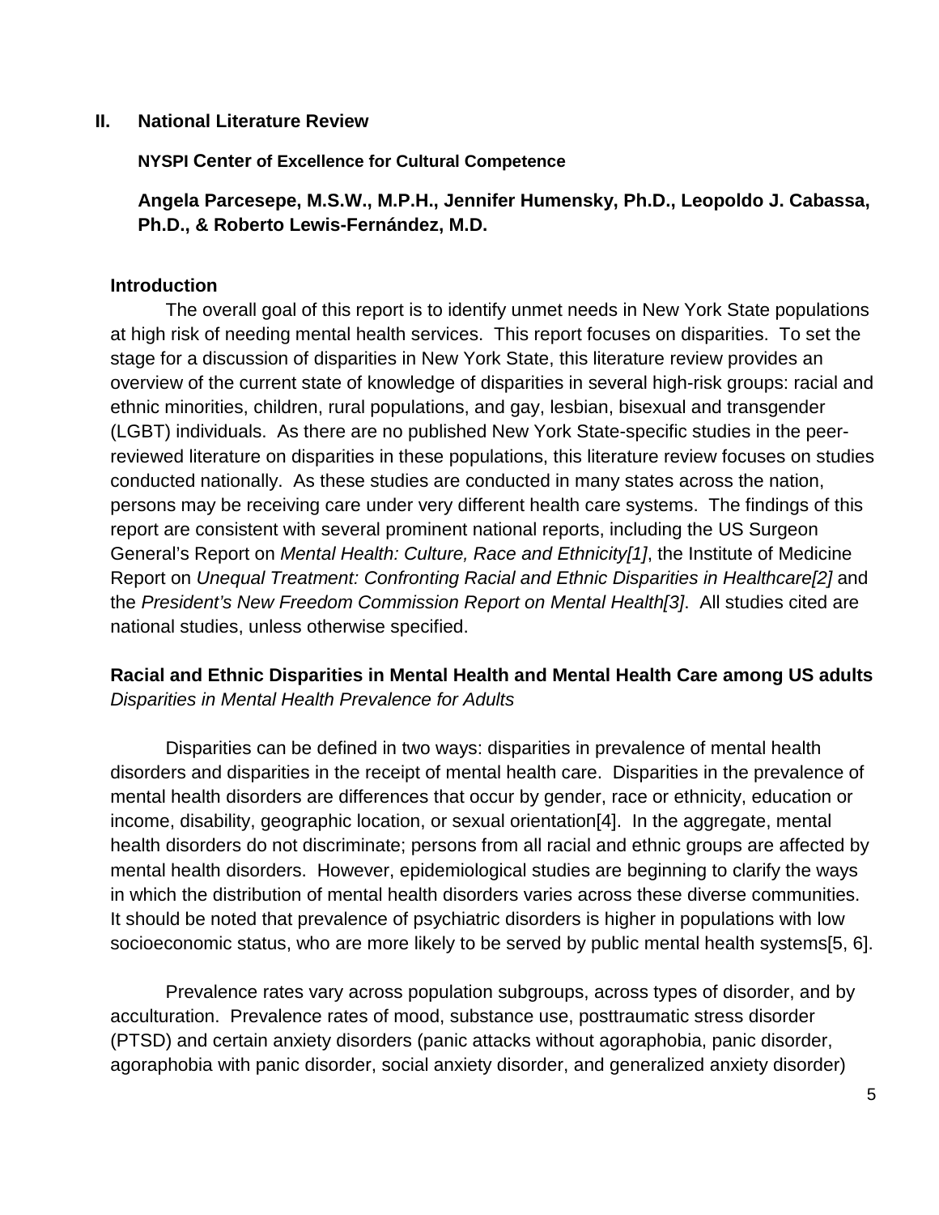## II. National Literature Review

**NYSPI Center of Excellence for Cultural Competence**

**Angela Parcesepe, M.S.W., M.P.H., Jennifer Humensky, Ph.D., Leopoldo J. Cabassa, Ph.D., & Roberto Lewis-Fernández, M.D.**

### Introduction

The overall goal of this report is to identify unmet needs in New York State populations at high risk of needing mental health services. This report focuses on disparities. To set the stage for a discussion of disparities in New York State, this literature review provides an overview of the current state of knowledge of disparities in several high-risk groups: racial and ethnic minorities, children, rural populations, and gay, lesbian, bisexual and transgender (LGBT) individuals. As there are no published New York State-specific studies in the peer-reviewed literature on disparities in these populations, this literature review focuses on studies conducted nationally. As these studies are conducted in many states across the nation, persons may be receiving care under very different health care systems. The findings of this report are consistent with several prominent national reports, including the US Surgeon General's Report on *Mental Health: Culture, Race and Ethnicity[1]*, the Institute of Medicine Report on *Unequal Treatment: Confronting Racial and Ethnic Disparities in Healthcare[2]* and the *President's New Freedom Commission Report on Mental Health[3]*. All studies cited are national studies, unless otherwise specified.

### Racial and Ethnic Disparities in Mental Health and Mental Health Care among US adults

*Disparities in Mental Health Prevalence for Adults*

Disparities can be defined in two ways: disparities in prevalence of mental health disorders and disparities in the receipt of mental health care. Disparities in the prevalence of mental health disorders are differences that occur by gender, race or ethnicity, education or income, disability, geographic location, or sexual orientation[4]. In the aggregate, mental health disorders do not discriminate; persons from all racial and ethnic groups are affected by mental health disorders. However, epidemiological studies are beginning to clarify the ways in which the distribution of mental health disorders varies across these diverse communities. It should be noted that prevalence of psychiatric disorders is higher in populations with low socioeconomic status, who are more likely to be served by public mental health systems[5, 6].

Prevalence rates vary across population subgroups, across types of disorder, and by acculturation. Prevalence rates of mood, substance use, posttraumatic stress disorder (PTSD) and certain anxiety disorders (panic attacks without agoraphobia, panic disorder, agoraphobia with panic disorder, social anxiety disorder, and generalized anxiety disorder)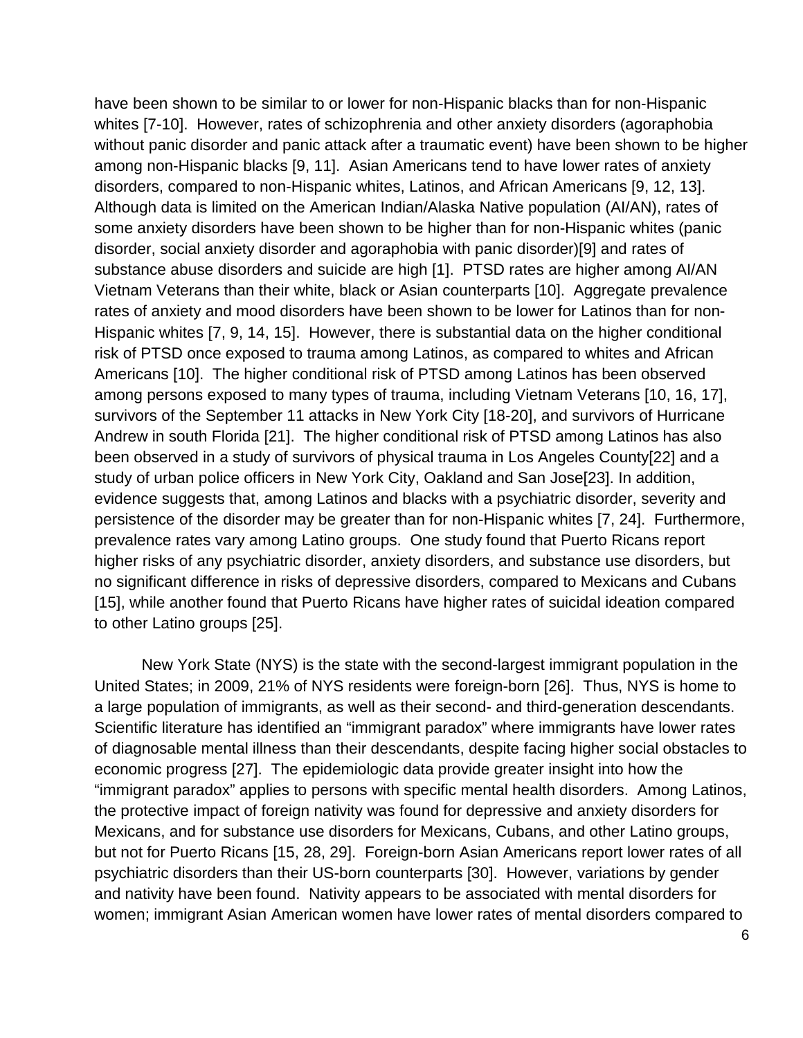have been shown to be similar to or lower for non-Hispanic blacks than for non-Hispanic whites [7-10]. However, rates of schizophrenia and other anxiety disorders (agoraphobia without panic disorder and panic attack after a traumatic event) have been shown to be higher among non-Hispanic blacks [9, 11]. Asian Americans tend to have lower rates of anxiety disorders, compared to non-Hispanic whites, Latinos, and African Americans [9, 12, 13]. Although data is limited on the American Indian/Alaska Native population (AI/AN), rates of some anxiety disorders have been shown to be higher than for non-Hispanic whites (panic disorder, social anxiety disorder and agoraphobia with panic disorder)[9] and rates of substance abuse disorders and suicide are high [1]. PTSD rates are higher among AI/AN Vietnam Veterans than their white, black or Asian counterparts [10]. Aggregate prevalence rates of anxiety and mood disorders have been shown to be lower for Latinos than for non-Hispanic whites [7, 9, 14, 15]. However, there is substantial data on the higher conditional risk of PTSD once exposed to trauma among Latinos, as compared to whites and African Americans [10]. The higher conditional risk of PTSD among Latinos has been observed among persons exposed to many types of trauma, including Vietnam Veterans [10, 16, 17], survivors of the September 11 attacks in New York City [18-20], and survivors of Hurricane Andrew in south Florida [21]. The higher conditional risk of PTSD among Latinos has also been observed in a study of survivors of physical trauma in Los Angeles County[22] and a study of urban police officers in New York City, Oakland and San Jose[23]. In addition, evidence suggests that, among Latinos and blacks with a psychiatric disorder, severity and persistence of the disorder may be greater than for non-Hispanic whites [7, 24]. Furthermore, prevalence rates vary among Latino groups. One study found that Puerto Ricans report higher risks of any psychiatric disorder, anxiety disorders, and substance use disorders, but no significant difference in risks of depressive disorders, compared to Mexicans and Cubans [15], while another found that Puerto Ricans have higher rates of suicidal ideation compared to other Latino groups [25].

New York State (NYS) is the state with the second-largest immigrant population in the United States; in 2009, 21% of NYS residents were foreign-born [26]. Thus, NYS is home to a large population of immigrants, as well as their second- and third-generation descendants. Scientific literature has identified an "immigrant paradox" where immigrants have lower rates of diagnosable mental illness than their descendants, despite facing higher social obstacles to economic progress [27]. The epidemiologic data provide greater insight into how the "immigrant paradox" applies to persons with specific mental health disorders. Among Latinos, the protective impact of foreign nativity was found for depressive and anxiety disorders for Mexicans, and for substance use disorders for Mexicans, Cubans, and other Latino groups, but not for Puerto Ricans [15, 28, 29]. Foreign-born Asian Americans report lower rates of all psychiatric disorders than their US-born counterparts [30]. However, variations by gender and nativity have been found. Nativity appears to be associated with mental disorders for women; immigrant Asian American women have lower rates of mental disorders compared to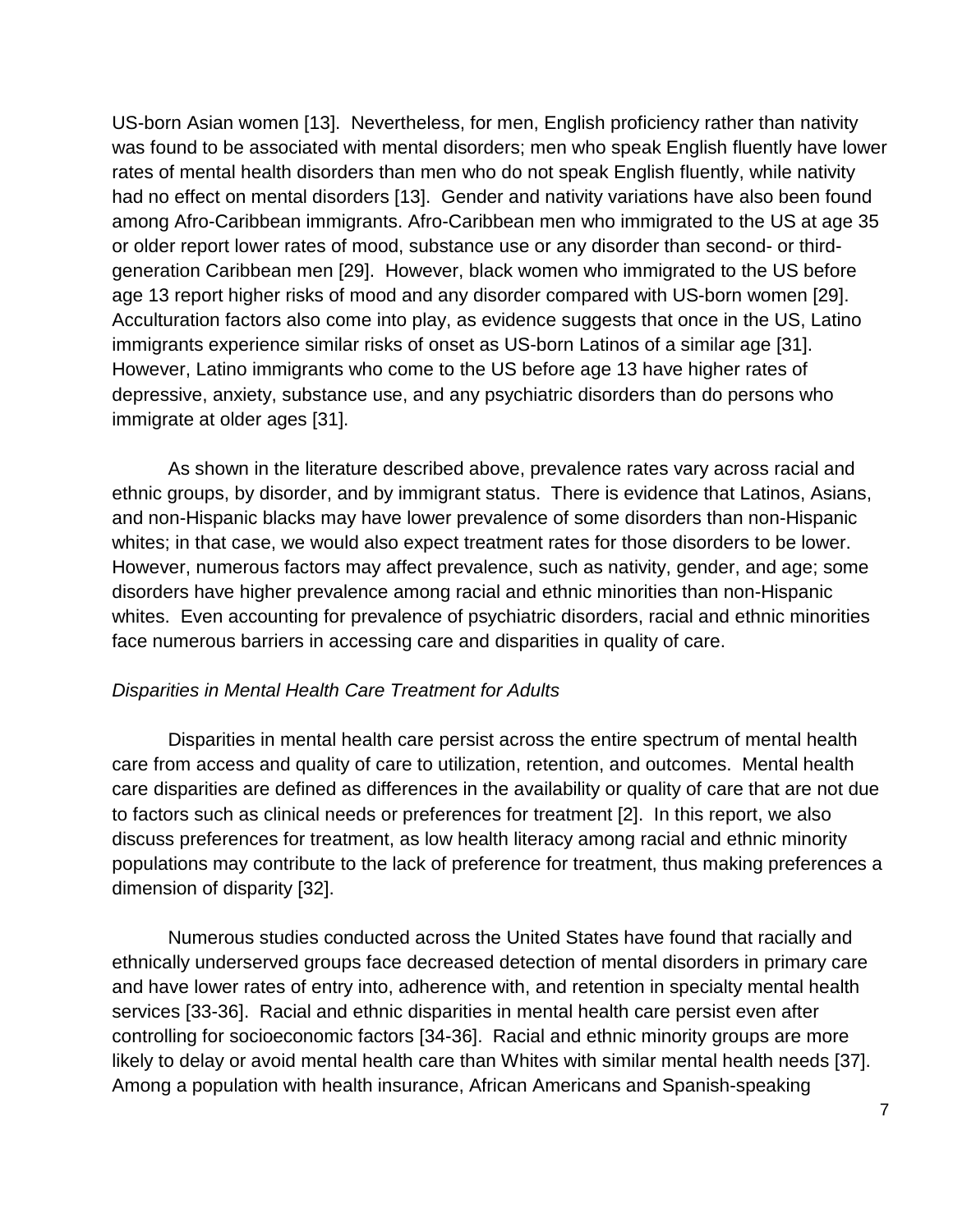US-born Asian women [13]. Nevertheless, for men, English proficiency rather than nativity was found to be associated with mental disorders; men who speak English fluently have lower rates of mental health disorders than men who do not speak English fluently, while nativity had no effect on mental disorders [13]. Gender and nativity variations have also been found among Afro-Caribbean immigrants. Afro-Caribbean men who immigrated to the US at age 35 or older report lower rates of mood, substance use or any disorder than second- or third-generation Caribbean men [29]. However, black women who immigrated to the US before age 13 report higher risks of mood and any disorder compared with US-born women [29]. Acculturation factors also come into play, as evidence suggests that once in the US, Latino immigrants experience similar risks of onset as US-born Latinos of a similar age [31]. However, Latino immigrants who come to the US before age 13 have higher rates of depressive, anxiety, substance use, and any psychiatric disorders than do persons who immigrate at older ages [31].

As shown in the literature described above, prevalence rates vary across racial and ethnic groups, by disorder, and by immigrant status. There is evidence that Latinos, Asians, and non-Hispanic blacks may have lower prevalence of some disorders than non-Hispanic whites; in that case, we would also expect treatment rates for those disorders to be lower. However, numerous factors may affect prevalence, such as nativity, gender, and age; some disorders have higher prevalence among racial and ethnic minorities than non-Hispanic whites. Even accounting for prevalence of psychiatric disorders, racial and ethnic minorities face numerous barriers in accessing care and disparities in quality of care.

*Disparities in Mental Health Care Treatment for Adults*

Disparities in mental health care persist across the entire spectrum of mental health care from access and quality of care to utilization, retention, and outcomes. Mental health care disparities are defined as differences in the availability or quality of care that are not due to factors such as clinical needs or preferences for treatment [2]. In this report, we also discuss preferences for treatment, as low health literacy among racial and ethnic minority populations may contribute to the lack of preference for treatment, thus making preferences a dimension of disparity [32].

Numerous studies conducted across the United States have found that racially and ethnically underserved groups face decreased detection of mental disorders in primary care and have lower rates of entry into, adherence with, and retention in specialty mental health services [33-36]. Racial and ethnic disparities in mental health care persist even after controlling for socioeconomic factors [34-36]. Racial and ethnic minority groups are more likely to delay or avoid mental health care than Whites with similar mental health needs [37]. Among a population with health insurance, African Americans and Spanish-speaking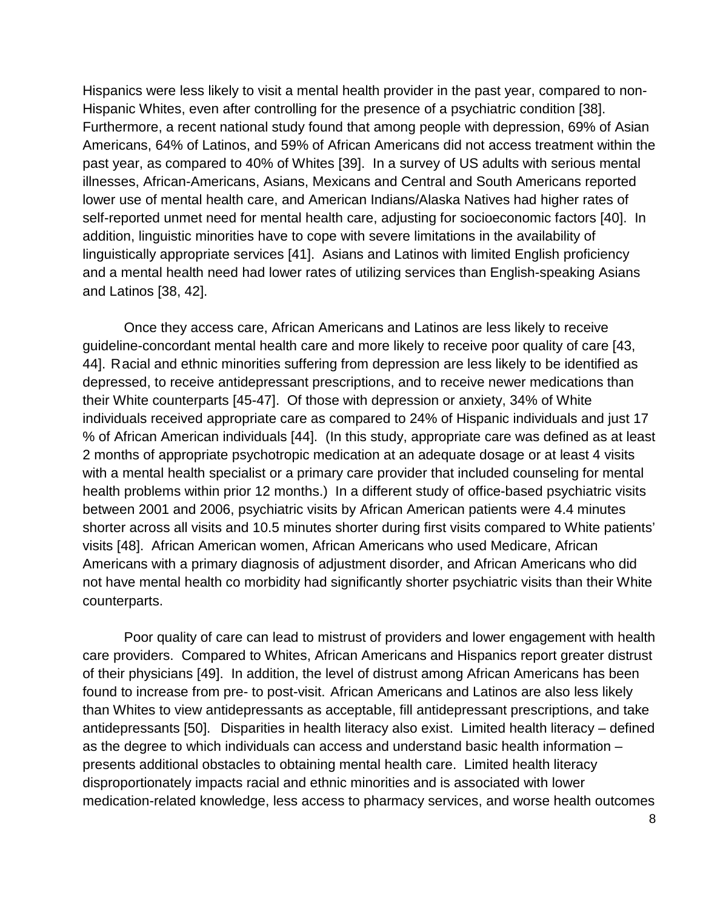Hispanics were less likely to visit a mental health provider in the past year, compared to non-Hispanic Whites, even after controlling for the presence of a psychiatric condition [38]. Furthermore, a recent national study found that among people with depression, 69% of Asian Americans, 64% of Latinos, and 59% of African Americans did not access treatment within the past year, as compared to 40% of Whites [39]. In a survey of US adults with serious mental illnesses, African-Americans, Asians, Mexicans and Central and South Americans reported lower use of mental health care, and American Indians/Alaska Natives had higher rates of self-reported unmet need for mental health care, adjusting for socioeconomic factors [40]. In addition, linguistic minorities have to cope with severe limitations in the availability of linguistically appropriate services [41]. Asians and Latinos with limited English proficiency and a mental health need had lower rates of utilizing services than English-speaking Asians and Latinos [38, 42].

Once they access care, African Americans and Latinos are less likely to receive guideline-concordant mental health care and more likely to receive poor quality of care [43, 44]. Racial and ethnic minorities suffering from depression are less likely to be identified as depressed, to receive antidepressant prescriptions, and to receive newer medications than their White counterparts [45-47]. Of those with depression or anxiety, 34% of White individuals received appropriate care as compared to 24% of Hispanic individuals and just 17 % of African American individuals [44]. (In this study, appropriate care was defined as at least 2 months of appropriate psychotropic medication at an adequate dosage or at least 4 visits with a mental health specialist or a primary care provider that included counseling for mental health problems within prior 12 months.) In a different study of office-based psychiatric visits between 2001 and 2006, psychiatric visits by African American patients were 4.4 minutes shorter across all visits and 10.5 minutes shorter during first visits compared to White patients' visits [48]. African American women, African Americans who used Medicare, African Americans with a primary diagnosis of adjustment disorder, and African Americans who did not have mental health co morbidity had significantly shorter psychiatric visits than their White counterparts.

Poor quality of care can lead to mistrust of providers and lower engagement with health care providers. Compared to Whites, African Americans and Hispanics report greater distrust of their physicians [49]. In addition, the level of distrust among African Americans has been found to increase from pre- to post-visit. African Americans and Latinos are also less likely than Whites to view antidepressants as acceptable, fill antidepressant prescriptions, and take antidepressants [50]. Disparities in health literacy also exist. Limited health literacy – defined as the degree to which individuals can access and understand basic health information – presents additional obstacles to obtaining mental health care. Limited health literacy disproportionately impacts racial and ethnic minorities and is associated with lower medication-related knowledge, less access to pharmacy services, and worse health outcomes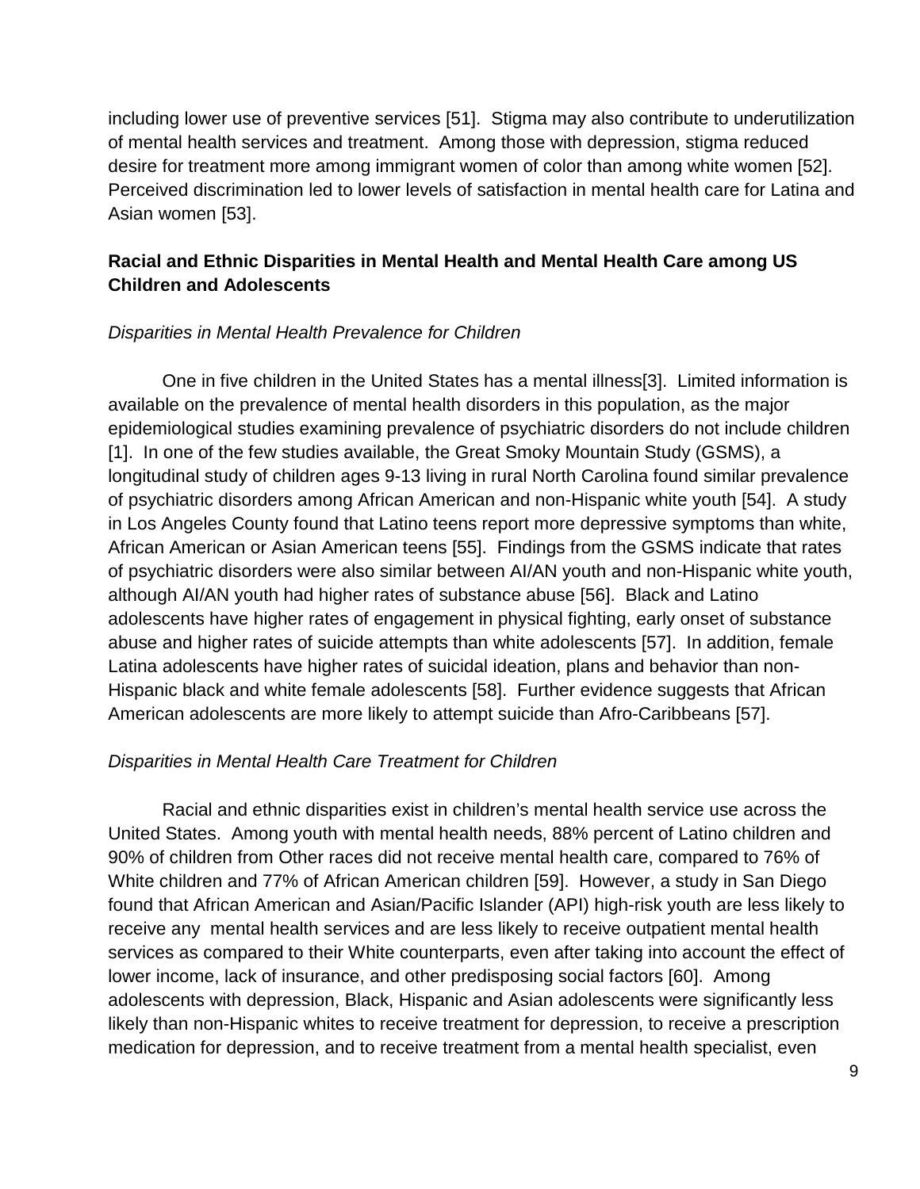including lower use of preventive services [51]. Stigma may also contribute to underutilization of mental health services and treatment. Among those with depression, stigma reduced desire for treatment more among immigrant women of color than among white women [52]. Perceived discrimination led to lower levels of satisfaction in mental health care for Latina and Asian women [53].

## Racial and Ethnic Disparities in Mental Health and Mental Health Care among US Children and Adolescents

### *Disparities in Mental Health Prevalence for Children*

One in five children in the United States has a mental illness[3]. Limited information is available on the prevalence of mental health disorders in this population, as the major epidemiological studies examining prevalence of psychiatric disorders do not include children [1]. In one of the few studies available, the Great Smoky Mountain Study (GSMS), a longitudinal study of children ages 9-13 living in rural North Carolina found similar prevalence of psychiatric disorders among African American and non-Hispanic white youth [54]. A study in Los Angeles County found that Latino teens report more depressive symptoms than white, African American or Asian American teens [55]. Findings from the GSMS indicate that rates of psychiatric disorders were also similar between AI/AN youth and non-Hispanic white youth, although AI/AN youth had higher rates of substance abuse [56]. Black and Latino adolescents have higher rates of engagement in physical fighting, early onset of substance abuse and higher rates of suicide attempts than white adolescents [57]. In addition, female Latina adolescents have higher rates of suicidal ideation, plans and behavior than non-Hispanic black and white female adolescents [58]. Further evidence suggests that African American adolescents are more likely to attempt suicide than Afro-Caribbeans [57].

### *Disparities in Mental Health Care Treatment for Children*

Racial and ethnic disparities exist in children's mental health service use across the United States. Among youth with mental health needs, 88% percent of Latino children and 90% of children from Other races did not receive mental health care, compared to 76% of White children and 77% of African American children [59]. However, a study in San Diego found that African American and Asian/Pacific Islander (API) high-risk youth are less likely to receive any mental health services and are less likely to receive outpatient mental health services as compared to their White counterparts, even after taking into account the effect of lower income, lack of insurance, and other predisposing social factors [60]. Among adolescents with depression, Black, Hispanic and Asian adolescents were significantly less likely than non-Hispanic whites to receive treatment for depression, to receive a prescription medication for depression, and to receive treatment from a mental health specialist, even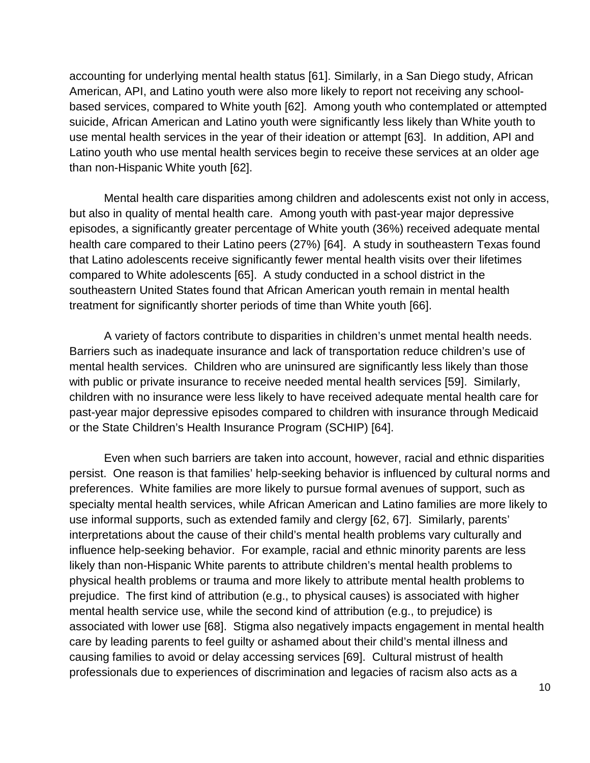accounting for underlying mental health status [61]. Similarly, in a San Diego study, African American, API, and Latino youth were also more likely to report not receiving any school-based services, compared to White youth [62]. Among youth who contemplated or attempted suicide, African American and Latino youth were significantly less likely than White youth to use mental health services in the year of their ideation or attempt [63]. In addition, API and Latino youth who use mental health services begin to receive these services at an older age than non-Hispanic White youth [62].

Mental health care disparities among children and adolescents exist not only in access, but also in quality of mental health care. Among youth with past-year major depressive episodes, a significantly greater percentage of White youth (36%) received adequate mental health care compared to their Latino peers (27%) [64]. A study in southeastern Texas found that Latino adolescents receive significantly fewer mental health visits over their lifetimes compared to White adolescents [65]. A study conducted in a school district in the southeastern United States found that African American youth remain in mental health treatment for significantly shorter periods of time than White youth [66].

A variety of factors contribute to disparities in children's unmet mental health needs. Barriers such as inadequate insurance and lack of transportation reduce children's use of mental health services. Children who are uninsured are significantly less likely than those with public or private insurance to receive needed mental health services [59]. Similarly, children with no insurance were less likely to have received adequate mental health care for past-year major depressive episodes compared to children with insurance through Medicaid or the State Children's Health Insurance Program (SCHIP) [64].

Even when such barriers are taken into account, however, racial and ethnic disparities persist. One reason is that families' help-seeking behavior is influenced by cultural norms and preferences. White families are more likely to pursue formal avenues of support, such as specialty mental health services, while African American and Latino families are more likely to use informal supports, such as extended family and clergy [62, 67]. Similarly, parents' interpretations about the cause of their child's mental health problems vary culturally and influence help-seeking behavior. For example, racial and ethnic minority parents are less likely than non-Hispanic White parents to attribute children's mental health problems to physical health problems or trauma and more likely to attribute mental health problems to prejudice. The first kind of attribution (e.g., to physical causes) is associated with higher mental health service use, while the second kind of attribution (e.g., to prejudice) is associated with lower use [68]. Stigma also negatively impacts engagement in mental health care by leading parents to feel guilty or ashamed about their child's mental illness and causing families to avoid or delay accessing services [69]. Cultural mistrust of health professionals due to experiences of discrimination and legacies of racism also acts as a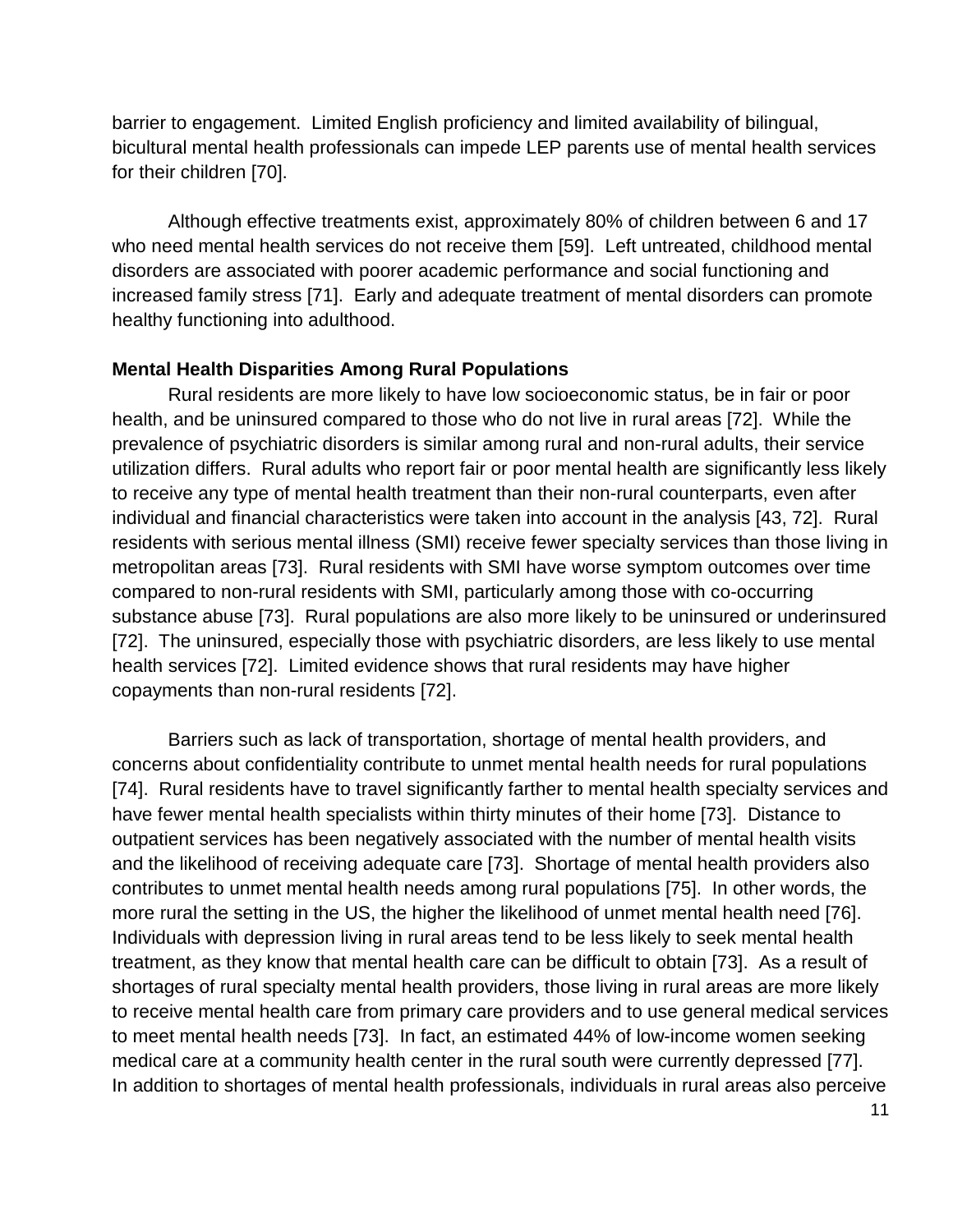barrier to engagement. Limited English proficiency and limited availability of bilingual, bicultural mental health professionals can impede LEP parents use of mental health services for their children [70].

Although effective treatments exist, approximately 80% of children between 6 and 17 who need mental health services do not receive them [59]. Left untreated, childhood mental disorders are associated with poorer academic performance and social functioning and increased family stress [71]. Early and adequate treatment of mental disorders can promote healthy functioning into adulthood.

**Mental Health Disparities Among Rural Populations**

Rural residents are more likely to have low socioeconomic status, be in fair or poor health, and be uninsured compared to those who do not live in rural areas [72]. While the prevalence of psychiatric disorders is similar among rural and non-rural adults, their service utilization differs. Rural adults who report fair or poor mental health are significantly less likely to receive any type of mental health treatment than their non-rural counterparts, even after individual and financial characteristics were taken into account in the analysis [43, 72]. Rural residents with serious mental illness (SMI) receive fewer specialty services than those living in metropolitan areas [73]. Rural residents with SMI have worse symptom outcomes over time compared to non-rural residents with SMI, particularly among those with co-occurring substance abuse [73]. Rural populations are also more likely to be uninsured or underinsured [72]. The uninsured, especially those with psychiatric disorders, are less likely to use mental health services [72]. Limited evidence shows that rural residents may have higher copayments than non-rural residents [72].

Barriers such as lack of transportation, shortage of mental health providers, and concerns about confidentiality contribute to unmet mental health needs for rural populations [74]. Rural residents have to travel significantly farther to mental health specialty services and have fewer mental health specialists within thirty minutes of their home [73]. Distance to outpatient services has been negatively associated with the number of mental health visits and the likelihood of receiving adequate care [73]. Shortage of mental health providers also contributes to unmet mental health needs among rural populations [75]. In other words, the more rural the setting in the US, the higher the likelihood of unmet mental health need [76]. Individuals with depression living in rural areas tend to be less likely to seek mental health treatment, as they know that mental health care can be difficult to obtain [73]. As a result of shortages of rural specialty mental health providers, those living in rural areas are more likely to receive mental health care from primary care providers and to use general medical services to meet mental health needs [73]. In fact, an estimated 44% of low-income women seeking medical care at a community health center in the rural south were currently depressed [77]. In addition to shortages of mental health professionals, individuals in rural areas also perceive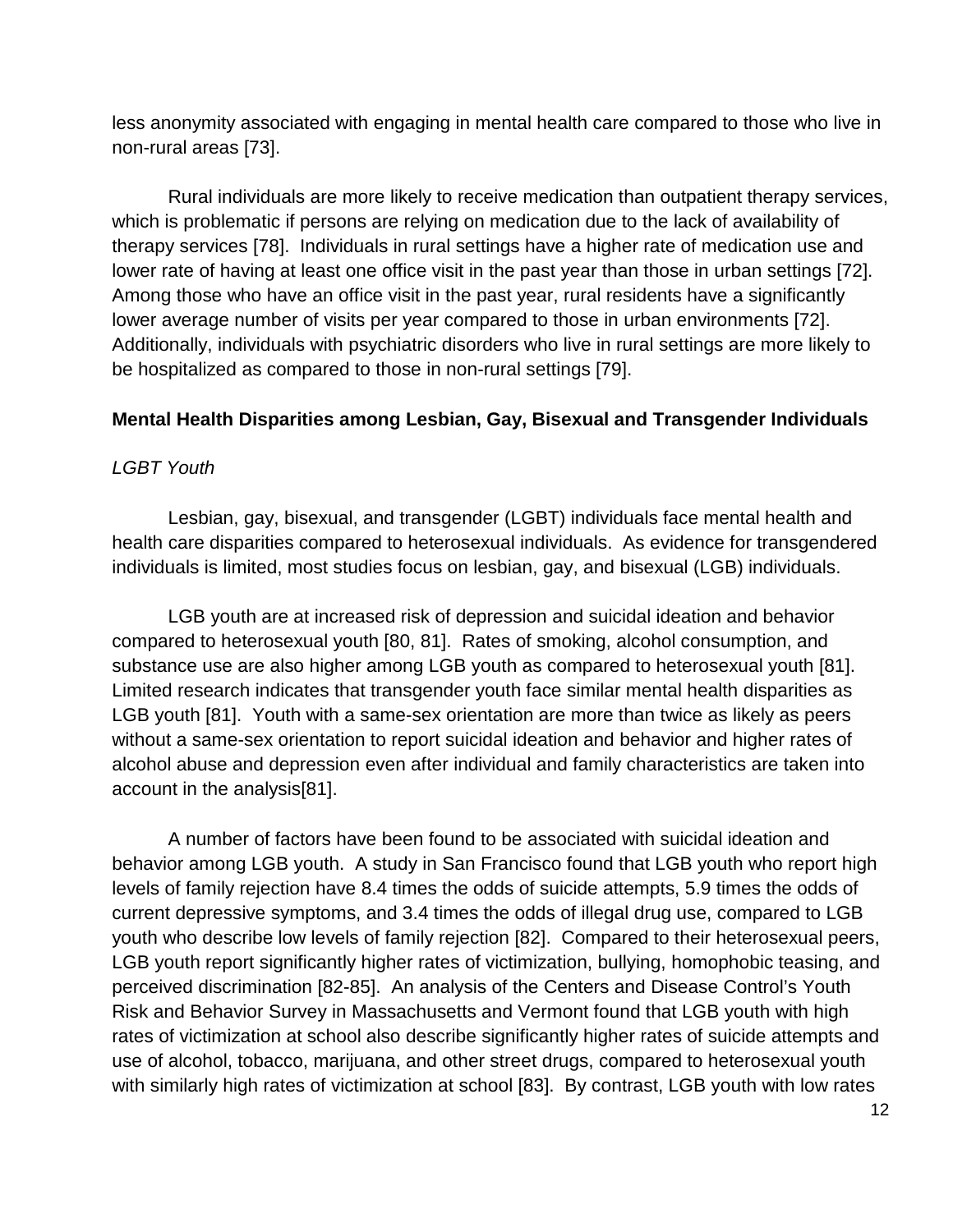less anonymity associated with engaging in mental health care compared to those who live in non-rural areas [73].

Rural individuals are more likely to receive medication than outpatient therapy services, which is problematic if persons are relying on medication due to the lack of availability of therapy services [78]. Individuals in rural settings have a higher rate of medication use and lower rate of having at least one office visit in the past year than those in urban settings [72]. Among those who have an office visit in the past year, rural residents have a significantly lower average number of visits per year compared to those in urban environments [72]. Additionally, individuals with psychiatric disorders who live in rural settings are more likely to be hospitalized as compared to those in non-rural settings [79].

## Mental Health Disparities among Lesbian, Gay, Bisexual and Transgender Individuals

### *LGBT Youth*

Lesbian, gay, bisexual, and transgender (LGBT) individuals face mental health and health care disparities compared to heterosexual individuals. As evidence for transgendered individuals is limited, most studies focus on lesbian, gay, and bisexual (LGB) individuals.

LGB youth are at increased risk of depression and suicidal ideation and behavior compared to heterosexual youth [80, 81]. Rates of smoking, alcohol consumption, and substance use are also higher among LGB youth as compared to heterosexual youth [81]. Limited research indicates that transgender youth face similar mental health disparities as LGB youth [81]. Youth with a same-sex orientation are more than twice as likely as peers without a same-sex orientation to report suicidal ideation and behavior and higher rates of alcohol abuse and depression even after individual and family characteristics are taken into account in the analysis[81].

A number of factors have been found to be associated with suicidal ideation and behavior among LGB youth. A study in San Francisco found that LGB youth who report high levels of family rejection have 8.4 times the odds of suicide attempts, 5.9 times the odds of current depressive symptoms, and 3.4 times the odds of illegal drug use, compared to LGB youth who describe low levels of family rejection [82]. Compared to their heterosexual peers, LGB youth report significantly higher rates of victimization, bullying, homophobic teasing, and perceived discrimination [82-85]. An analysis of the Centers and Disease Control's Youth Risk and Behavior Survey in Massachusetts and Vermont found that LGB youth with high rates of victimization at school also describe significantly higher rates of suicide attempts and use of alcohol, tobacco, marijuana, and other street drugs, compared to heterosexual youth with similarly high rates of victimization at school [83]. By contrast, LGB youth with low rates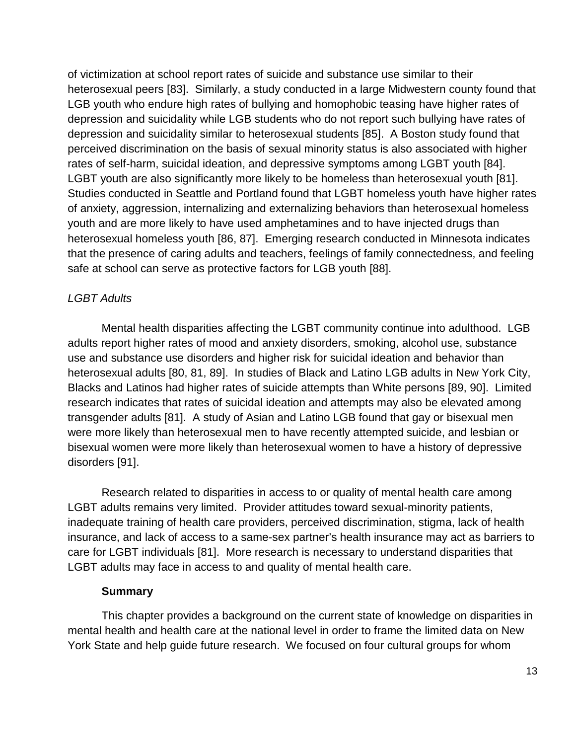of victimization at school report rates of suicide and substance use similar to their heterosexual peers [83]. Similarly, a study conducted in a large Midwestern county found that LGB youth who endure high rates of bullying and homophobic teasing have higher rates of depression and suicidality while LGB students who do not report such bullying have rates of depression and suicidality similar to heterosexual students [85]. A Boston study found that perceived discrimination on the basis of sexual minority status is also associated with higher rates of self-harm, suicidal ideation, and depressive symptoms among LGBT youth [84]. LGBT youth are also significantly more likely to be homeless than heterosexual youth [81]. Studies conducted in Seattle and Portland found that LGBT homeless youth have higher rates of anxiety, aggression, internalizing and externalizing behaviors than heterosexual homeless youth and are more likely to have used amphetamines and to have injected drugs than heterosexual homeless youth [86, 87]. Emerging research conducted in Minnesota indicates that the presence of caring adults and teachers, feelings of family connectedness, and feeling safe at school can serve as protective factors for LGB youth [88].

*LGBT Adults*

Mental health disparities affecting the LGBT community continue into adulthood. LGB adults report higher rates of mood and anxiety disorders, smoking, alcohol use, substance use and substance use disorders and higher risk for suicidal ideation and behavior than heterosexual adults [80, 81, 89]. In studies of Black and Latino LGB adults in New York City, Blacks and Latinos had higher rates of suicide attempts than White persons [89, 90]. Limited research indicates that rates of suicidal ideation and attempts may also be elevated among transgender adults [81]. A study of Asian and Latino LGB found that gay or bisexual men were more likely than heterosexual men to have recently attempted suicide, and lesbian or bisexual women were more likely than heterosexual women to have a history of depressive disorders [91].

Research related to disparities in access to or quality of mental health care among LGBT adults remains very limited. Provider attitudes toward sexual-minority patients, inadequate training of health care providers, perceived discrimination, stigma, lack of health insurance, and lack of access to a same-sex partner's health insurance may act as barriers to care for LGBT individuals [81]. More research is necessary to understand disparities that LGBT adults may face in access to and quality of mental health care.

**Summary**

This chapter provides a background on the current state of knowledge on disparities in mental health and health care at the national level in order to frame the limited data on New York State and help guide future research. We focused on four cultural groups for whom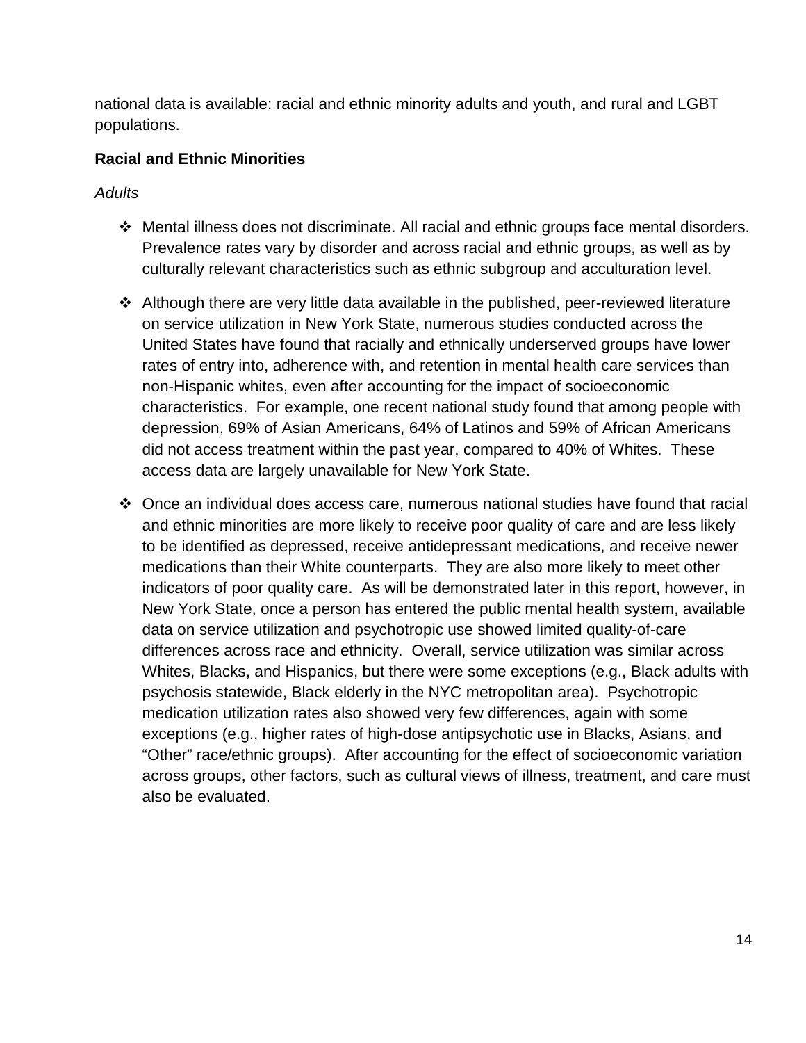national data is available: racial and ethnic minority adults and youth, and rural and LGBT populations.

### Racial and Ethnic Minorities

*Adults*

- Mental illness does not discriminate. All racial and ethnic groups face mental disorders. Prevalence rates vary by disorder and across racial and ethnic groups, as well as by culturally relevant characteristics such as ethnic subgroup and acculturation level.

- Although there are very little data available in the published, peer-reviewed literature on service utilization in New York State, numerous studies conducted across the United States have found that racially and ethnically underserved groups have lower rates of entry into, adherence with, and retention in mental health care services than non-Hispanic whites, even after accounting for the impact of socioeconomic characteristics. For example, one recent national study found that among people with depression, 69% of Asian Americans, 64% of Latinos and 59% of African Americans did not access treatment within the past year, compared to 40% of Whites. These access data are largely unavailable for New York State.

- Once an individual does access care, numerous national studies have found that racial and ethnic minorities are more likely to receive poor quality of care and are less likely to be identified as depressed, receive antidepressant medications, and receive newer medications than their White counterparts. They are also more likely to meet other indicators of poor quality care. As will be demonstrated later in this report, however, in New York State, once a person has entered the public mental health system, available data on service utilization and psychotropic use showed limited quality-of-care differences across race and ethnicity. Overall, service utilization was similar across Whites, Blacks, and Hispanics, but there were some exceptions (e.g., Black adults with psychosis statewide, Black elderly in the NYC metropolitan area). Psychotropic medication utilization rates also showed very few differences, again with some exceptions (e.g., higher rates of high-dose antipsychotic use in Blacks, Asians, and "Other" race/ethnic groups). After accounting for the effect of socioeconomic variation across groups, other factors, such as cultural views of illness, treatment, and care must also be evaluated.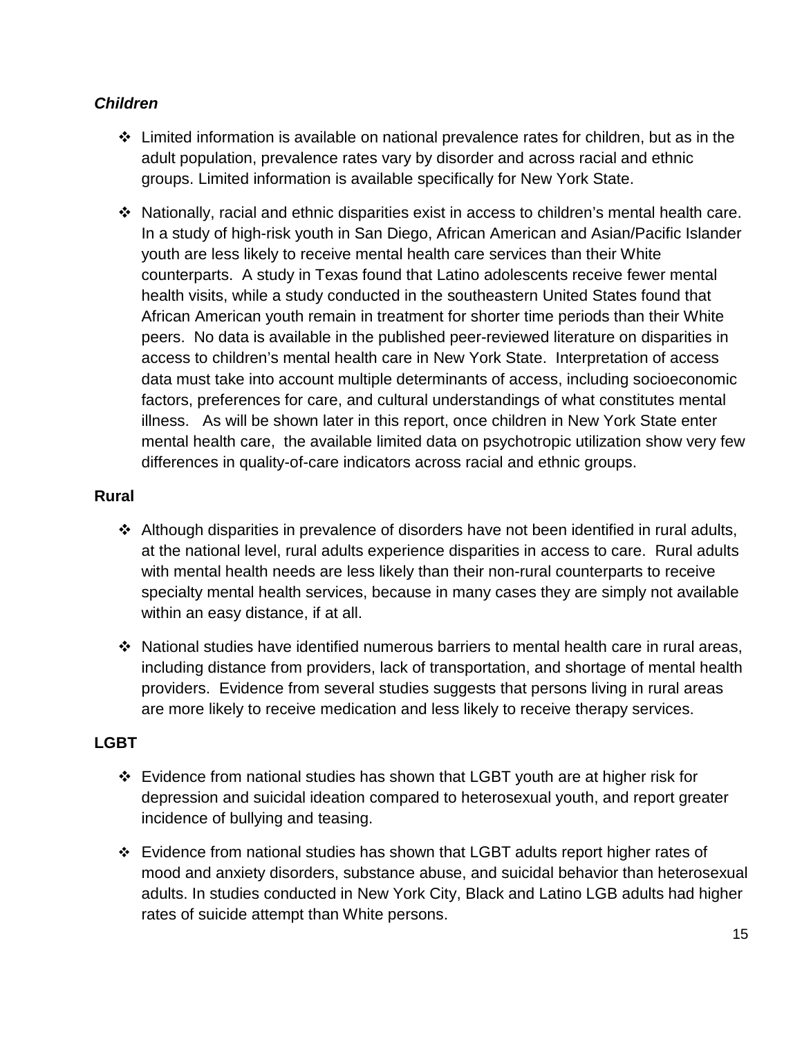### *Children*

- Limited information is available on national prevalence rates for children, but as in the adult population, prevalence rates vary by disorder and across racial and ethnic groups. Limited information is available specifically for New York State.

- Nationally, racial and ethnic disparities exist in access to children's mental health care. In a study of high-risk youth in San Diego, African American and Asian/Pacific Islander youth are less likely to receive mental health care services than their White counterparts. A study in Texas found that Latino adolescents receive fewer mental health visits, while a study conducted in the southeastern United States found that African American youth remain in treatment for shorter time periods than their White peers. No data is available in the published peer-reviewed literature on disparities in access to children's mental health care in New York State. Interpretation of access data must take into account multiple determinants of access, including socioeconomic factors, preferences for care, and cultural understandings of what constitutes mental illness. As will be shown later in this report, once children in New York State enter mental health care, the available limited data on psychotropic utilization show very few differences in quality-of-care indicators across racial and ethnic groups.

### **Rural**

- Although disparities in prevalence of disorders have not been identified in rural adults, at the national level, rural adults experience disparities in access to care. Rural adults with mental health needs are less likely than their non-rural counterparts to receive specialty mental health services, because in many cases they are simply not available within an easy distance, if at all.

- National studies have identified numerous barriers to mental health care in rural areas, including distance from providers, lack of transportation, and shortage of mental health providers. Evidence from several studies suggests that persons living in rural areas are more likely to receive medication and less likely to receive therapy services.

### **LGBT**

- Evidence from national studies has shown that LGBT youth are at higher risk for depression and suicidal ideation compared to heterosexual youth, and report greater incidence of bullying and teasing.

- Evidence from national studies has shown that LGBT adults report higher rates of mood and anxiety disorders, substance abuse, and suicidal behavior than heterosexual adults. In studies conducted in New York City, Black and Latino LGB adults had higher rates of suicide attempt than White persons.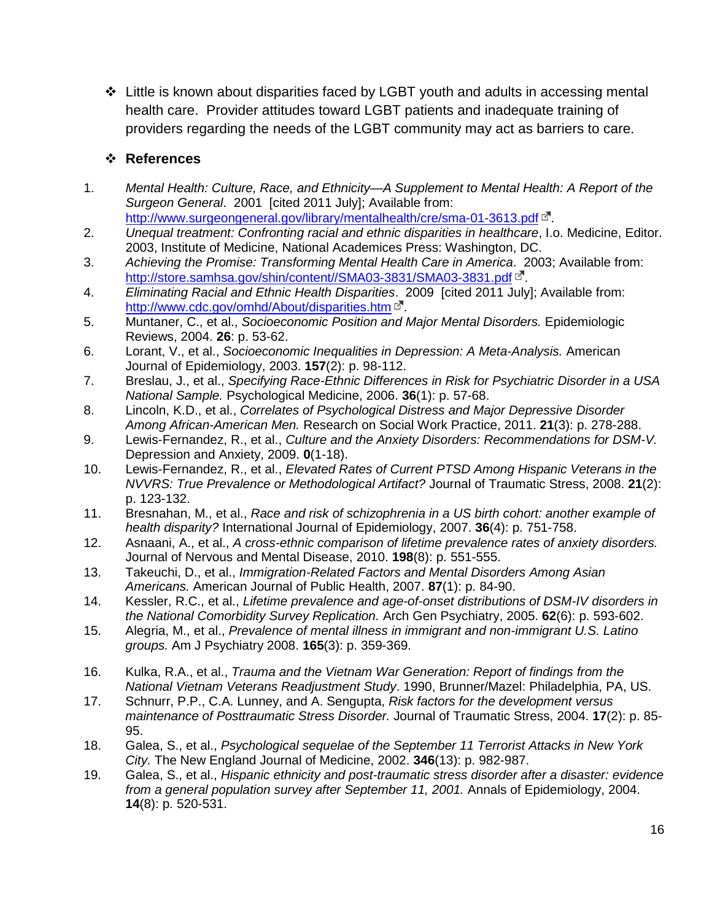- Little is known about disparities faced by LGBT youth and adults in accessing mental health care. Provider attitudes toward LGBT patients and inadequate training of providers regarding the needs of the LGBT community may act as barriers to care.

## References

1. *Mental Health: Culture, Race, and Ethnicity—A Supplement to Mental Health: A Report of the Surgeon General*. 2001 [cited 2011 July]; Available from: [http://www.surgeongeneral.gov/library/mentalhealth/cre/sma-01-3613.pdf](http://www.surgeongeneral.gov/library/mentalhealth/cre/sma-01-3613.pdf).
2. *Unequal treatment: Confronting racial and ethnic disparities in healthcare*, I.o. Medicine, Editor. 2003, Institute of Medicine, National Academices Press: Washington, DC.
3. *Achieving the Promise: Transforming Mental Health Care in America*. 2003; Available from: [http://store.samhsa.gov/shin/content//SMA03-3831/SMA03-3831.pdf](http://store.samhsa.gov/shin/content//SMA03-3831/SMA03-3831.pdf).
4. *Eliminating Racial and Ethnic Health Disparities*. 2009 [cited 2011 July]; Available from: [http://www.cdc.gov/omhd/About/disparities.htm](http://www.cdc.gov/omhd/About/disparities.htm).
5. Muntaner, C., et al., *Socioeconomic Position and Major Mental Disorders.* Epidemiologic Reviews, 2004. **26**: p. 53-62.
6. Lorant, V., et al., *Socioeconomic Inequalities in Depression: A Meta-Analysis.* American Journal of Epidemiology, 2003. **157**(2): p. 98-112.
7. Breslau, J., et al., *Specifying Race-Ethnic Differences in Risk for Psychiatric Disorder in a USA National Sample.* Psychological Medicine, 2006. **36**(1): p. 57-68.
8. Lincoln, K.D., et al., *Correlates of Psychological Distress and Major Depressive Disorder Among African-American Men.* Research on Social Work Practice, 2011. **21**(3): p. 278-288.
9. Lewis-Fernandez, R., et al., *Culture and the Anxiety Disorders: Recommendations for DSM-V.* Depression and Anxiety, 2009. **0**(1-18).
10. Lewis-Fernandez, R., et al., *Elevated Rates of Current PTSD Among Hispanic Veterans in the NVVRS: True Prevalence or Methodological Artifact?* Journal of Traumatic Stress, 2008. **21**(2): p. 123-132.
11. Bresnahan, M., et al., *Race and risk of schizophrenia in a US birth cohort: another example of health disparity?* International Journal of Epidemiology, 2007. **36**(4): p. 751-758.
12. Asnaani, A., et al., *A cross-ethnic comparison of lifetime prevalence rates of anxiety disorders.* Journal of Nervous and Mental Disease, 2010. **198**(8): p. 551-555.
13. Takeuchi, D., et al., *Immigration-Related Factors and Mental Disorders Among Asian Americans.* American Journal of Public Health, 2007. **87**(1): p. 84-90.
14. Kessler, R.C., et al., *Lifetime prevalence and age-of-onset distributions of DSM-IV disorders in the National Comorbidity Survey Replication.* Arch Gen Psychiatry, 2005. **62**(6): p. 593-602.
15. Alegria, M., et al., *Prevalence of mental illness in immigrant and non-immigrant U.S. Latino groups.* Am J Psychiatry 2008. **165**(3): p. 359-369.
16. Kulka, R.A., et al., *Trauma and the Vietnam War Generation: Report of findings from the National Vietnam Veterans Readjustment Study*. 1990, Brunner/Mazel: Philadelphia, PA, US.
17. Schnurr, P.P., C.A. Lunney, and A. Sengupta, *Risk factors for the development versus maintenance of Posttraumatic Stress Disorder.* Journal of Traumatic Stress, 2004. **17**(2): p. 85-95.
18. Galea, S., et al., *Psychological sequelae of the September 11 Terrorist Attacks in New York City.* The New England Journal of Medicine, 2002. **346**(13): p. 982-987.
19. Galea, S., et al., *Hispanic ethnicity and post-traumatic stress disorder after a disaster: evidence from a general population survey after September 11, 2001.* Annals of Epidemiology, 2004. **14**(8): p. 520-531.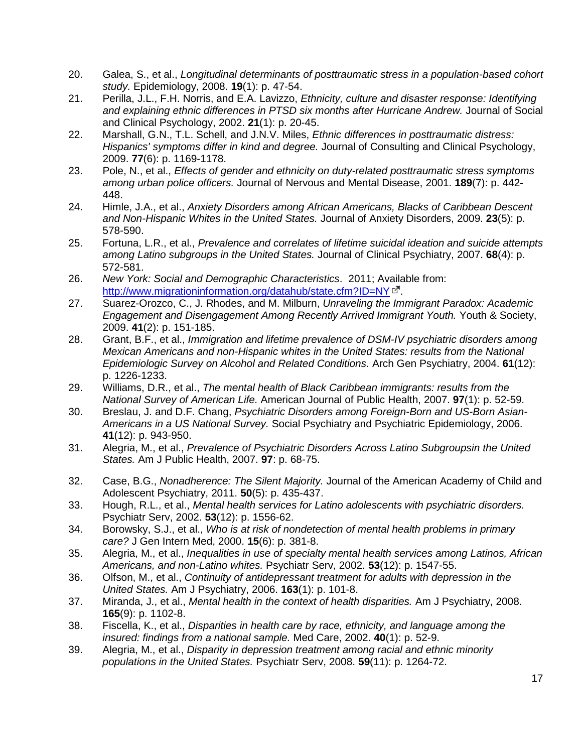20. Galea, S., et al., *Longitudinal determinants of posttraumatic stress in a population-based cohort study.* Epidemiology, 2008. **19**(1): p. 47-54.
21. Perilla, J.L., F.H. Norris, and E.A. Lavizzo, *Ethnicity, culture and disaster response: Identifying and explaining ethnic differences in PTSD six months after Hurricane Andrew.* Journal of Social and Clinical Psychology, 2002. **21**(1): p. 20-45.
22. Marshall, G.N., T.L. Schell, and J.N.V. Miles, *Ethnic differences in posttraumatic distress: Hispanics' symptoms differ in kind and degree.* Journal of Consulting and Clinical Psychology, 2009. **77**(6): p. 1169-1178.
23. Pole, N., et al., *Effects of gender and ethnicity on duty-related posttraumatic stress symptoms among urban police officers.* Journal of Nervous and Mental Disease, 2001. **189**(7): p. 442-448.
24. Himle, J.A., et al., *Anxiety Disorders among African Americans, Blacks of Caribbean Descent and Non-Hispanic Whites in the United States.* Journal of Anxiety Disorders, 2009. **23**(5): p. 578-590.
25. Fortuna, L.R., et al., *Prevalence and correlates of lifetime suicidal ideation and suicide attempts among Latino subgroups in the United States.* Journal of Clinical Psychiatry, 2007. **68**(4): p. 572-581.
26. *New York: Social and Demographic Characteristics*. 2011; Available from: http://www.migrationinformation.org/datahub/state.cfm?ID=NY.
27. Suarez-Orozco, C., J. Rhodes, and M. Milburn, *Unraveling the Immigrant Paradox: Academic Engagement and Disengagement Among Recently Arrived Immigrant Youth.* Youth & Society, 2009. **41**(2): p. 151-185.
28. Grant, B.F., et al., *Immigration and lifetime prevalence of DSM-IV psychiatric disorders among Mexican Americans and non-Hispanic whites in the United States: results from the National Epidemiologic Survey on Alcohol and Related Conditions.* Arch Gen Psychiatry, 2004. **61**(12): p. 1226-1233.
29. Williams, D.R., et al., *The mental health of Black Caribbean immigrants: results from the National Survey of American Life.* American Journal of Public Health, 2007. **97**(1): p. 52-59.
30. Breslau, J. and D.F. Chang, *Psychiatric Disorders among Foreign-Born and US-Born Asian-Americans in a US National Survey.* Social Psychiatry and Psychiatric Epidemiology, 2006. **41**(12): p. 943-950.
31. Alegria, M., et al., *Prevalence of Psychiatric Disorders Across Latino Subgroupsin the United States.* Am J Public Health, 2007. **97**: p. 68-75.
32. Case, B.G., *Nonadherence: The Silent Majority.* Journal of the American Academy of Child and Adolescent Psychiatry, 2011. **50**(5): p. 435-437.
33. Hough, R.L., et al., *Mental health services for Latino adolescents with psychiatric disorders.* Psychiatr Serv, 2002. **53**(12): p. 1556-62.
34. Borowsky, S.J., et al., *Who is at risk of nondetection of mental health problems in primary care?* J Gen Intern Med, 2000. **15**(6): p. 381-8.
35. Alegria, M., et al., *Inequalities in use of specialty mental health services among Latinos, African Americans, and non-Latino whites.* Psychiatr Serv, 2002. **53**(12): p. 1547-55.
36. Olfson, M., et al., *Continuity of antidepressant treatment for adults with depression in the United States.* Am J Psychiatry, 2006. **163**(1): p. 101-8.
37. Miranda, J., et al., *Mental health in the context of health disparities.* Am J Psychiatry, 2008. **165**(9): p. 1102-8.
38. Fiscella, K., et al., *Disparities in health care by race, ethnicity, and language among the insured: findings from a national sample.* Med Care, 2002. **40**(1): p. 52-9.
39. Alegria, M., et al., *Disparity in depression treatment among racial and ethnic minority populations in the United States.* Psychiatr Serv, 2008. **59**(11): p. 1264-72.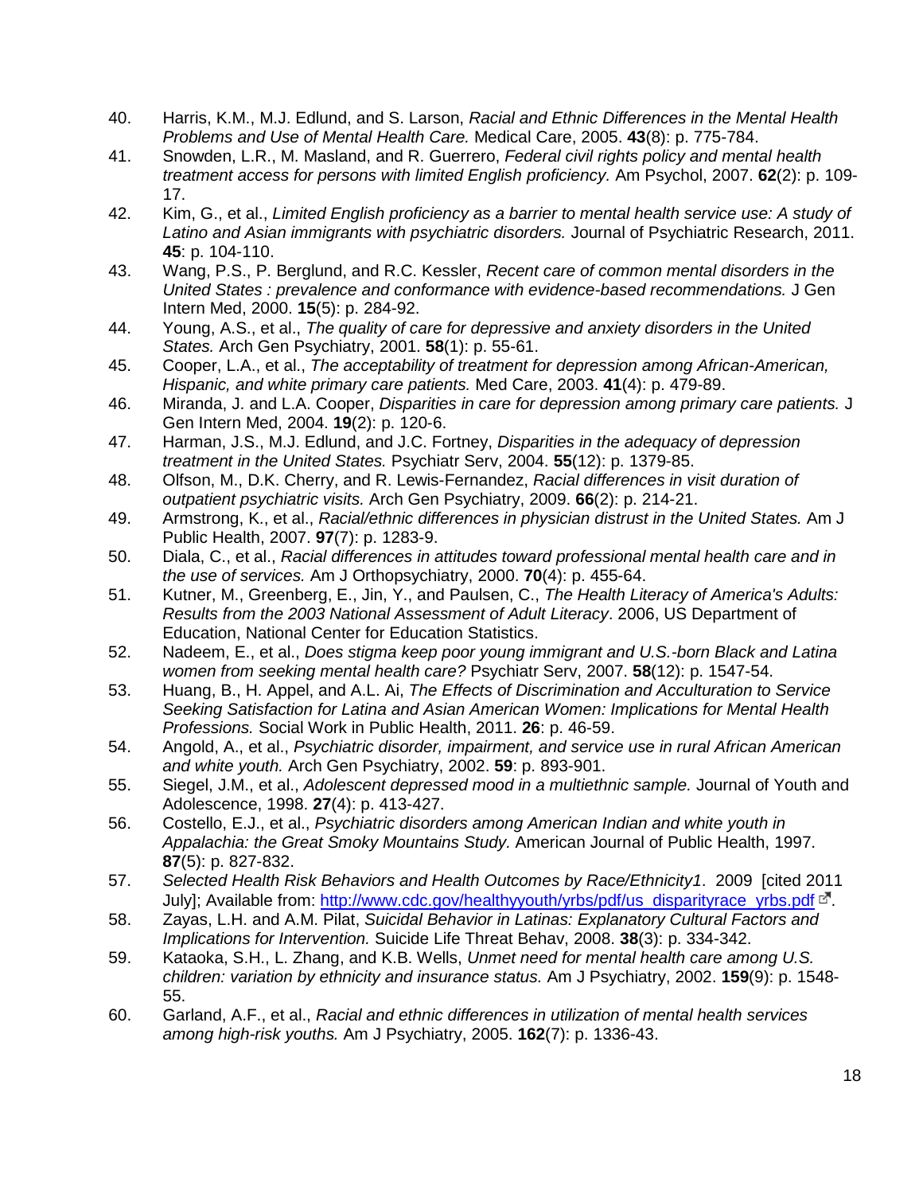40. Harris, K.M., M.J. Edlund, and S. Larson, *Racial and Ethnic Differences in the Mental Health Problems and Use of Mental Health Care.* Medical Care, 2005. **43**(8): p. 775-784.
41. Snowden, L.R., M. Masland, and R. Guerrero, *Federal civil rights policy and mental health treatment access for persons with limited English proficiency.* Am Psychol, 2007. **62**(2): p. 109-17.
42. Kim, G., et al., *Limited English proficiency as a barrier to mental health service use: A study of Latino and Asian immigrants with psychiatric disorders.* Journal of Psychiatric Research, 2011. **45**: p. 104-110.
43. Wang, P.S., P. Berglund, and R.C. Kessler, *Recent care of common mental disorders in the United States : prevalence and conformance with evidence-based recommendations.* J Gen Intern Med, 2000. **15**(5): p. 284-92.
44. Young, A.S., et al., *The quality of care for depressive and anxiety disorders in the United States.* Arch Gen Psychiatry, 2001. **58**(1): p. 55-61.
45. Cooper, L.A., et al., *The acceptability of treatment for depression among African-American, Hispanic, and white primary care patients.* Med Care, 2003. **41**(4): p. 479-89.
46. Miranda, J. and L.A. Cooper, *Disparities in care for depression among primary care patients.* J Gen Intern Med, 2004. **19**(2): p. 120-6.
47. Harman, J.S., M.J. Edlund, and J.C. Fortney, *Disparities in the adequacy of depression treatment in the United States.* Psychiatr Serv, 2004. **55**(12): p. 1379-85.
48. Olfson, M., D.K. Cherry, and R. Lewis-Fernandez, *Racial differences in visit duration of outpatient psychiatric visits.* Arch Gen Psychiatry, 2009. **66**(2): p. 214-21.
49. Armstrong, K., et al., *Racial/ethnic differences in physician distrust in the United States.* Am J Public Health, 2007. **97**(7): p. 1283-9.
50. Diala, C., et al., *Racial differences in attitudes toward professional mental health care and in the use of services.* Am J Orthopsychiatry, 2000. **70**(4): p. 455-64.
51. Kutner, M., Greenberg, E., Jin, Y., and Paulsen, C., *The Health Literacy of America's Adults: Results from the 2003 National Assessment of Adult Literacy*. 2006, US Department of Education, National Center for Education Statistics.
52. Nadeem, E., et al., *Does stigma keep poor young immigrant and U.S.-born Black and Latina women from seeking mental health care?* Psychiatr Serv, 2007. **58**(12): p. 1547-54.
53. Huang, B., H. Appel, and A.L. Ai, *The Effects of Discrimination and Acculturation to Service Seeking Satisfaction for Latina and Asian American Women: Implications for Mental Health Professions.* Social Work in Public Health, 2011. **26**: p. 46-59.
54. Angold, A., et al., *Psychiatric disorder, impairment, and service use in rural African American and white youth.* Arch Gen Psychiatry, 2002. **59**: p. 893-901.
55. Siegel, J.M., et al., *Adolescent depressed mood in a multiethnic sample.* Journal of Youth and Adolescence, 1998. **27**(4): p. 413-427.
56. Costello, E.J., et al., *Psychiatric disorders among American Indian and white youth in Appalachia: the Great Smoky Mountains Study.* American Journal of Public Health, 1997. **87**(5): p. 827-832.
57. *Selected Health Risk Behaviors and Health Outcomes by Race/Ethnicity1*. 2009 [cited 2011 July]; Available from: [http://www.cdc.gov/healthyyouth/yrbs/pdf/us_disparityrace_yrbs.pdf](http://www.cdc.gov/healthyyouth/yrbs/pdf/us_disparityrace_yrbs.pdf).
58. Zayas, L.H. and A.M. Pilat, *Suicidal Behavior in Latinas: Explanatory Cultural Factors and Implications for Intervention.* Suicide Life Threat Behav, 2008. **38**(3): p. 334-342.
59. Kataoka, S.H., L. Zhang, and K.B. Wells, *Unmet need for mental health care among U.S. children: variation by ethnicity and insurance status.* Am J Psychiatry, 2002. **159**(9): p. 1548-55.
60. Garland, A.F., et al., *Racial and ethnic differences in utilization of mental health services among high-risk youths.* Am J Psychiatry, 2005. **162**(7): p. 1336-43.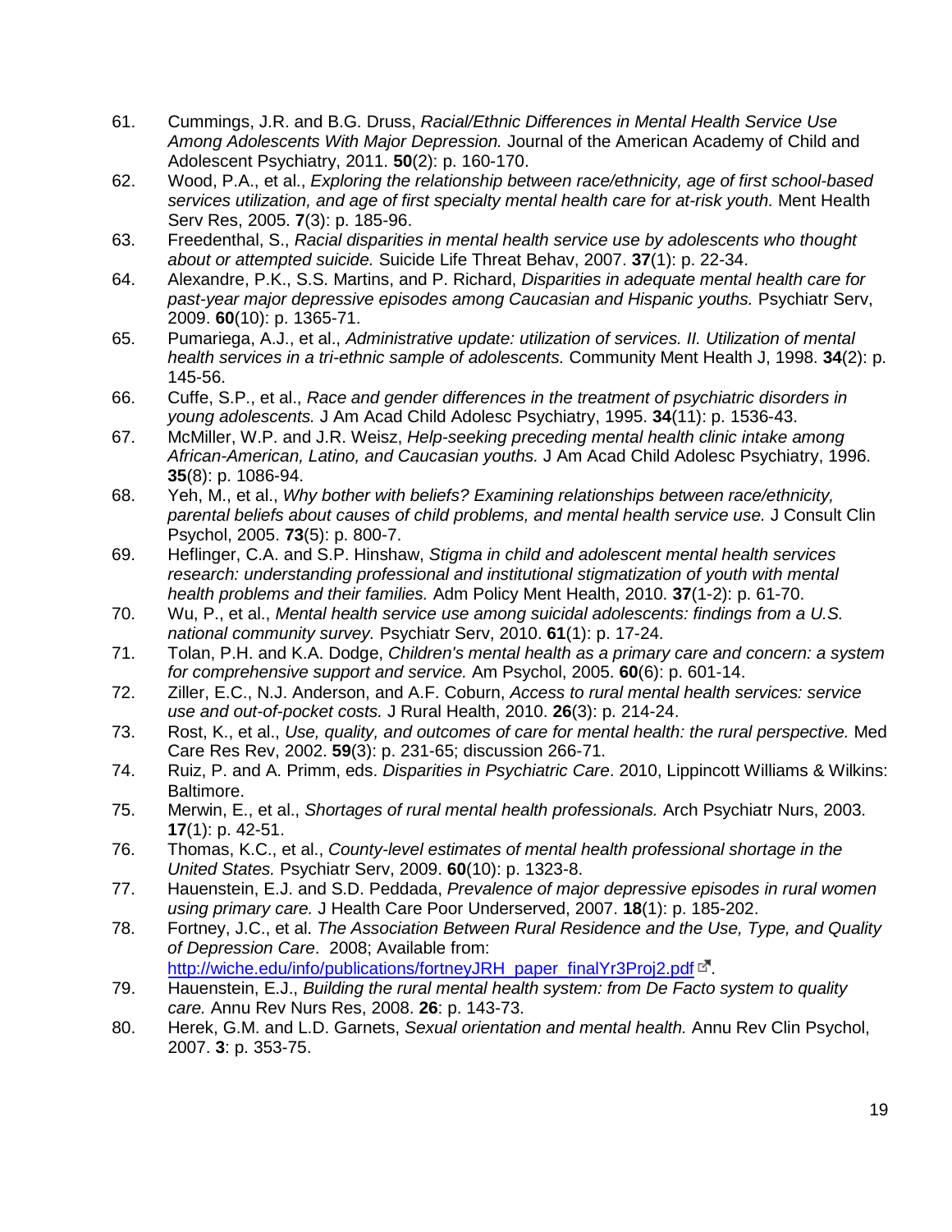61. Cummings, J.R. and B.G. Druss, *Racial/Ethnic Differences in Mental Health Service Use Among Adolescents With Major Depression.* Journal of the American Academy of Child and Adolescent Psychiatry, 2011. **50**(2): p. 160-170.
62. Wood, P.A., et al., *Exploring the relationship between race/ethnicity, age of first school-based services utilization, and age of first specialty mental health care for at-risk youth.* Ment Health Serv Res, 2005. **7**(3): p. 185-96.
63. Freedenthal, S., *Racial disparities in mental health service use by adolescents who thought about or attempted suicide.* Suicide Life Threat Behav, 2007. **37**(1): p. 22-34.
64. Alexandre, P.K., S.S. Martins, and P. Richard, *Disparities in adequate mental health care for past-year major depressive episodes among Caucasian and Hispanic youths.* Psychiatr Serv, 2009. **60**(10): p. 1365-71.
65. Pumariega, A.J., et al., *Administrative update: utilization of services. II. Utilization of mental health services in a tri-ethnic sample of adolescents.* Community Ment Health J, 1998. **34**(2): p. 145-56.
66. Cuffe, S.P., et al., *Race and gender differences in the treatment of psychiatric disorders in young adolescents.* J Am Acad Child Adolesc Psychiatry, 1995. **34**(11): p. 1536-43.
67. McMiller, W.P. and J.R. Weisz, *Help-seeking preceding mental health clinic intake among African-American, Latino, and Caucasian youths.* J Am Acad Child Adolesc Psychiatry, 1996. **35**(8): p. 1086-94.
68. Yeh, M., et al., *Why bother with beliefs? Examining relationships between race/ethnicity, parental beliefs about causes of child problems, and mental health service use.* J Consult Clin Psychol, 2005. **73**(5): p. 800-7.
69. Heflinger, C.A. and S.P. Hinshaw, *Stigma in child and adolescent mental health services research: understanding professional and institutional stigmatization of youth with mental health problems and their families.* Adm Policy Ment Health, 2010. **37**(1-2): p. 61-70.
70. Wu, P., et al., *Mental health service use among suicidal adolescents: findings from a U.S. national community survey.* Psychiatr Serv, 2010. **61**(1): p. 17-24.
71. Tolan, P.H. and K.A. Dodge, *Children's mental health as a primary care and concern: a system for comprehensive support and service.* Am Psychol, 2005. **60**(6): p. 601-14.
72. Ziller, E.C., N.J. Anderson, and A.F. Coburn, *Access to rural mental health services: service use and out-of-pocket costs.* J Rural Health, 2010. **26**(3): p. 214-24.
73. Rost, K., et al., *Use, quality, and outcomes of care for mental health: the rural perspective.* Med Care Res Rev, 2002. **59**(3): p. 231-65; discussion 266-71.
74. Ruiz, P. and A. Primm, eds. *Disparities in Psychiatric Care*. 2010, Lippincott Williams & Wilkins: Baltimore.
75. Merwin, E., et al., *Shortages of rural mental health professionals.* Arch Psychiatr Nurs, 2003. **17**(1): p. 42-51.
76. Thomas, K.C., et al., *County-level estimates of mental health professional shortage in the United States.* Psychiatr Serv, 2009. **60**(10): p. 1323-8.
77. Hauenstein, E.J. and S.D. Peddada, *Prevalence of major depressive episodes in rural women using primary care.* J Health Care Poor Underserved, 2007. **18**(1): p. 185-202.
78. Fortney, J.C., et al. *The Association Between Rural Residence and the Use, Type, and Quality of Depression Care*. 2008; Available from: http://wiche.edu/info/publications/fortneyJRH_paper_finalYr3Proj2.pdf.
79. Hauenstein, E.J., *Building the rural mental health system: from De Facto system to quality care.* Annu Rev Nurs Res, 2008. **26**: p. 143-73.
80. Herek, G.M. and L.D. Garnets, *Sexual orientation and mental health.* Annu Rev Clin Psychol, 2007. **3**: p. 353-75.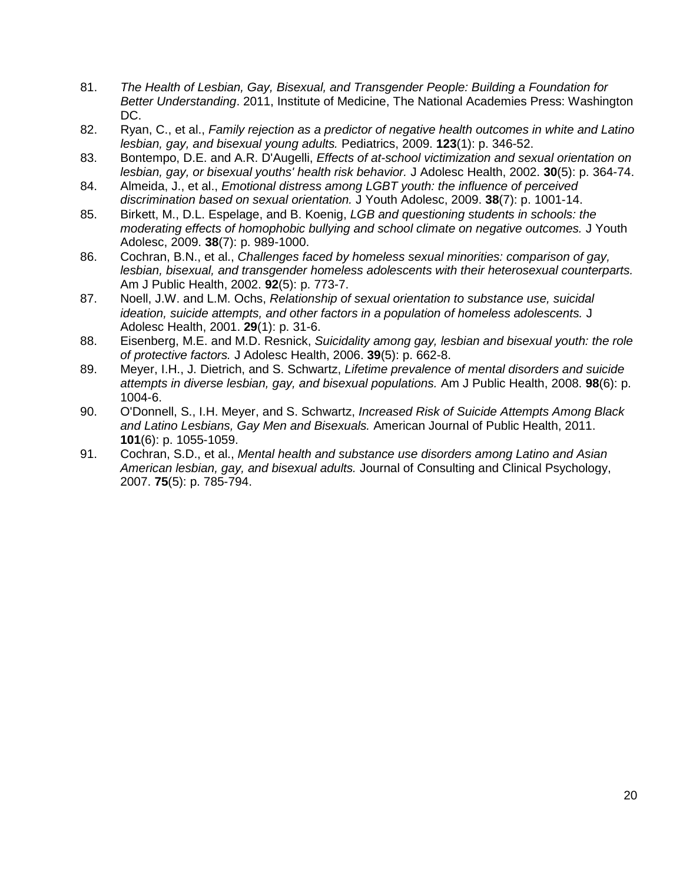81. *The Health of Lesbian, Gay, Bisexual, and Transgender People: Building a Foundation for Better Understanding*. 2011, Institute of Medicine, The National Academies Press: Washington DC.
82. Ryan, C., et al., *Family rejection as a predictor of negative health outcomes in white and Latino lesbian, gay, and bisexual young adults.* Pediatrics, 2009. **123**(1): p. 346-52.
83. Bontempo, D.E. and A.R. D'Augelli, *Effects of at-school victimization and sexual orientation on lesbian, gay, or bisexual youths' health risk behavior.* J Adolesc Health, 2002. **30**(5): p. 364-74.
84. Almeida, J., et al., *Emotional distress among LGBT youth: the influence of perceived discrimination based on sexual orientation.* J Youth Adolesc, 2009. **38**(7): p. 1001-14.
85. Birkett, M., D.L. Espelage, and B. Koenig, *LGB and questioning students in schools: the moderating effects of homophobic bullying and school climate on negative outcomes.* J Youth Adolesc, 2009. **38**(7): p. 989-1000.
86. Cochran, B.N., et al., *Challenges faced by homeless sexual minorities: comparison of gay, lesbian, bisexual, and transgender homeless adolescents with their heterosexual counterparts.* Am J Public Health, 2002. **92**(5): p. 773-7.
87. Noell, J.W. and L.M. Ochs, *Relationship of sexual orientation to substance use, suicidal ideation, suicide attempts, and other factors in a population of homeless adolescents.* J Adolesc Health, 2001. **29**(1): p. 31-6.
88. Eisenberg, M.E. and M.D. Resnick, *Suicidality among gay, lesbian and bisexual youth: the role of protective factors.* J Adolesc Health, 2006. **39**(5): p. 662-8.
89. Meyer, I.H., J. Dietrich, and S. Schwartz, *Lifetime prevalence of mental disorders and suicide attempts in diverse lesbian, gay, and bisexual populations.* Am J Public Health, 2008. **98**(6): p. 1004-6.
90. O'Donnell, S., I.H. Meyer, and S. Schwartz, *Increased Risk of Suicide Attempts Among Black and Latino Lesbians, Gay Men and Bisexuals.* American Journal of Public Health, 2011. **101**(6): p. 1055-1059.
91. Cochran, S.D., et al., *Mental health and substance use disorders among Latino and Asian American lesbian, gay, and bisexual adults.* Journal of Consulting and Clinical Psychology, 2007. **75**(5): p. 785-794.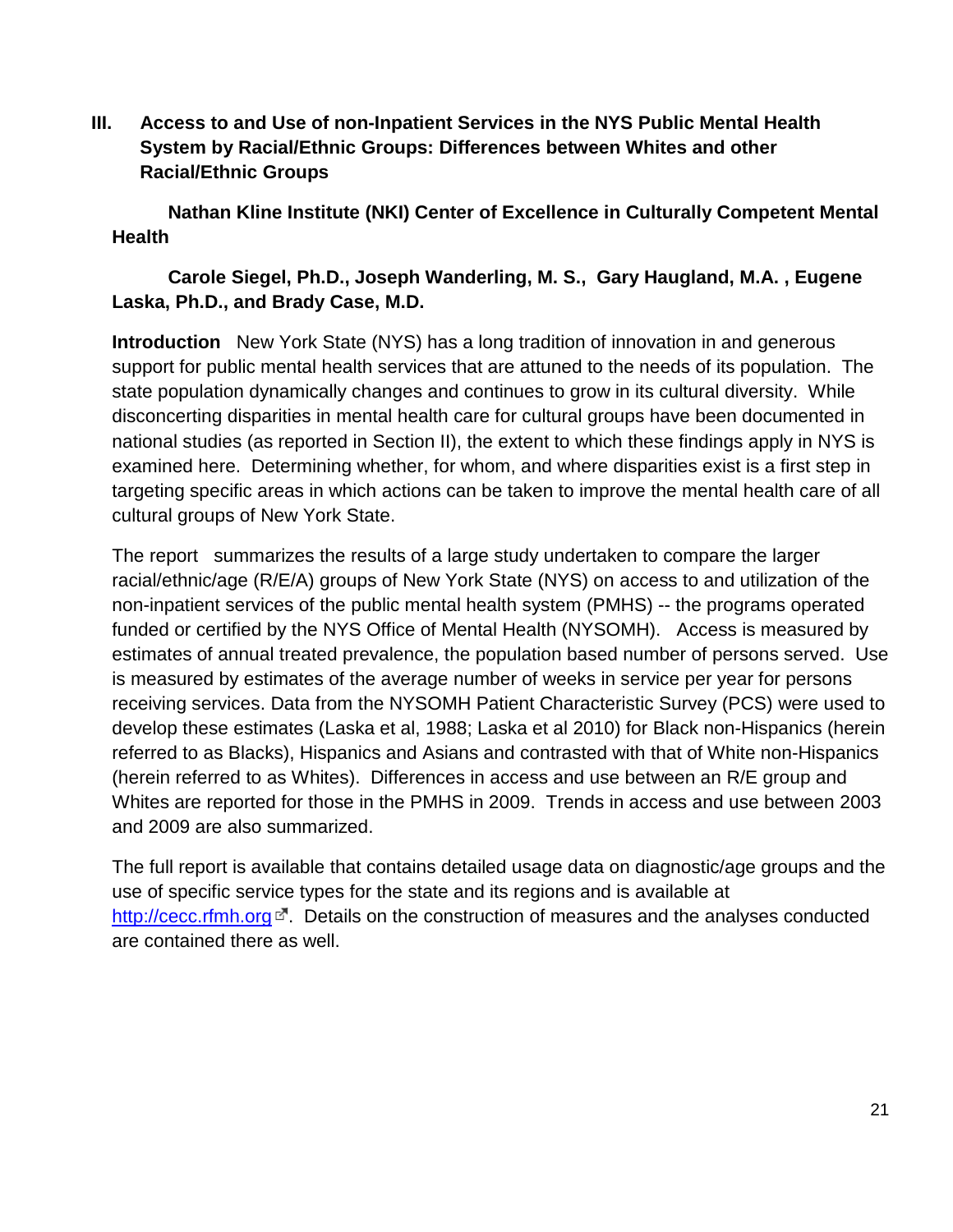## III. Access to and Use of non-Inpatient Services in the NYS Public Mental Health System by Racial/Ethnic Groups: Differences between Whites and other Racial/Ethnic Groups

**Nathan Kline Institute (NKI) Center of Excellence in Culturally Competent Mental Health**

**Carole Siegel, Ph.D., Joseph Wanderling, M. S., Gary Haugland, M.A. , Eugene Laska, Ph.D., and Brady Case, M.D.**

**Introduction** New York State (NYS) has a long tradition of innovation in and generous support for public mental health services that are attuned to the needs of its population. The state population dynamically changes and continues to grow in its cultural diversity. While disconcerting disparities in mental health care for cultural groups have been documented in national studies (as reported in Section II), the extent to which these findings apply in NYS is examined here. Determining whether, for whom, and where disparities exist is a first step in targeting specific areas in which actions can be taken to improve the mental health care of all cultural groups of New York State.

The report summarizes the results of a large study undertaken to compare the larger racial/ethnic/age (R/E/A) groups of New State (NYS) on access to and utilization of the non-inpatient services of the public mental health system (PMHS) -- the programs operated funded or certified by the NYS Office of Mental Health (NYSOMH). Access is measured by estimates of annual treated prevalence, the population based number of persons served. Use is measured by estimates of the average number of weeks in service per year for persons receiving services. Data from the NYSOMH Patient Characteristic Survey (PCS) were used to develop these estimates (Laska et al, 1988; Laska et al 2010) for Black non-Hispanics (herein referred to as Blacks), Hispanics and Asians and contrasted with that of White non-Hispanics (herein referred to as Whites). Differences in access and use between an R/E group and Whites are reported for those in the PMHS in 2009. Trends in access and use between 2003 and 2009 are also summarized.

The full report is available that contains detailed usage data on diagnostic/age groups and the use of specific service types for the state and its regions and is available at http://cecc.rfmh.org. Details on the construction of measures and the analyses conducted are contained there as well.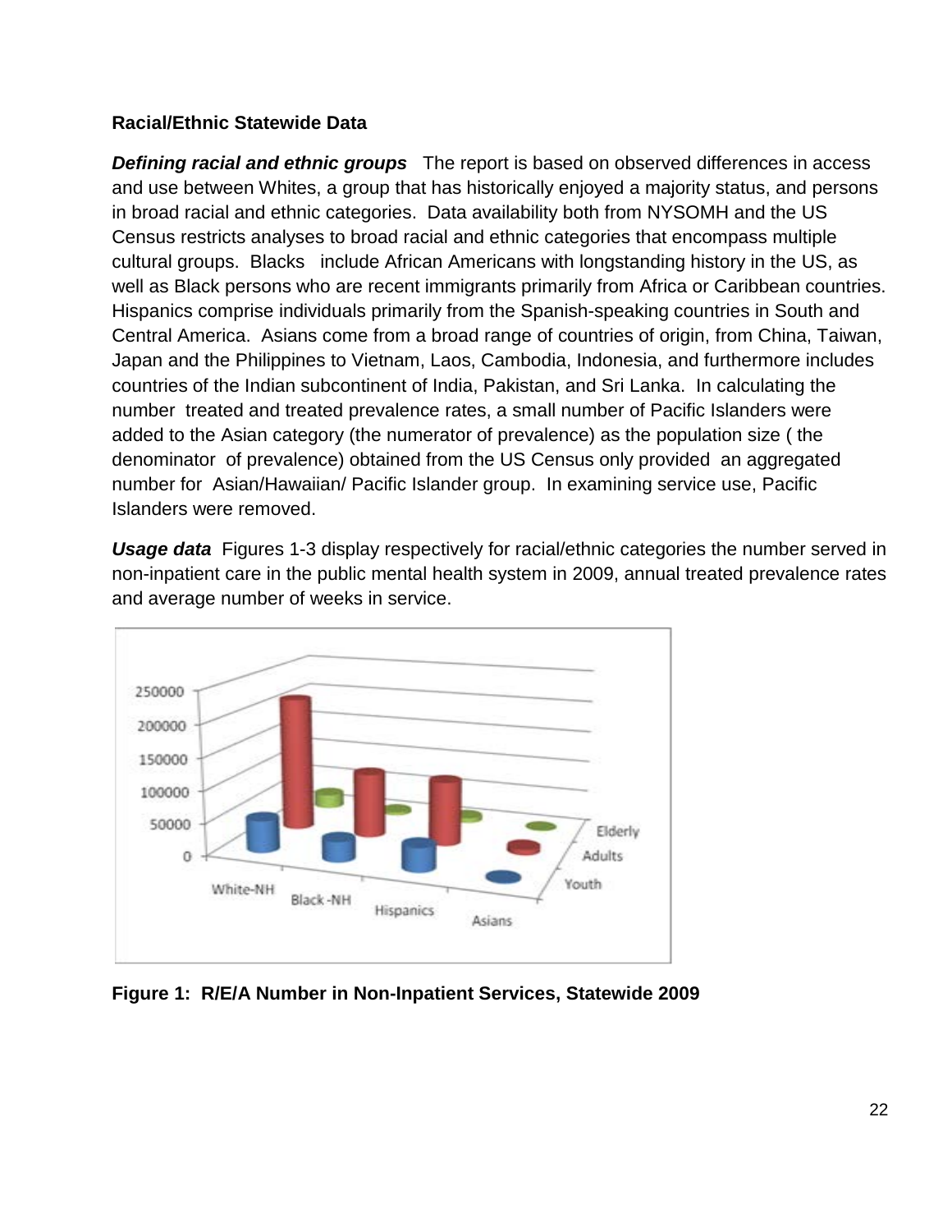**Racial/Ethnic Statewide Data**

***Defining racial and ethnic groups*** The report is based on observed differences in access and use between Whites, a group that has historically enjoyed a majority status, and persons in broad racial and ethnic categories. Data availability both from NYSOMH and the US Census restricts analyses to broad racial and ethnic categories that encompass multiple cultural groups. Blacks include African Americans with longstanding history in the US, as well as Black persons who are recent immigrants primarily from Africa or Caribbean countries. Hispanics comprise individuals primarily from the Spanish-speaking countries in South and Central America. Asians come from a broad range of countries of origin, from China, Taiwan, Japan and the Philippines to Vietnam, Laos, Cambodia, Indonesia, and furthermore includes countries of the Indian subcontinent of India, Pakistan, and Sri Lanka. In calculating the number treated and treated prevalence rates, a small number of Pacific Islanders were added to the Asian category (the numerator of prevalence) as the population size ( the denominator of prevalence) obtained from the US Census only provided an aggregated number for Asian/Hawaiian/ Pacific Islander group. In examining service use, Pacific Islanders were removed.

***Usage data*** Figures 1-3 display respectively for racial/ethnic categories the number served in non-inpatient care in the public mental health system in 2009, annual treated prevalence rates and average number of weeks in service.

**Figure 1: R/E/A Number in Non-Inpatient Services, Statewide 2009**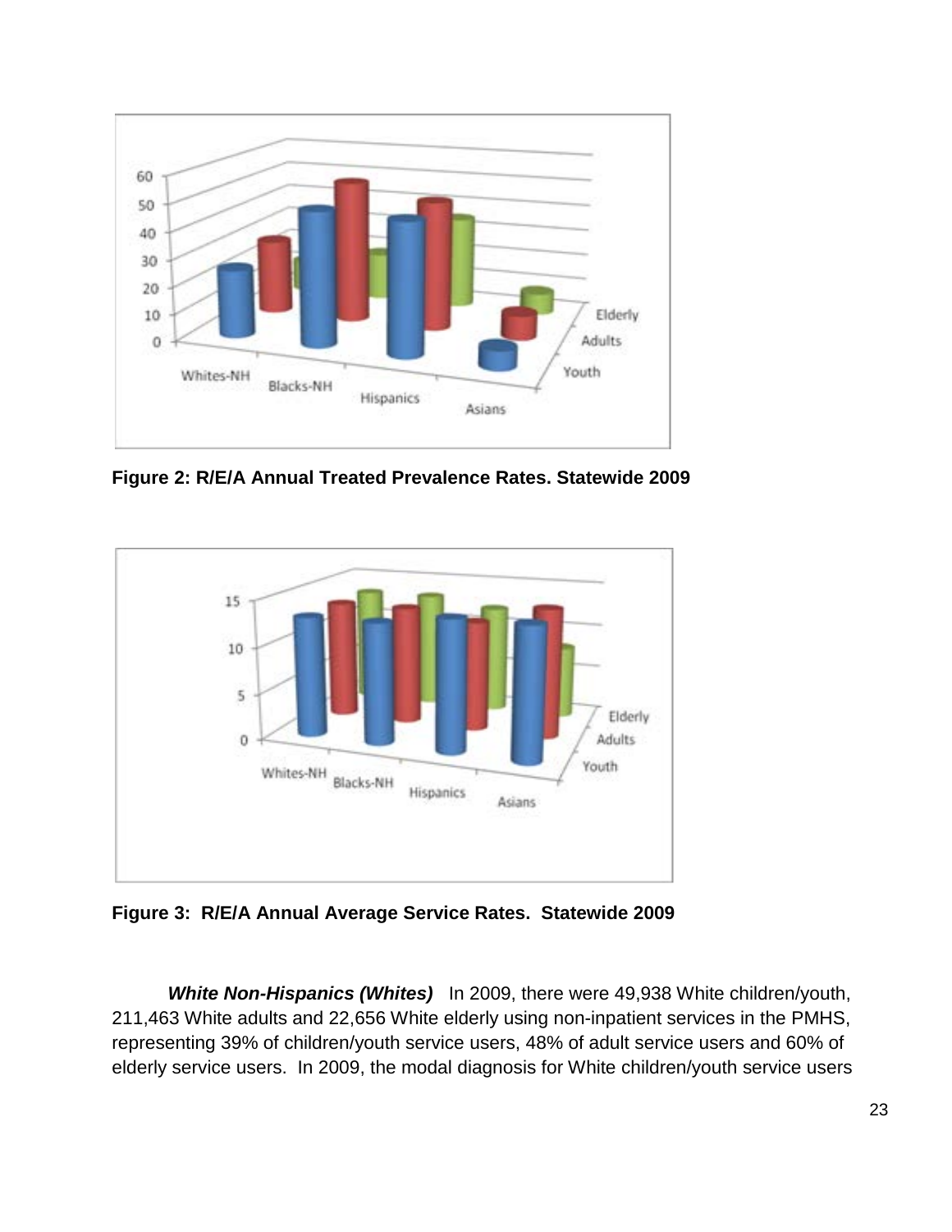**Figure 2: R/E/A Annual Treated Prevalence Rates. Statewide 2009**

**Figure 3: R/E/A Annual Average Service Rates. Statewide 2009**

***White Non-Hispanics (Whites)*** In 2009, there were 49,938 White children/youth, 211,463 White adults and 22,656 White elderly using non-inpatient services in the PMHS, representing 39% of children/youth service users, 48% of adult service users and 60% of elderly service users. In 2009, the modal diagnosis for White children/youth service users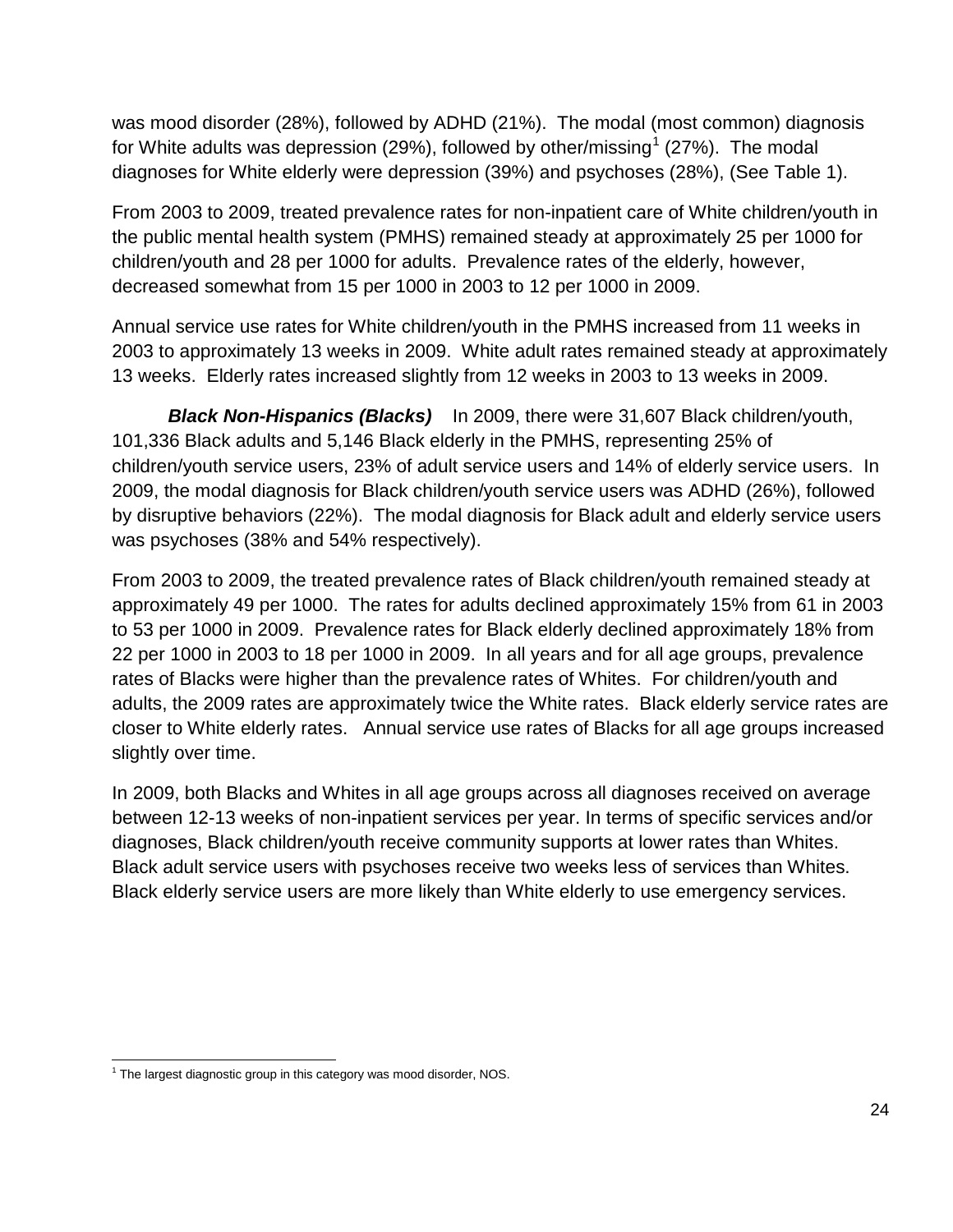was mood disorder (28%), followed by ADHD (21%). The modal (most common) diagnosis for White adults was depression (29%), followed by other/missing[1] (27%). The modal diagnoses for White elderly were depression (39%) and psychoses (28%), (See Table 1).

From 2003 to 2009, treated prevalence rates for non-inpatient care of White children/youth in the public mental health system (PMHS) remained steady at approximately 25 per 1000 for children/youth and 28 per 1000 for adults. Prevalence rates of the elderly, however, decreased somewhat from 15 per 1000 in 2003 to 12 per 1000 in 2009.

Annual service use rates for White children/youth in the PMHS increased from 11 weeks in 2003 to approximately 13 weeks in 2009. White adult rates remained steady at approximately 13 weeks. Elderly rates increased slightly from 12 weeks in 2003 to 13 weeks in 2009.

***Black Non-Hispanics (Blacks)*** In 2009, there were 31,607 Black children/youth, 101,336 Black adults and 5,146 Black elderly in the PMHS, representing 25% of children/youth service users, 23% of adult service users and 14% of elderly service users. In 2009, the modal diagnosis for Black children/youth service users was ADHD (26%), followed by disruptive behaviors (22%). The modal diagnosis for Black adult and elderly service users was psychoses (38% and 54% respectively).

From 2003 to 2009, the treated prevalence rates of Black children/youth remained steady at approximately 49 per 1000. The rates for adults declined approximately 15% from 61 in 2003 to 53 per 1000 in 2009. Prevalence rates for Black elderly declined approximately 18% from 22 per 1000 in 2003 to 18 per 1000 in 2009. In all years and for all age groups, prevalence rates of Blacks were higher than the prevalence rates of Whites. For children/youth and adults, the 2009 rates are approximately twice the White rates. Black elderly service rates are closer to White elderly rates. Annual service use rates of Blacks for all age groups increased slightly over time.

In 2009, both Blacks and Whites in all age groups across all diagnoses received on average between 12-13 weeks of non-inpatient services per year. In terms of specific services and/or diagnoses, Black children/youth receive community supports at lower rates than Whites. Black adult service users with psychoses receive two weeks less of services than Whites. Black elderly service users are more likely than White elderly to use emergency services.

---

[1] The largest diagnostic group in this category was mood disorder, NOS.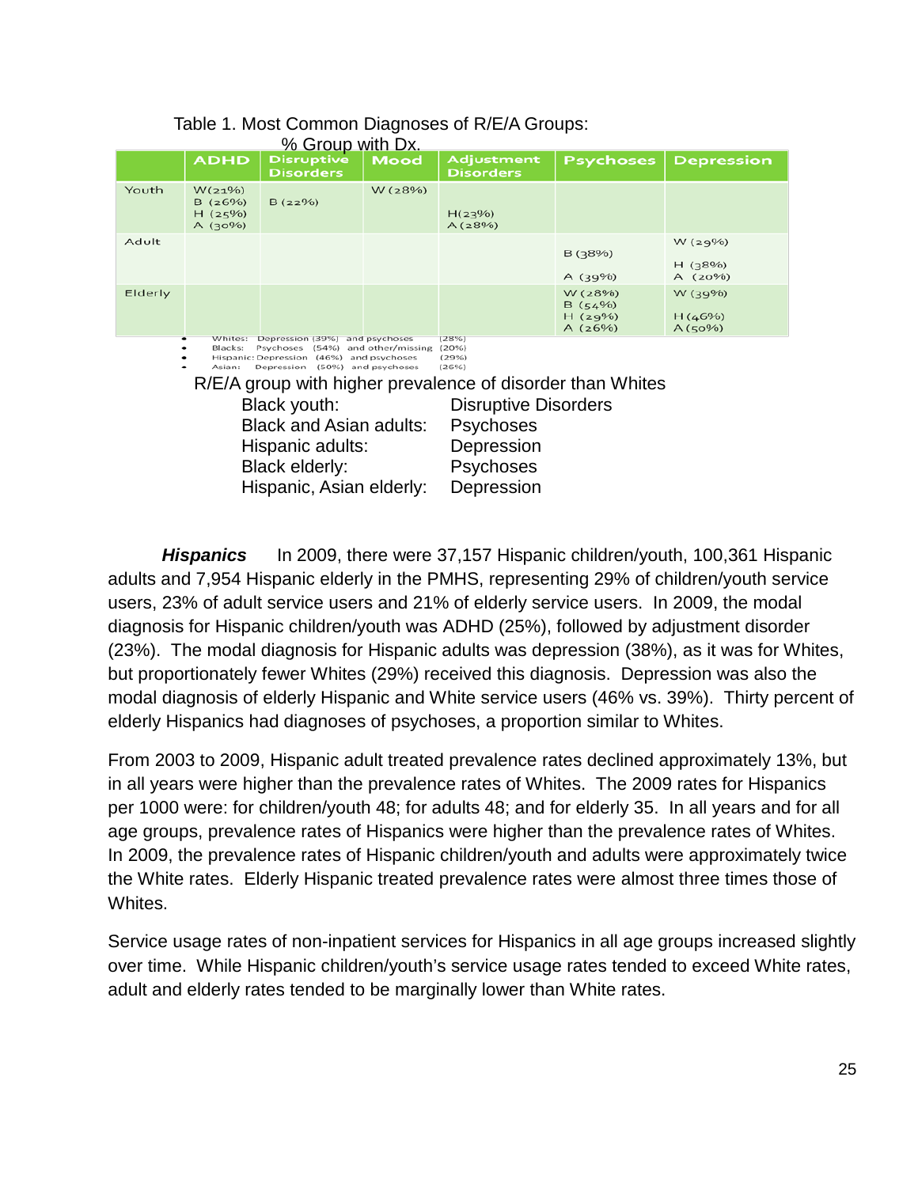Table 1. Most Common Diagnoses of R/E/A Groups: % Group with Dx.

| | ADHD | Disruptive Disorders | Mood | Adjustment Disorders | Psychoses | Depression |
|---|---|---|---|---|---|---|
| Youth | W(21%) B (26%) H (25%) A (30%) | B (22%) | W (28%) | H(23%) A (28%) | | |
| Adult | | | | | B (38%) A (39%) | W (29%) H (38%) A (20%) |
| Elderly | | | | | W (28%) B (54%) H (29%) A (26%) | W (39%) H (46%) A (50%) |

- Whites: Depression (39%) and psychoses (28%)
- Blacks: Psychoses (54%) and other/missing (20%)
- Hispanic: Depression (46%) and psychoses (29%)
- Asian: Depression (50%) and psychoses (26%)

R/E/A group with higher prevalence of disorder than Whites

| | |
|---|---|
| Black youth: | Disruptive Disorders |
| Black and Asian adults: | Psychoses |
| Hispanic adults: | Depression |
| Black elderly: | Psychoses |
| Hispanic, Asian elderly: | Depression |

***Hispanics*** In 2009, there were 37,157 Hispanic children/youth, 100,361 Hispanic adults and 7,954 Hispanic elderly in the PMHS, representing 29% of children/youth service users, 23% of adult service users and 21% of elderly service users. In 2009, the modal diagnosis for Hispanic children/youth was ADHD (25%), followed by adjustment disorder (23%). The modal diagnosis for Hispanic adults was depression (38%), as it was for Whites, but proportionately fewer Whites (29%) received this diagnosis. Depression was also the modal diagnosis of elderly Hispanic and White service users (46% vs. 39%). Thirty percent of elderly Hispanics had diagnoses of psychoses, a proportion similar to Whites.

From 2003 to 2009, Hispanic adult treated prevalence rates declined approximately 13%, but in all years were higher than the prevalence rates of Whites. The 2009 rates for Hispanics per 1000 were: for children/youth 48; for adults 48; and for elderly 35. In all years and for all age groups, prevalence rates of Hispanics were higher than the prevalence rates of Whites. In 2009, the prevalence rates of Hispanic children/youth and adults were approximately twice the White rates. Elderly Hispanic treated prevalence rates were almost three times those of Whites.

Service usage rates of non-inpatient services for Hispanics in all age groups increased slightly over time. While Hispanic children/youth's service usage rates tended to exceed White rates, adult and elderly rates tended to be marginally lower than White rates.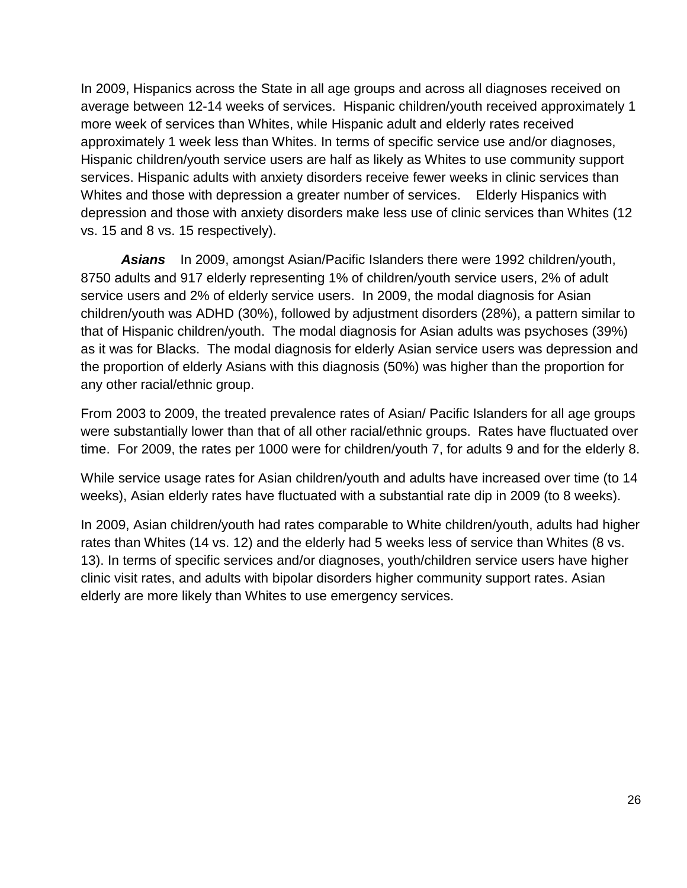In 2009, Hispanics across the State in all age groups and across all diagnoses received on average between 12-14 weeks of services. Hispanic children/youth received approximately 1 more week of services than Whites, while Hispanic adult and elderly rates received approximately 1 week less than Whites. In terms of specific service use and/or diagnoses, Hispanic children/youth service users are half as likely as Whites to use community support services. Hispanic adults with anxiety disorders receive fewer weeks in clinic services than Whites and those with depression a greater number of services. Elderly Hispanics with depression and those with anxiety disorders make less use of clinic services than Whites (12 vs. 15 and 8 vs. 15 respectively).

***Asians*** In 2009, amongst Asian/Pacific Islanders there were 1992 children/youth, 8750 adults and 917 elderly representing 1% of children/youth service users, 2% of adult service users and 2% of elderly service users. In 2009, the modal diagnosis for Asian children/youth was ADHD (30%), followed by adjustment disorders (28%), a pattern similar to that of Hispanic children/youth. The modal diagnosis for Asian adults was psychoses (39%) as it was for Blacks. The modal diagnosis for elderly Asian service users was depression and the proportion of elderly Asians with this diagnosis (50%) was higher than the proportion for any other racial/ethnic group.

From 2003 to 2009, the treated prevalence rates of Asian/ Pacific Islanders for all age groups were substantially lower than that of all other racial/ethnic groups. Rates have fluctuated over time. For 2009, the rates per 1000 were for children/youth 7, for adults 9 and for the elderly 8.

While service usage rates for Asian children/youth and adults have increased over time (to 14 weeks), Asian elderly rates have fluctuated with a substantial rate dip in 2009 (to 8 weeks).

In 2009, Asian children/youth had rates comparable to White children/youth, adults had higher rates than Whites (14 vs. 12) and the elderly had 5 weeks less of service than Whites (8 vs. 13). In terms of specific services and/or diagnoses, youth/children service users have higher clinic visit rates, and adults with bipolar disorders higher community support rates. Asian elderly are more likely than Whites to use emergency services.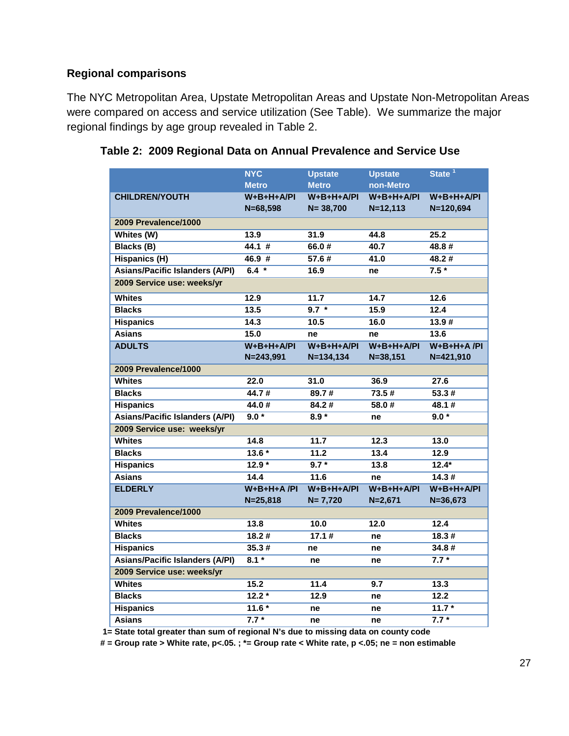### Regional comparisons

The NYC Metropolitan Area, Upstate Metropolitan Areas and Upstate Non-Metropolitan Areas were compared on access and service utilization (See Table). We summarize the major regional findings by age group revealed in Table 2.

**Table 2: 2009 Regional Data on Annual Prevalence and Service Use**

| | NYC Metro | Upstate Metro | Upstate non-Metro | State [1] |
|---|---|---|---|---|
| **CHILDREN/YOUTH** | W+B+H+A/PI N=68,598 | W+B+H+A/PI N= 38,700 | W+B+H+A/PI N=12,113 | W+B+H+A/PI N=120,694 |
| **2009 Prevalence/1000** | | | | |
| Whites (W) | 13.9 | 31.9 | 44.8 | 25.2 |
| Blacks (B) | 44.1 # | 66.0 # | 40.7 | 48.8 # |
| Hispanics (H) | 46.9 # | 57.6 # | 41.0 | 48.2 # |
| Asians/Pacific Islanders (A/PI) | 6.4 * | 16.9 | ne | 7.5 * |
| **2009 Service use: weeks/yr** | | | | |
| Whites | 12.9 | 11.7 | 14.7 | 12.6 |
| Blacks | 13.5 | 9.7 * | 15.9 | 12.4 |
| Hispanics | 14.3 | 10.5 | 16.0 | 13.9 # |
| Asians | 15.0 | ne | ne | 13.6 |
| **ADULTS** | W+B+H+A/PI N=243,991 | W+B+H+A/PI N=134,134 | W+B+H+A/PI N=38,151 | W+B+H+A /PI N=421,910 |
| **2009 Prevalence/1000** | | | | |
| Whites | 22.0 | 31.0 | 36.9 | 27.6 |
| Blacks | 44.7 # | 89.7 # | 73.5 # | 53.3 # |
| Hispanics | 44.0 # | 84.2 # | 58.0 # | 48.1 # |
| Asians/Pacific Islanders (A/PI) | 9.0 * | 8.9 * | ne | 9.0 * |
| **2009 Service use: weeks/yr** | | | | |
| Whites | 14.8 | 11.7 | 12.3 | 13.0 |
| Blacks | 13.6 * | 11.2 | 13.4 | 12.9 |
| Hispanics | 12.9 * | 9.7 * | 13.8 | 12.4* |
| Asians | 14.4 | 11.6 | ne | 14.3 # |
| **ELDERLY** | W+B+H+A /PI N=25,818 | W+B+H+A/PI N= 7,720 | W+B+H+A/PI N=2,671 | W+B+H+A/PI N=36,673 |
| **2009 Prevalence/1000** | | | | |
| Whites | 13.8 | 10.0 | 12.0 | 12.4 |
| Blacks | 18.2 # | 17.1 # | ne | 18.3 # |
| Hispanics | 35.3 # | ne | ne | 34.8 # |
| Asians/Pacific Islanders (A/PI) | 8.1 * | ne | ne | 7.7 * |
| **2009 Service use: weeks/yr** | | | | |
| Whites | 15.2 | 11.4 | 9.7 | 13.3 |
| Blacks | 12.2 * | 12.9 | ne | 12.2 |
| Hispanics | 11.6 * | ne | ne | 11.7 * |
| Asians | 7.7 * | ne | ne | 7.7 * |

1= State total greater than sum of regional N's due to missing data on county code

# = Group rate > White rate, p<.05. ; *= Group rate < White rate, p <.05; ne = non estimable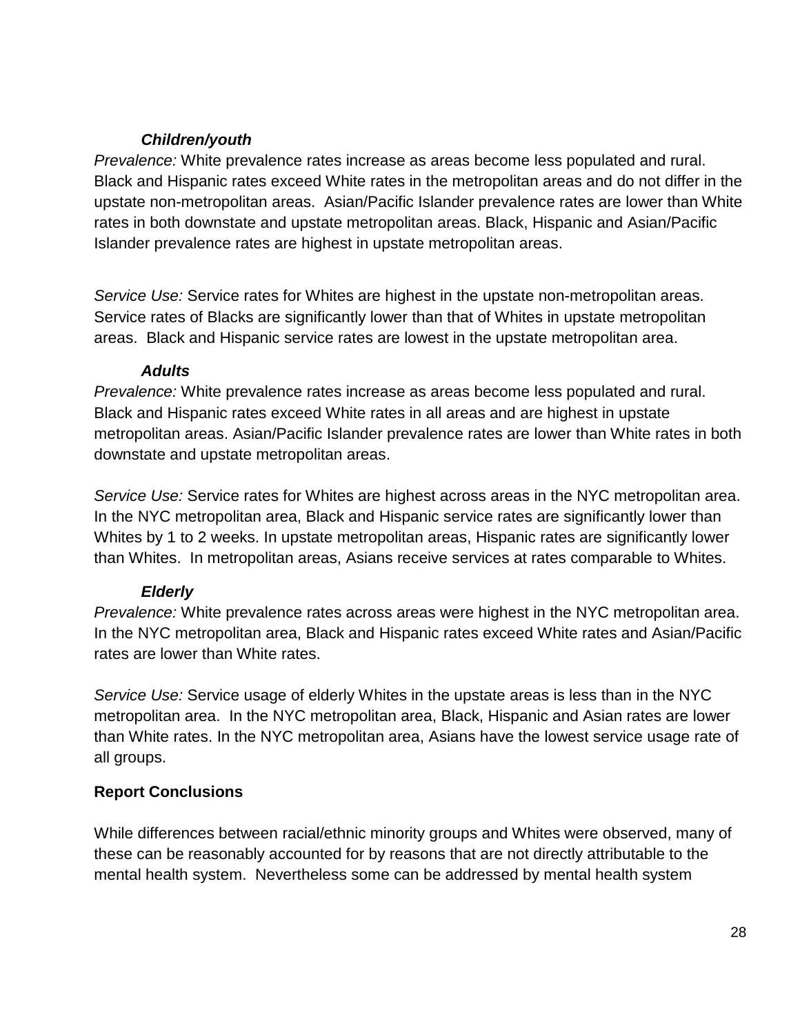***Children/youth***

*Prevalence:* White prevalence rates increase as areas become less populated and rural. Black and Hispanic rates exceed White rates in the metropolitan areas and do not differ in the upstate non-metropolitan areas. Asian/Pacific Islander prevalence rates are lower than White rates in both downstate and upstate metropolitan areas. Black, Hispanic and Asian/Pacific Islander prevalence rates are highest in upstate metropolitan areas.

*Service Use:* Service rates for Whites are highest in the upstate non-metropolitan areas. Service rates of Blacks are significantly lower than that of Whites in upstate metropolitan areas. Black and Hispanic service rates are lowest in the upstate metropolitan area.

***Adults***

*Prevalence:* White prevalence rates increase as areas become less populated and rural. Black and Hispanic rates exceed White rates in all areas and are highest in upstate metropolitan areas. Asian/Pacific Islander prevalence rates are lower than White rates in both downstate and upstate metropolitan areas.

*Service Use:* Service rates for Whites are highest across areas in the NYC metropolitan area. In the NYC metropolitan area, Black and Hispanic service rates are significantly lower than Whites by 1 to 2 weeks. In upstate metropolitan areas, Hispanic rates are significantly lower than Whites. In metropolitan areas, Asians receive services at rates comparable to Whites.

***Elderly***

*Prevalence:* White prevalence rates across areas were highest in the NYC metropolitan area. In the NYC metropolitan area, Black and Hispanic rates exceed White rates and Asian/Pacific rates are lower than White rates.

*Service Use:* Service usage of elderly Whites in the upstate areas is less than in the NYC metropolitan area. In the NYC metropolitan area, Black, Hispanic and Asian rates are lower than White rates. In the NYC metropolitan area, Asians have the lowest service usage rate of all groups.

**Report Conclusions**

While differences between racial/ethnic minority groups and Whites were observed, many of these can be reasonably accounted for by reasons that are not directly attributable to the mental health system. Nevertheless some can be addressed by mental health system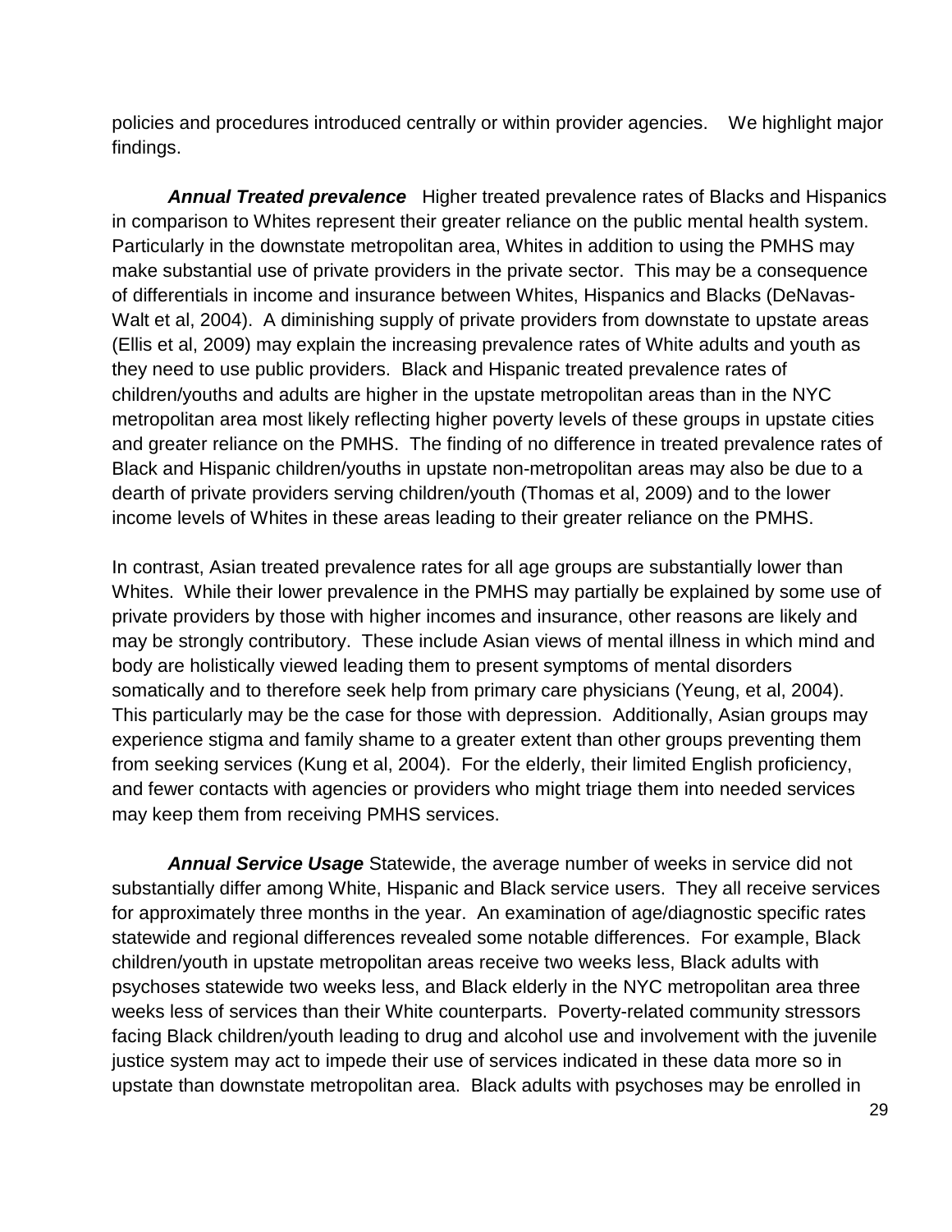policies and procedures introduced centrally or within provider agencies. We highlight major findings.

***Annual Treated prevalence*** Higher treated prevalence rates of Blacks and Hispanics in comparison to Whites represent their greater reliance on the public mental health system. Particularly in the downstate metropolitan area, Whites in addition to using the PMHS may make substantial use of private providers in the private sector. This may be a consequence of differentials in income and insurance between Whites, Hispanics and Blacks (DeNavas-Walt et al, 2004). A diminishing supply of private providers from downstate to upstate areas (Ellis et al, 2009) may explain the increasing prevalence rates of White adults and youth as they need to use public providers. Black and Hispanic treated prevalence rates of children/youths and adults are higher in the upstate metropolitan areas than in the NYC metropolitan area most likely reflecting higher poverty levels of these groups in upstate cities and greater reliance on the PMHS. The finding of no difference in treated prevalence rates of Black and Hispanic children/youths in upstate non-metropolitan areas may also be due to a dearth of private providers serving children/youth (Thomas et al, 2009) and to the lower income levels of Whites in these areas leading to their greater reliance on the PMHS.

In contrast, Asian treated prevalence rates for all age groups are substantially lower than Whites. While their lower prevalence in the PMHS may partially be explained by some use of private providers by those with higher incomes and insurance, other reasons are likely and may be strongly contributory. These include Asian views of mental illness in which mind and body are holistically viewed leading them to present symptoms of mental disorders somatically and to therefore seek help from primary care physicians (Yeung, et al, 2004). This particularly may be the case for those with depression. Additionally, Asian groups may experience stigma and family shame to a greater extent than other groups preventing them from seeking services (Kung et al, 2004). For the elderly, their limited English proficiency, and fewer contacts with agencies or providers who might triage them into needed services may keep them from receiving PMHS services.

***Annual Service Usage*** Statewide, the average number of weeks in service did not substantially differ among White, Hispanic and Black service users. They all receive services for approximately three months in the year. An examination of age/diagnostic specific rates statewide and regional differences revealed some notable differences. For example, Black children/youth in upstate metropolitan areas receive two weeks less, Black adults with psychoses statewide two weeks less, and Black elderly in the NYC metropolitan area three weeks less of services than their White counterparts. Poverty-related community stressors facing Black children/youth leading to drug and alcohol use and involvement with the juvenile justice system may act to impede their use of services indicated in these data more so in upstate than downstate metropolitan area. Black adults with psychoses may be enrolled in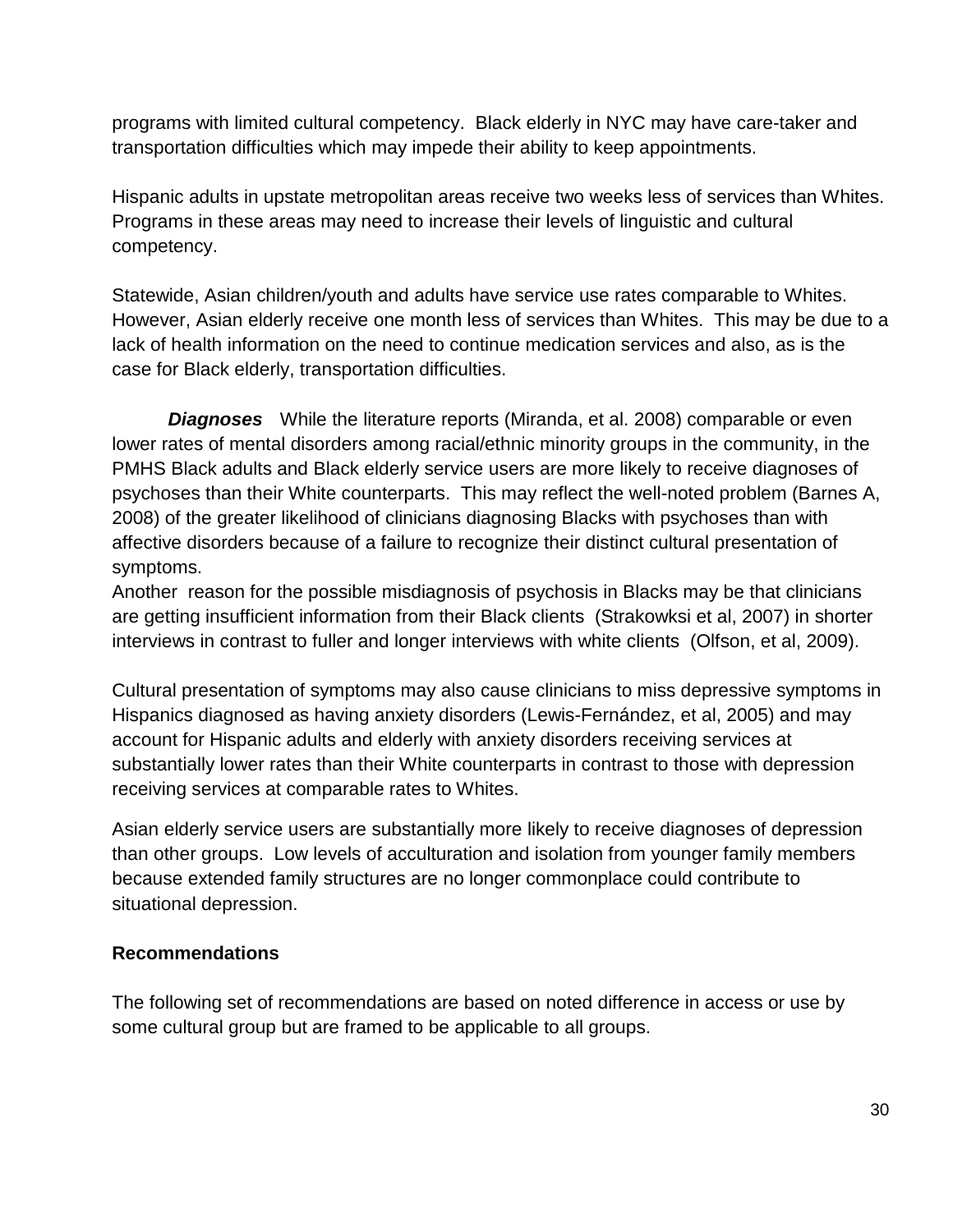programs with limited cultural competency. Black elderly in NYC may have care-taker and transportation difficulties which may impede their ability to keep appointments.

Hispanic adults in upstate metropolitan areas receive two weeks less of services than Whites. Programs in these areas may need to increase their levels of linguistic and cultural competency.

Statewide, Asian children/youth and adults have service use rates comparable to Whites. However, Asian elderly receive one month less of services than Whites. This may be due to a lack of health information on the need to continue medication services and also, as is the case for Black elderly, transportation difficulties.

***Diagnoses*** While the literature reports (Miranda, et al. 2008) comparable or even lower rates of mental disorders among racial/ethnic minority groups in the community, in the PMHS Black adults and Black elderly service users are more likely to receive diagnoses of psychoses than their White counterparts. This may reflect the well-noted problem (Barnes A, 2008) of the greater likelihood of clinicians diagnosing Blacks with psychoses than with affective disorders because of a failure to recognize their distinct cultural presentation of symptoms.
Another reason for the possible misdiagnosis of psychosis in Blacks may be that clinicians are getting insufficient information from their Black clients (Strakowksi et al, 2007) in shorter interviews in contrast to fuller and longer interviews with white clients (Olfson, et al, 2009).

Cultural presentation of symptoms may also cause clinicians to miss depressive symptoms in Hispanics diagnosed as having anxiety disorders (Lewis-Fernández, et al, 2005) and may account for Hispanic adults and elderly with anxiety disorders receiving services at substantially lower rates than their White counterparts in contrast to those with depression receiving services at comparable rates to Whites.

Asian elderly service users are substantially more likely to receive diagnoses of depression than other groups. Low levels of acculturation and isolation from younger family members because extended family structures are no longer commonplace could contribute to situational depression.

## Recommendations

The following set of recommendations are based on noted difference in access or use by some cultural group but are framed to be applicable to all groups.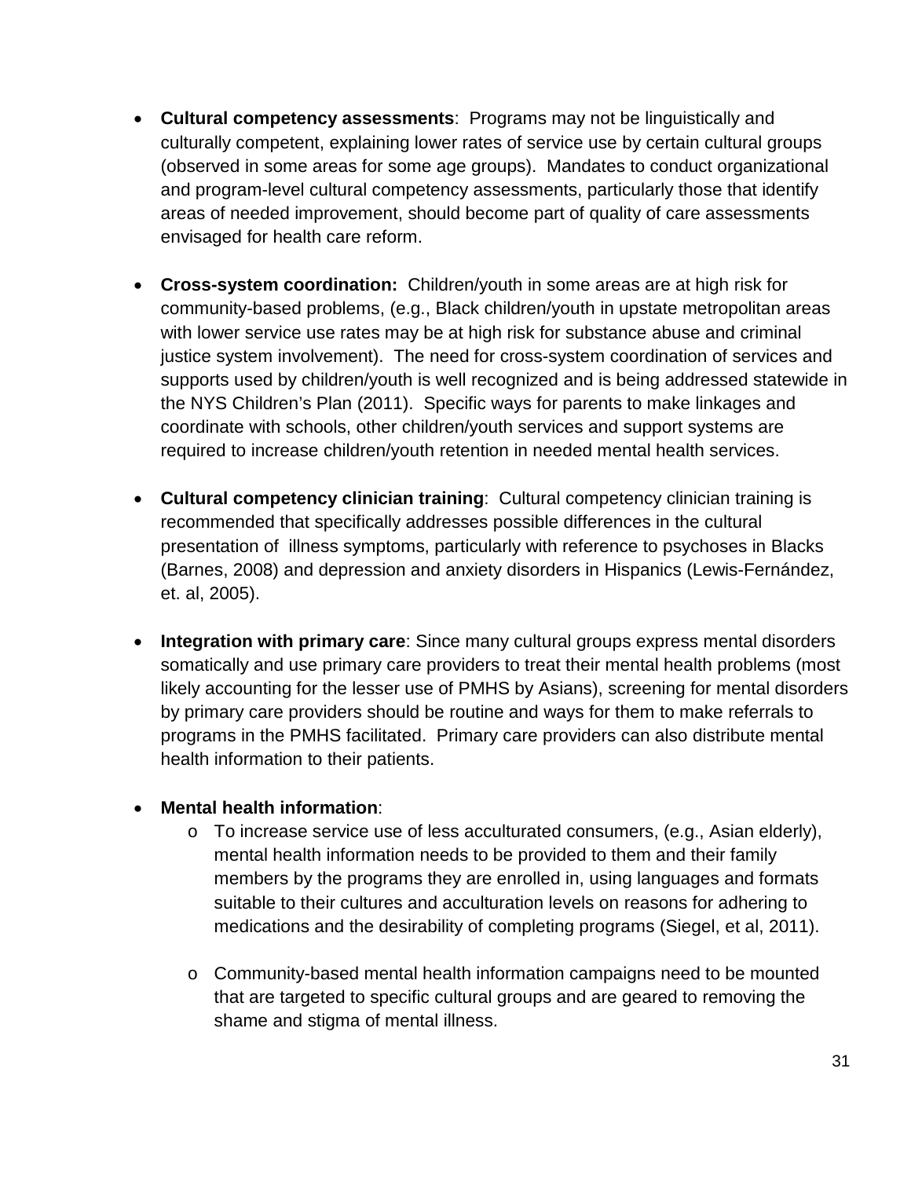- **Cultural competency assessments**: Programs may not be linguistically and culturally competent, explaining lower rates of service use by certain cultural groups (observed in some areas for some age groups). Mandates to conduct organizational and program-level cultural competency assessments, particularly those that identify areas of needed improvement, should become part of quality of care assessments envisaged for health care reform.

- **Cross-system coordination:** Children/youth in some areas are at high risk for community-based problems, (e.g., Black children/youth in upstate metropolitan areas with lower service use rates may be at high risk for substance abuse and criminal justice system involvement). The need for cross-system coordination of services and supports used by children/youth is well recognized and is being addressed statewide in the NYS Children's Plan (2011). Specific ways for parents to make linkages and coordinate with schools, other children/youth services and support systems are required to increase children/youth retention in needed mental health services.

- **Cultural competency clinician training**: Cultural competency clinician training is recommended that specifically addresses possible differences in the cultural presentation of illness symptoms, particularly with reference to psychoses in Blacks (Barnes, 2008) and depression and anxiety disorders in Hispanics (Lewis-Fernández, et. al, 2005).

- **Integration with primary care**: Since many cultural groups express mental disorders somatically and use primary care providers to treat their mental health problems (most likely accounting for the lesser use of PMHS by Asians), screening for mental disorders by primary care providers should be routine and ways for them to make referrals to programs in the PMHS facilitated. Primary care providers can also distribute mental health information to their patients.

- **Mental health information**:
  - To increase service use of less acculturated consumers, (e.g., Asian elderly), mental health information needs to be provided to them and their family members by the programs they are enrolled in, using languages and formats suitable to their cultures and acculturation levels on reasons for adhering to medications and the desirability of completing programs (Siegel, et al, 2011).

  - Community-based mental health information campaigns need to be mounted that are targeted to specific cultural groups and are geared to removing the shame and stigma of mental illness.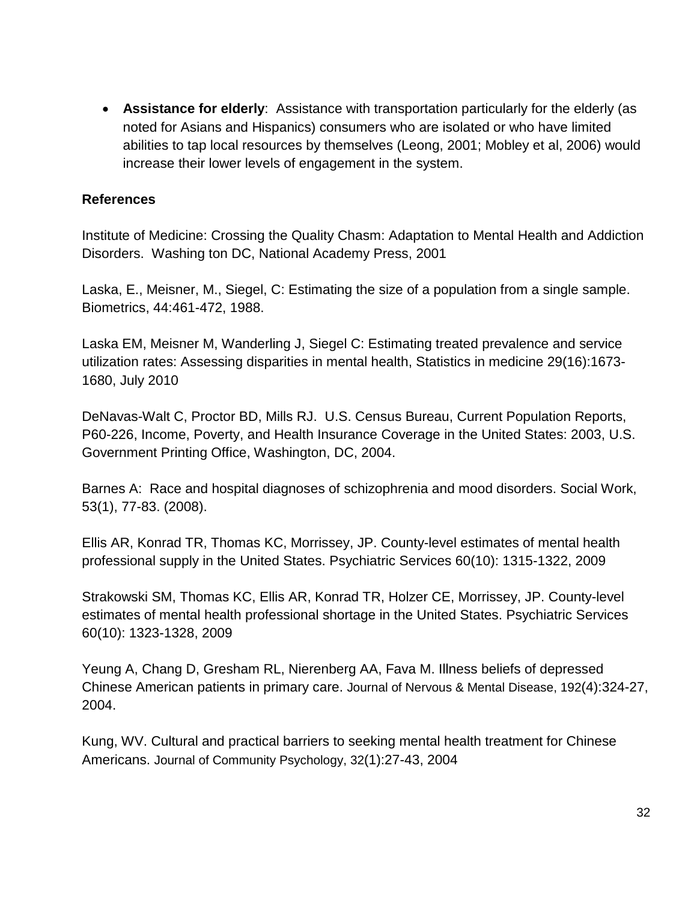- **Assistance for elderly**: Assistance with transportation particularly for the elderly (as noted for Asians and Hispanics) consumers who are isolated or who have limited abilities to tap local resources by themselves (Leong, 2001; Mobley et al, 2006) would increase their lower levels of engagement in the system.

**References**

Institute of Medicine: Crossing the Quality Chasm: Adaptation to Mental Health and Addiction Disorders. Washing ton DC, National Academy Press, 2001

Laska, E., Meisner, M., Siegel, C: Estimating the size of a population from a single sample. Biometrics, 44:461-472, 1988.

Laska EM, Meisner M, Wanderling J, Siegel C: Estimating treated prevalence and service utilization rates: Assessing disparities in mental health, Statistics in medicine 29(16):1673-1680, July 2010

DeNavas-Walt C, Proctor BD, Mills RJ. U.S. Census Bureau, Current Population Reports, P60-226, Income, Poverty, and Health Insurance Coverage in the United States: 2003, U.S. Government Printing Office, Washington, DC, 2004.

Barnes A: Race and hospital diagnoses of schizophrenia and mood disorders. Social Work, 53(1), 77-83. (2008).

Ellis AR, Konrad TR, Thomas KC, Morrissey, JP. County-level estimates of mental health professional supply in the United States. Psychiatric Services 60(10): 1315-1322, 2009

Strakowski SM, Thomas KC, Ellis AR, Konrad TR, Holzer CE, Morrissey, JP. County-level estimates of mental health professional shortage in the United States. Psychiatric Services 60(10): 1323-1328, 2009

Yeung A, Chang D, Gresham RL, Nierenberg AA, Fava M. Illness beliefs of depressed Chinese American patients in primary care. Journal of Nervous & Mental Disease, 192(4):324-27, 2004.

Kung, WV. Cultural and practical barriers to seeking mental health treatment for Chinese Americans. Journal of Community Psychology, 32(1):27-43, 2004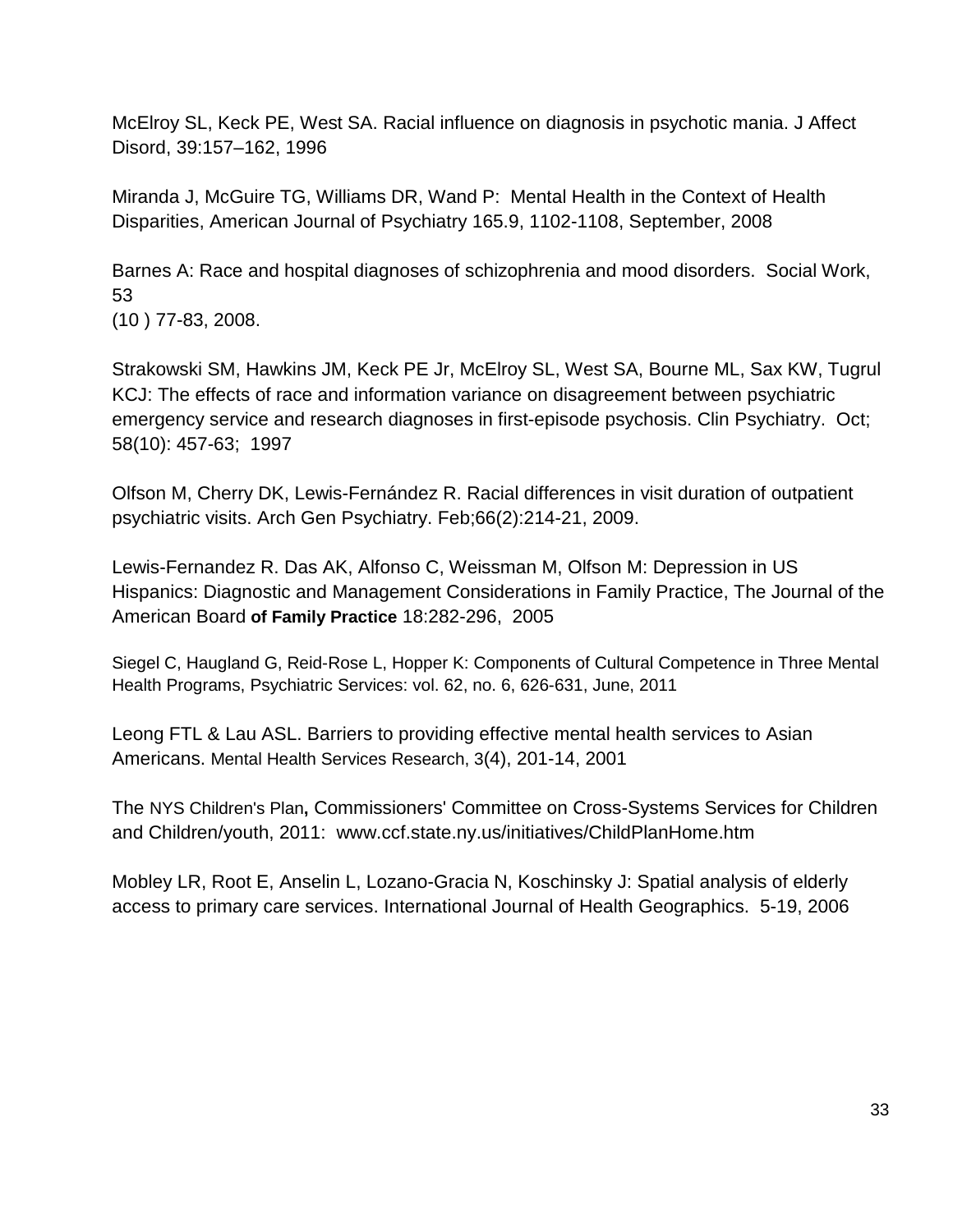McElroy SL, Keck PE, West SA. Racial influence on diagnosis in psychotic mania. J Affect Disord, 39:157–162, 1996

Miranda J, McGuire TG, Williams DR, Wand P: Mental Health in the Context of Health Disparities, American Journal of Psychiatry 165.9, 1102-1108, September, 2008

Barnes A: Race and hospital diagnoses of schizophrenia and mood disorders. Social Work, 53
(10 ) 77-83, 2008.

Strakowski SM, Hawkins JM, Keck PE Jr, McElroy SL, West SA, Bourne ML, Sax KW, Tugrul KCJ: The effects of race and information variance on disagreement between psychiatric emergency service and research diagnoses in first-episode psychosis. Clin Psychiatry. Oct; 58(10): 457-63; 1997

Olfson M, Cherry DK, Lewis-Fernández R. Racial differences in visit duration of outpatient psychiatric visits. Arch Gen Psychiatry. Feb;66(2):214-21, 2009.

Lewis-Fernandez R. Das AK, Alfonso C, Weissman M, Olfson M: Depression in US Hispanics: Diagnostic and Management Considerations in Family Practice, The Journal of the American Board **of Family Practice** 18:282-296, 2005

Siegel C, Haugland G, Reid-Rose L, Hopper K: Components of Cultural Competence in Three Mental Health Programs, Psychiatric Services: vol. 62, no. 6, 626-631, June, 2011

Leong FTL & Lau ASL. Barriers to providing effective mental health services to Asian Americans. Mental Health Services Research, 3(4), 201-14, 2001

The NYS Children's Plan**,** Commissioners' Committee on Cross-Systems Services for Children and Children/youth, 2011: www.ccf.state.ny.us/initiatives/ChildPlanHome.htm

Mobley LR, Root E, Anselin L, Lozano-Gracia N, Koschinsky J: Spatial analysis of elderly access to primary care services. International Journal of Health Geographics. 5-19, 2006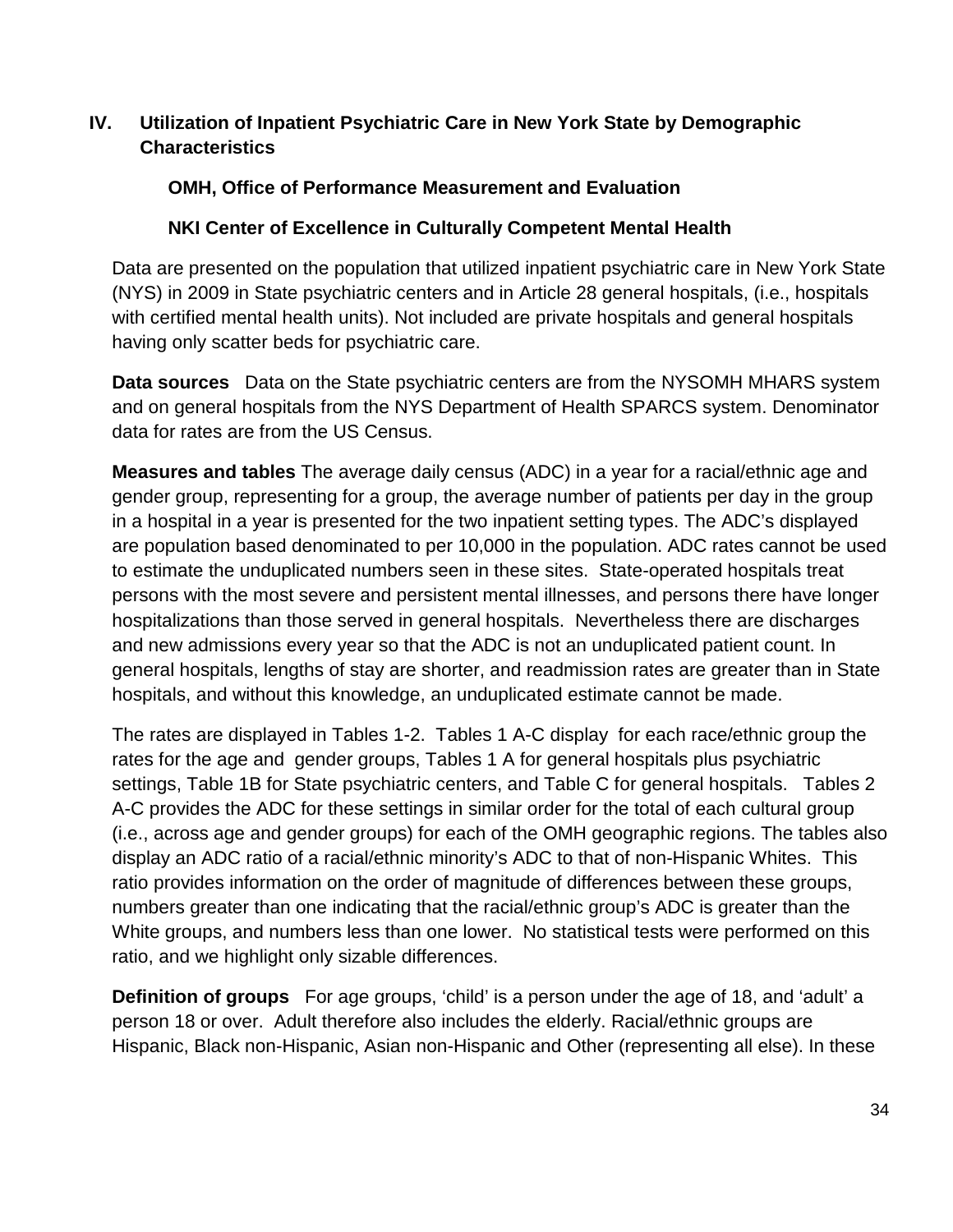## IV. Utilization of Inpatient Psychiatric Care in New York State by Demographic Characteristics

**OMH, Office of Performance Measurement and Evaluation**

**NKI Center of Excellence in Culturally Competent Mental Health**

Data are presented on the population that utilized inpatient psychiatric care in New York State (NYS) in 2009 in State psychiatric centers and in Article 28 general hospitals, (i.e., hospitals with certified mental health units). Not included are private hospitals and general hospitals having only scatter beds for psychiatric care.

**Data sources** Data on the State psychiatric centers are from the NYSOMH MHARS system and on general hospitals from the NYS Department of Health SPARCS system. Denominator data for rates are from the US Census.

**Measures and tables** The average daily census (ADC) in a year for a racial/ethnic age and gender group, representing for a group, the average number of patients per day in the group in a hospital in a year is presented for the two inpatient setting types. The ADC's displayed are population based denominated to per 10,000 in the population. ADC rates cannot be used to estimate the unduplicated numbers seen in these sites. State-operated hospitals treat persons with the most severe and persistent mental illnesses, and persons there have longer hospitalizations than those served in general hospitals. Nevertheless there are discharges and new admissions every year so that the ADC is not an unduplicated patient count. In general hospitals, lengths of stay are shorter, and readmission rates are greater than in State hospitals, and without this knowledge, an unduplicated estimate cannot be made.

The rates are displayed in Tables 1-2. Tables 1 A-C display for each race/ethnic group the rates for the age and gender groups, Tables 1 A for general hospitals plus psychiatric settings, Table 1B for State psychiatric centers, and Table C for general hospitals. Tables 2 A-C provides the ADC for these settings in similar order for the total of each cultural group (i.e., across age and gender groups) for each of the OMH geographic regions. The tables also display an ADC ratio of a racial/ethnic minority's ADC to that of non-Hispanic Whites. This ratio provides information on the order of magnitude of differences between these groups, numbers greater than one indicating that the racial/ethnic group's ADC is greater than the White groups, and numbers less than one lower. No statistical tests were performed on this ratio, and we highlight only sizable differences.

**Definition of groups** For age groups, 'child' is a person under the age of 18, and 'adult' a person 18 or over. Adult therefore also includes the elderly. Racial/ethnic groups are Hispanic, Black non-Hispanic, Asian non-Hispanic and Other (representing all else). In these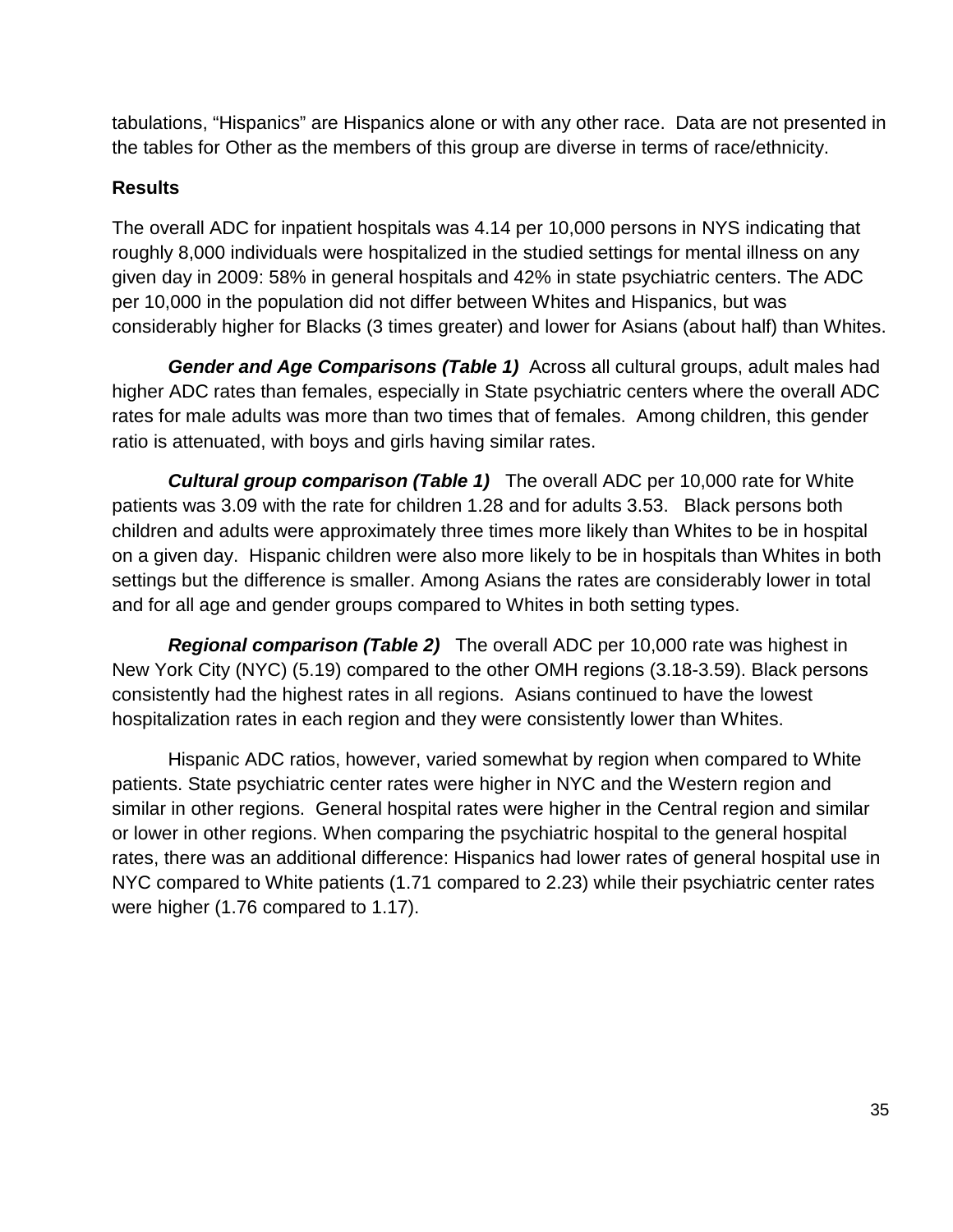tabulations, "Hispanics" are Hispanics alone or with any other race. Data are not presented in the tables for Other as the members of this group are diverse in terms of race/ethnicity.

### Results

The overall ADC for inpatient hospitals was 4.14 per 10,000 persons in NYS indicating that roughly 8,000 individuals were hospitalized in the studied settings for mental illness on any given day in 2009: 58% in general hospitals and 42% in state psychiatric centers. The ADC per 10,000 in the population did not differ between Whites and Hispanics, but was considerably higher for Blacks (3 times greater) and lower for Asians (about half) than Whites.

***Gender and Age Comparisons (Table 1)*** Across all cultural groups, adult males had higher ADC rates than females, especially in State psychiatric centers where the overall ADC rates for male adults was more than two times that of females. Among children, this gender ratio is attenuated, with boys and girls having similar rates.

***Cultural group comparison (Table 1)*** The overall ADC per 10,000 rate for White patients was 3.09 with the rate for children 1.28 and for adults 3.53. Black persons both children and adults were approximately three times more likely than Whites to be in hospital on a given day. Hispanic children were also more likely to be in hospitals than Whites in both settings but the difference is smaller. Among Asians the rates are considerably lower in total and for all age and gender groups compared to Whites in both setting types.

***Regional comparison (Table 2)*** The overall ADC per 10,000 rate was highest in New York City (NYC) (5.19) compared to the other OMH regions (3.18-3.59). Black persons consistently had the highest rates in all regions. Asians continued to have the lowest hospitalization rates in each region and they were consistently lower than Whites.

Hispanic ADC ratios, however, varied somewhat by region when compared to White patients. State psychiatric center rates were higher in NYC and the Western region and similar in other regions. General hospital rates were higher in the Central region and similar or lower in other regions. When comparing the psychiatric hospital to the general hospital rates, there was an additional difference: Hispanics had lower rates of general hospital use in NYC compared to White patients (1.71 compared to 2.23) while their psychiatric center rates were higher (1.76 compared to 1.17).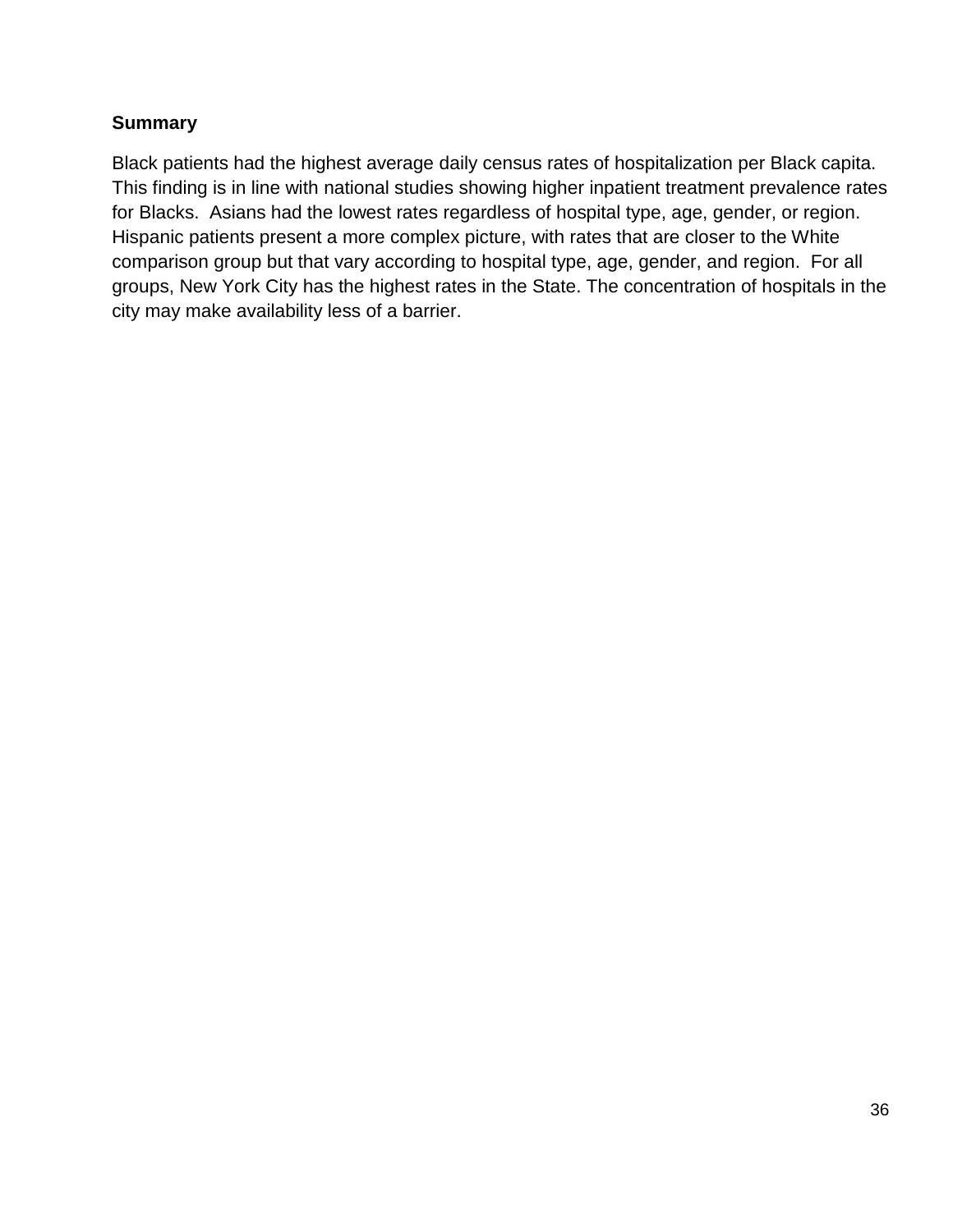**Summary**

Black patients had the highest average daily census rates of hospitalization per Black capita. This finding is in line with national studies showing higher inpatient treatment prevalence rates for Blacks. Asians had the lowest rates regardless of hospital type, age, gender, or region. Hispanic patients present a more complex picture, with rates that are closer to the White comparison group but that vary according to hospital type, age, gender, and region. For all groups, New York City has the highest rates in the State. The concentration of hospitals in the city may make availability less of a barrier.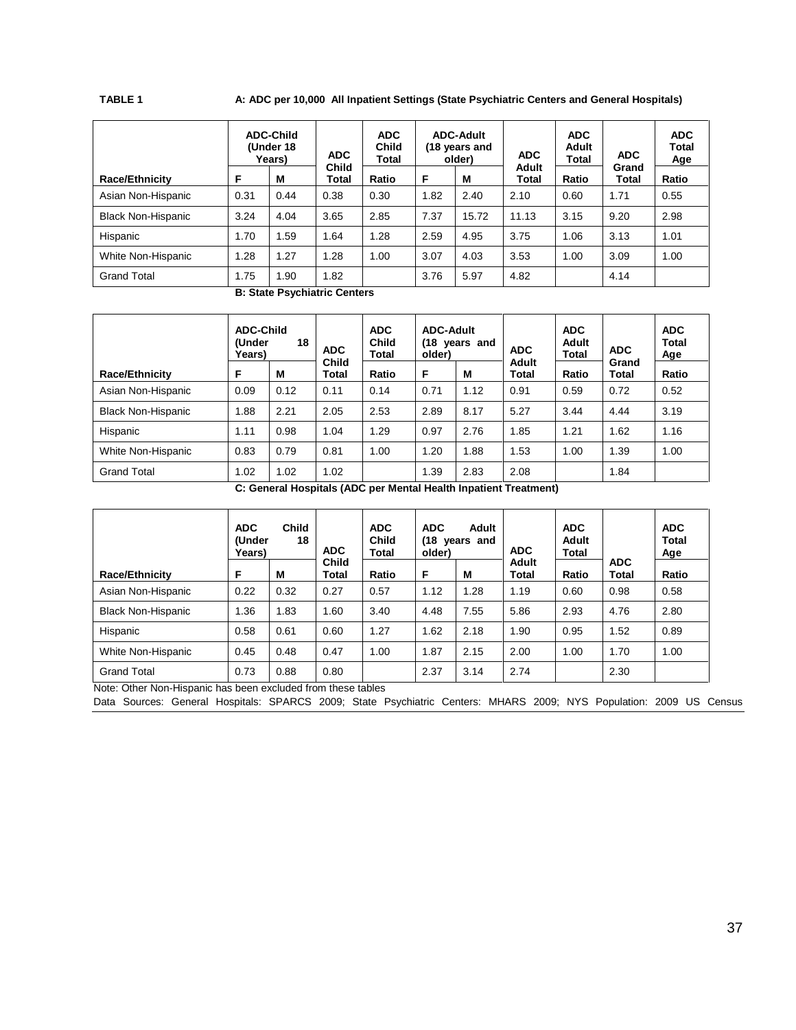**TABLE 1** **A: ADC per 10,000 All Inpatient Settings (State Psychiatric Centers and General Hospitals)**

| Race/Ethnicity | ADC-Child (Under 18 Years) F | ADC-Child (Under 18 Years) M | ADC Child Total | ADC Child Total Ratio | ADC-Adult (18 years and older) F | ADC-Adult (18 years and older) M | ADC Adult Total | ADC Adult Total Ratio | ADC Grand Total | ADC Total Age Ratio |
|---|---|---|---|---|---|---|---|---|---|---|
| Asian Non-Hispanic | 0.31 | 0.44 | 0.38 | 0.30 | 1.82 | 2.40 | 2.10 | 0.60 | 1.71 | 0.55 |
| Black Non-Hispanic | 3.24 | 4.04 | 3.65 | 2.85 | 7.37 | 15.72 | 11.13 | 3.15 | 9.20 | 2.98 |
| Hispanic | 1.70 | 1.59 | 1.64 | 1.28 | 2.59 | 4.95 | 3.75 | 1.06 | 3.13 | 1.01 |
| White Non-Hispanic | 1.28 | 1.27 | 1.28 | 1.00 | 3.07 | 4.03 | 3.53 | 1.00 | 3.09 | 1.00 |
| Grand Total | 1.75 | 1.90 | 1.82 | | 3.76 | 5.97 | 4.82 | | 4.14 | |

**B: State Psychiatric Centers**

| Race/Ethnicity | ADC-Child (Under 18 Years) F | ADC-Child (Under 18 Years) M | ADC Child Total | ADC Child Total Ratio | ADC-Adult (18 years and older) F | ADC-Adult (18 years and older) M | ADC Adult Total | ADC Adult Total Ratio | ADC Grand Total | ADC Total Age Ratio |
|---|---|---|---|---|---|---|---|---|---|---|
| Asian Non-Hispanic | 0.09 | 0.12 | 0.11 | 0.14 | 0.71 | 1.12 | 0.91 | 0.59 | 0.72 | 0.52 |
| Black Non-Hispanic | 1.88 | 2.21 | 2.05 | 2.53 | 2.89 | 8.17 | 5.27 | 3.44 | 4.44 | 3.19 |
| Hispanic | 1.11 | 0.98 | 1.04 | 1.29 | 0.97 | 2.76 | 1.85 | 1.21 | 1.62 | 1.16 |
| White Non-Hispanic | 0.83 | 0.79 | 0.81 | 1.00 | 1.20 | 1.88 | 1.53 | 1.00 | 1.39 | 1.00 |
| Grand Total | 1.02 | 1.02 | 1.02 | | 1.39 | 2.83 | 2.08 | | 1.84 | |

**C: General Hospitals (ADC per Mental Health Inpatient Treatment)**

| Race/Ethnicity | ADC Child (Under 18 Years) F | ADC Child (Under 18 Years) M | ADC Child Total | ADC Child Total Ratio | ADC Adult (18 years and older) F | ADC Adult (18 years and older) M | ADC Adult Total | ADC Adult Total Ratio | ADC Total | ADC Total Age Ratio |
|---|---|---|---|---|---|---|---|---|---|---|
| Asian Non-Hispanic | 0.22 | 0.32 | 0.27 | 0.57 | 1.12 | 1.28 | 1.19 | 0.60 | 0.98 | 0.58 |
| Black Non-Hispanic | 1.36 | 1.83 | 1.60 | 3.40 | 4.48 | 7.55 | 5.86 | 2.93 | 4.76 | 2.80 |
| Hispanic | 0.58 | 0.61 | 0.60 | 1.27 | 1.62 | 2.18 | 1.90 | 0.95 | 1.52 | 0.89 |
| White Non-Hispanic | 0.45 | 0.48 | 0.47 | 1.00 | 1.87 | 2.15 | 2.00 | 1.00 | 1.70 | 1.00 |
| Grand Total | 0.73 | 0.88 | 0.80 | | 2.37 | 3.14 | 2.74 | | 2.30 | |

Note: Other Non-Hispanic has been excluded from these tables

Data Sources: General Hospitals: SPARCS 2009; State Psychiatric Centers: MHARS 2009; NYS Population: 2009 US Census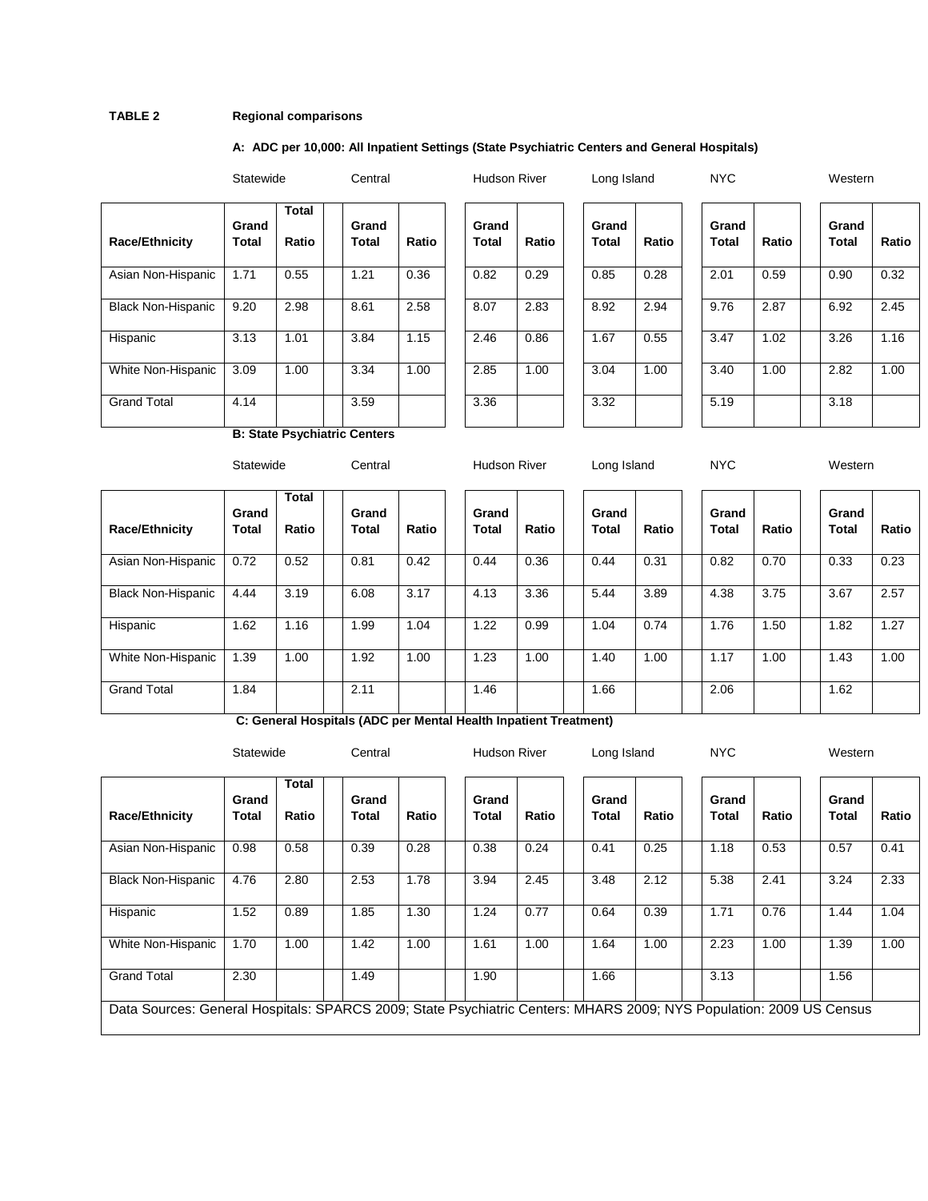**TABLE 2** **Regional comparisons**

**A: ADC per 10,000: All Inpatient Settings (State Psychiatric Centers and General Hospitals)**

| | Statewide | | Central | | Hudson River | | Long Island | | NYC | | Western | |
|---|---|---|---|---|---|---|---|---|---|---|---|---|
| **Race/Ethnicity** | **Grand Total** | **Total Ratio** | **Grand Total** | **Ratio** | **Grand Total** | **Ratio** | **Grand Total** | **Ratio** | **Grand Total** | **Ratio** | **Grand Total** | **Ratio** |
| Asian Non-Hispanic | 1.71 | 0.55 | 1.21 | 0.36 | 0.82 | 0.29 | 0.85 | 0.28 | 2.01 | 0.59 | 0.90 | 0.32 |
| Black Non-Hispanic | 9.20 | 2.98 | 8.61 | 2.58 | 8.07 | 2.83 | 8.92 | 2.94 | 9.76 | 2.87 | 6.92 | 2.45 |
| Hispanic | 3.13 | 1.01 | 3.84 | 1.15 | 2.46 | 0.86 | 1.67 | 0.55 | 3.47 | 1.02 | 3.26 | 1.16 |
| White Non-Hispanic | 3.09 | 1.00 | 3.34 | 1.00 | 2.85 | 1.00 | 3.04 | 1.00 | 3.40 | 1.00 | 2.82 | 1.00 |
| Grand Total | 4.14 | | 3.59 | | 3.36 | | 3.32 | | 5.19 | | 3.18 | |

**B: State Psychiatric Centers**

| | Statewide | | Central | | Hudson River | | Long Island | | NYC | | Western | |
|---|---|---|---|---|---|---|---|---|---|---|---|---|
| **Race/Ethnicity** | **Grand Total** | **Total Ratio** | **Grand Total** | **Ratio** | **Grand Total** | **Ratio** | **Grand Total** | **Ratio** | **Grand Total** | **Ratio** | **Grand Total** | **Ratio** |
| Asian Non-Hispanic | 0.72 | 0.52 | 0.81 | 0.42 | 0.44 | 0.36 | 0.44 | 0.31 | 0.82 | 0.70 | 0.33 | 0.23 |
| Black Non-Hispanic | 4.44 | 3.19 | 6.08 | 3.17 | 4.13 | 3.36 | 5.44 | 3.89 | 4.38 | 3.75 | 3.67 | 2.57 |
| Hispanic | 1.62 | 1.16 | 1.99 | 1.04 | 1.22 | 0.99 | 1.04 | 0.74 | 1.76 | 1.50 | 1.82 | 1.27 |
| White Non-Hispanic | 1.39 | 1.00 | 1.92 | 1.00 | 1.23 | 1.00 | 1.40 | 1.00 | 1.17 | 1.00 | 1.43 | 1.00 |
| Grand Total | 1.84 | | 2.11 | | 1.46 | | 1.66 | | 2.06 | | 1.62 | |

**C: General Hospitals (ADC per Mental Health Inpatient Treatment)**

| | Statewide | | Central | | Hudson River | | Long Island | | NYC | | Western | |
|---|---|---|---|---|---|---|---|---|---|---|---|---|
| **Race/Ethnicity** | **Grand Total** | **Total Ratio** | **Grand Total** | **Ratio** | **Grand Total** | **Ratio** | **Grand Total** | **Ratio** | **Grand Total** | **Ratio** | **Grand Total** | **Ratio** |
| Asian Non-Hispanic | 0.98 | 0.58 | 0.39 | 0.28 | 0.38 | 0.24 | 0.41 | 0.25 | 1.18 | 0.53 | 0.57 | 0.41 |
| Black Non-Hispanic | 4.76 | 2.80 | 2.53 | 1.78 | 3.94 | 2.45 | 3.48 | 2.12 | 5.38 | 2.41 | 3.24 | 2.33 |
| Hispanic | 1.52 | 0.89 | 1.85 | 1.30 | 1.24 | 0.77 | 0.64 | 0.39 | 1.71 | 0.76 | 1.44 | 1.04 |
| White Non-Hispanic | 1.70 | 1.00 | 1.42 | 1.00 | 1.61 | 1.00 | 1.64 | 1.00 | 2.23 | 1.00 | 1.39 | 1.00 |
| Grand Total | 2.30 | | 1.49 | | 1.90 | | 1.66 | | 3.13 | | 1.56 | |

Data Sources: General Hospitals: SPARCS 2009; State Psychiatric Centers: MHARS 2009; NYS Population: 2009 US Census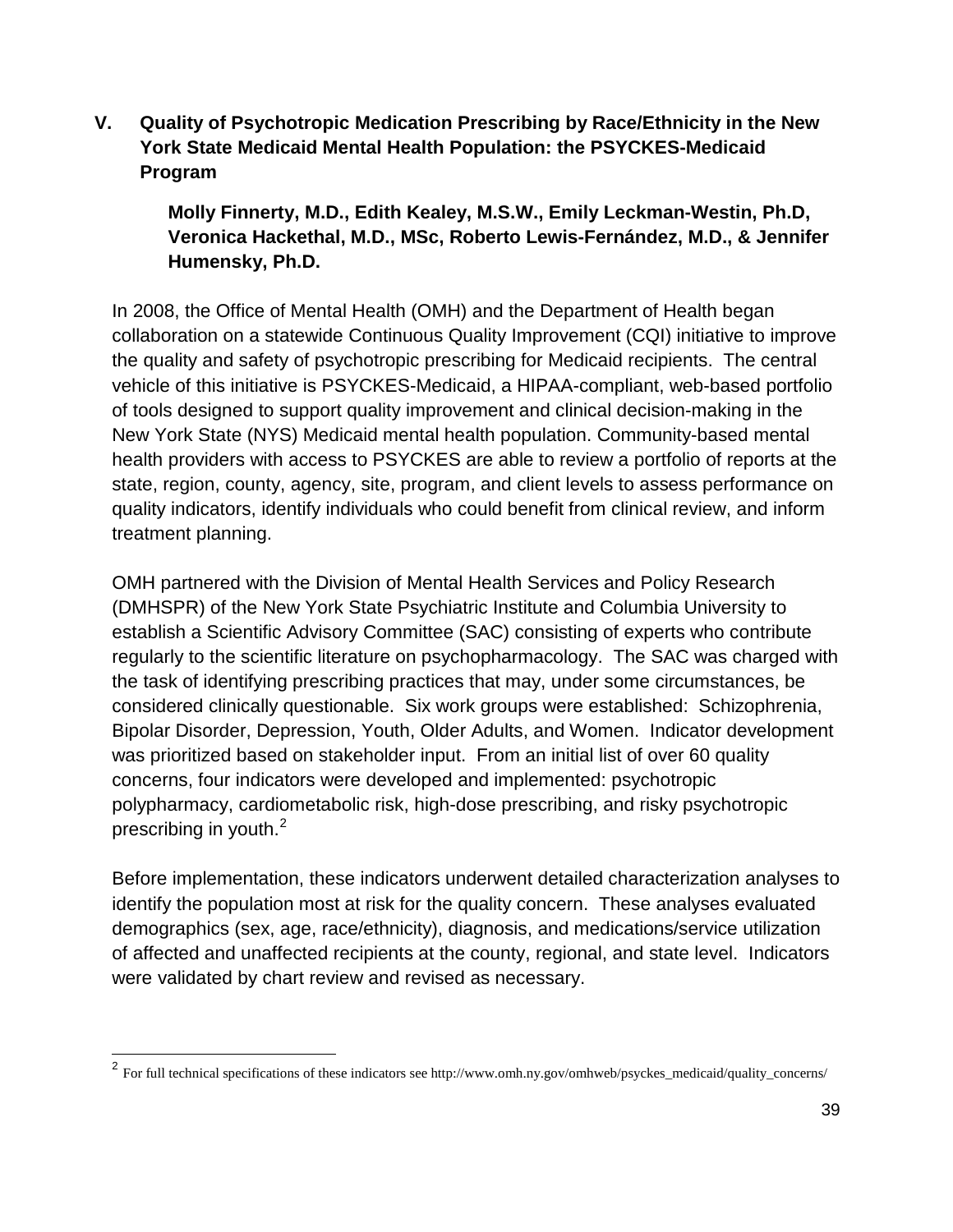## V. Quality of Psychotropic Medication Prescribing by Race/Ethnicity in the New York State Medicaid Mental Health Population: the PSYCKES-Medicaid Program

**Molly Finnerty, M.D., Edith Kealey, M.S.W., Emily Leckman-Westin, Ph.D, Veronica Hackethal, M.D., MSc, Roberto Lewis-Fernández, M.D., & Jennifer Humensky, Ph.D.**

In 2008, the Office of Mental Health (OMH) and the Department of Health began collaboration on a statewide Continuous Quality Improvement (CQI) initiative to improve the quality and safety of psychotropic prescribing for Medicaid recipients. The central vehicle of this initiative is PSYCKES-Medicaid, a HIPAA-compliant, web-based portfolio of tools designed to support quality improvement and clinical decision-making in the New York State (NYS) Medicaid mental health population. Community-based mental health providers with access to PSYCKES are able to review a portfolio of reports at the state, region, county, agency, site, program, and client levels to assess performance on quality indicators, identify individuals who could benefit from clinical review, and inform treatment planning.

OMH partnered with the Division of Mental Health Services and Policy Research (DMHSPR) of the New York State Psychiatric Institute and Columbia University to establish a Scientific Advisory Committee (SAC) consisting of experts who contribute regularly to the scientific literature on psychopharmacology. The SAC was charged with the task of identifying prescribing practices that may, under some circumstances, be considered clinically questionable. Six work groups were established: Schizophrenia, Bipolar Disorder, Depression, Youth, Older Adults, and Women. Indicator development was prioritized based on stakeholder input. From an initial list of over 60 quality concerns, four indicators were developed and implemented: psychotropic polypharmacy, cardiometabolic risk, high-dose prescribing, and risky psychotropic prescribing in youth.[2]

Before implementation, these indicators underwent detailed characterization analyses to identify the population most at risk for the quality concern. These analyses evaluated demographics (sex, age, race/ethnicity), diagnosis, and medications/service utilization of affected and unaffected recipients at the county, regional, and state level. Indicators were validated by chart review and revised as necessary.

---

[2] For full technical specifications of these indicators see http://www.omh.ny.gov/omhweb/psyckes_medicaid/quality_concerns/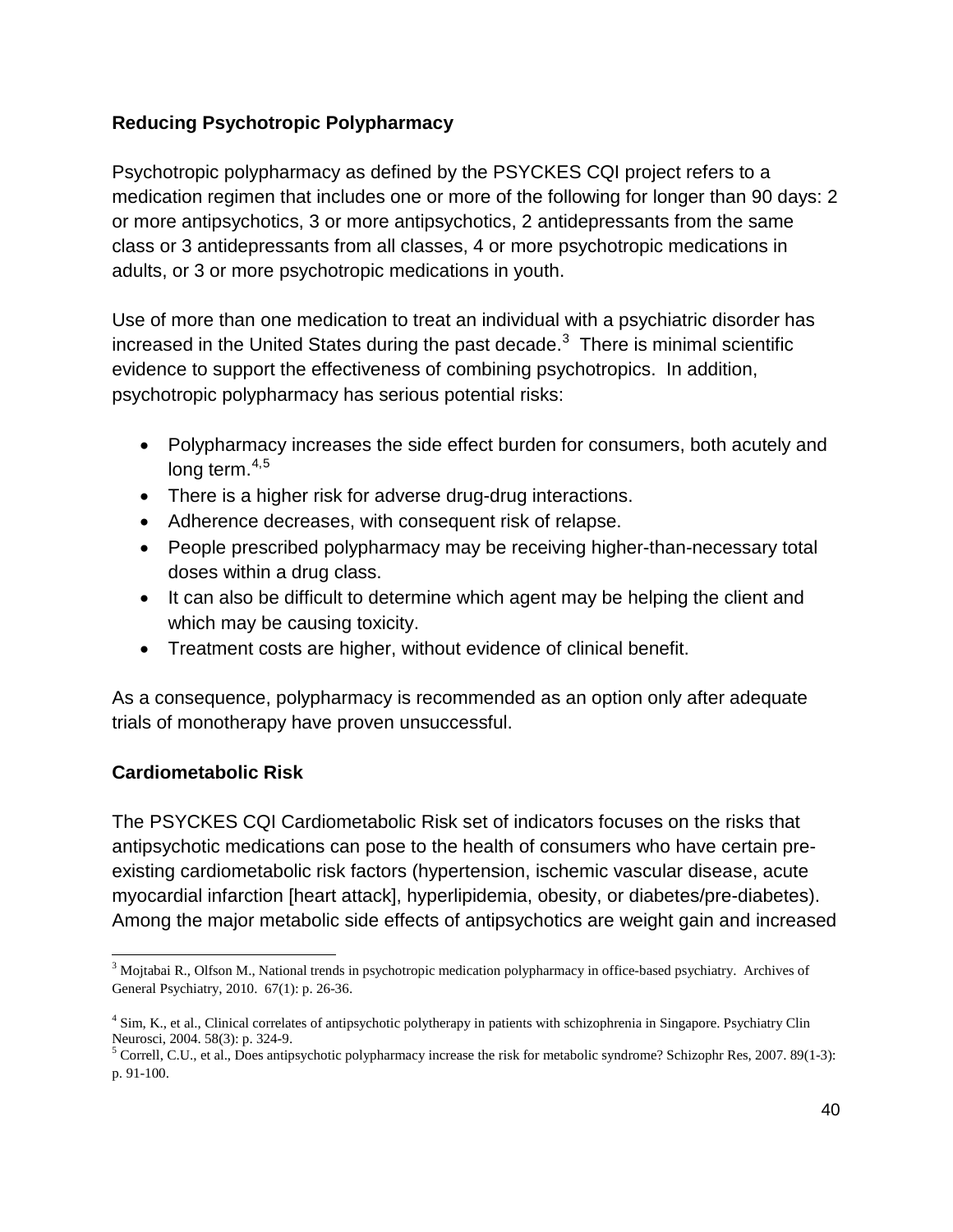## Reducing Psychotropic Polypharmacy

Psychotropic polypharmacy as defined by the PSYCKES CQI project refers to a medication regimen that includes one or more of the following for longer than 90 days: 2 or more antipsychotics, 3 or more antipsychotics, 2 antidepressants from the same class or 3 antidepressants from all classes, 4 or more psychotropic medications in adults, or 3 or more psychotropic medications in youth.

Use of more than one medication to treat an individual with a psychiatric disorder has increased in the United States during the past decade.[3] There is minimal scientific evidence to support the effectiveness of combining psychotropics. In addition, psychotropic polypharmacy has serious potential risks:

- Polypharmacy increases the side effect burden for consumers, both acutely and long term.[4,5]
- There is a higher risk for adverse drug-drug interactions.
- Adherence decreases, with consequent risk of relapse.
- People prescribed polypharmacy may be receiving higher-than-necessary total doses within a drug class.
- It can also be difficult to determine which agent may be helping the client and which may be causing toxicity.
- Treatment costs are higher, without evidence of clinical benefit.

As a consequence, polypharmacy is recommended as an option only after adequate trials of monotherapy have proven unsuccessful.

## Cardiometabolic Risk

The PSYCKES CQI Cardiometabolic Risk set of indicators focuses on the risks that antipsychotic medications can pose to the health of consumers who have certain pre-existing cardiometabolic risk factors (hypertension, ischemic vascular disease, acute myocardial infarction [heart attack], hyperlipidemia, obesity, or diabetes/pre-diabetes). Among the major metabolic side effects of antipsychotics are weight gain and increased

---

[3] Mojtabai R., Olfson M., National trends in psychotropic medication polypharmacy in office-based psychiatry. Archives of General Psychiatry, 2010. 67(1): p. 26-36.

[4] Sim, K., et al., Clinical correlates of antipsychotic polytherapy in patients with schizophrenia in Singapore. Psychiatry Clin Neurosci, 2004. 58(3): p. 324-9.

[5] Correll, C.U., et al., Does antipsychotic polypharmacy increase the risk for metabolic syndrome? Schizophr Res, 2007. 89(1-3): p. 91-100.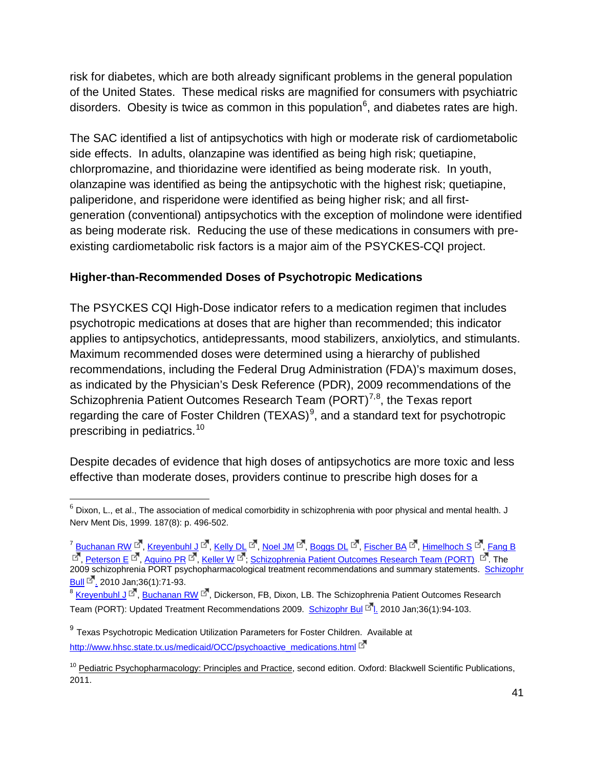risk for diabetes, which are both already significant problems in the general population of the United States. These medical risks are magnified for consumers with psychiatric disorders. Obesity is twice as common in this population[6], and diabetes rates are high.

The SAC identified a list of antipsychotics with high or moderate risk of cardiometabolic side effects. In adults, olanzapine was identified as being high risk; quetiapine, chlorpromazine, and thioridazine were identified as being moderate risk. In youth, olanzapine was identified as being the antipsychotic with the highest risk; quetiapine, paliperidone, and risperidone were identified as being higher risk; and all first-generation (conventional) antipsychotics with the exception of molindone were identified as being moderate risk. Reducing the use of these medications in consumers with pre-existing cardiometabolic risk factors is a major aim of the PSYCKES-CQI project.

### Higher-than-Recommended Doses of Psychotropic Medications

The PSYCKES CQI High-Dose indicator refers to a medication regimen that includes psychotropic medications at doses that are higher than recommended; this indicator applies to antipsychotics, antidepressants, mood stabilizers, anxiolytics, and stimulants. Maximum recommended doses were determined using a hierarchy of published recommendations, including the Federal Drug Administration (FDA)'s maximum doses, as indicated by the Physician's Desk Reference (PDR), 2009 recommendations of the Schizophrenia Patient Outcomes Research Team (PORT)[7,8], the Texas report regarding the care of Foster Children (TEXAS)[9], and a standard text for psychotropic prescribing in pediatrics.[10]

Despite decades of evidence that high doses of antipsychotics are more toxic and less effective than moderate doses, providers continue to prescribe high doses for a

---

[6] Dixon, L., et al., The association of medical comorbidity in schizophrenia with poor physical and mental health. J Nerv Ment Dis, 1999. 187(8): p. 496-502.

[7] Buchanan RW, Kreyenbuhl J, Kelly DL, Noel JM, Boggs DL, Fischer BA, Himelhoch S, Fang B, Peterson E, Aquino PR, Keller W; Schizophrenia Patient Outcomes Research Team (PORT). The 2009 schizophrenia PORT psychopharmacological treatment recommendations and summary statements. Schizophr Bull. 2010 Jan;36(1):71-93.

[8] Kreyenbuhl J, Buchanan RW, Dickerson, FB, Dixon, LB. The Schizophrenia Patient Outcomes Research Team (PORT): Updated Treatment Recommendations 2009. Schizophr Bull. 2010 Jan;36(1):94-103.

[9] Texas Psychotropic Medication Utilization Parameters for Foster Children. Available at http://www.hhsc.state.tx.us/medicaid/OCC/psychoactive_medications.html

[10] Pediatric Psychopharmacology: Principles and Practice, second edition. Oxford: Blackwell Scientific Publications, 2011.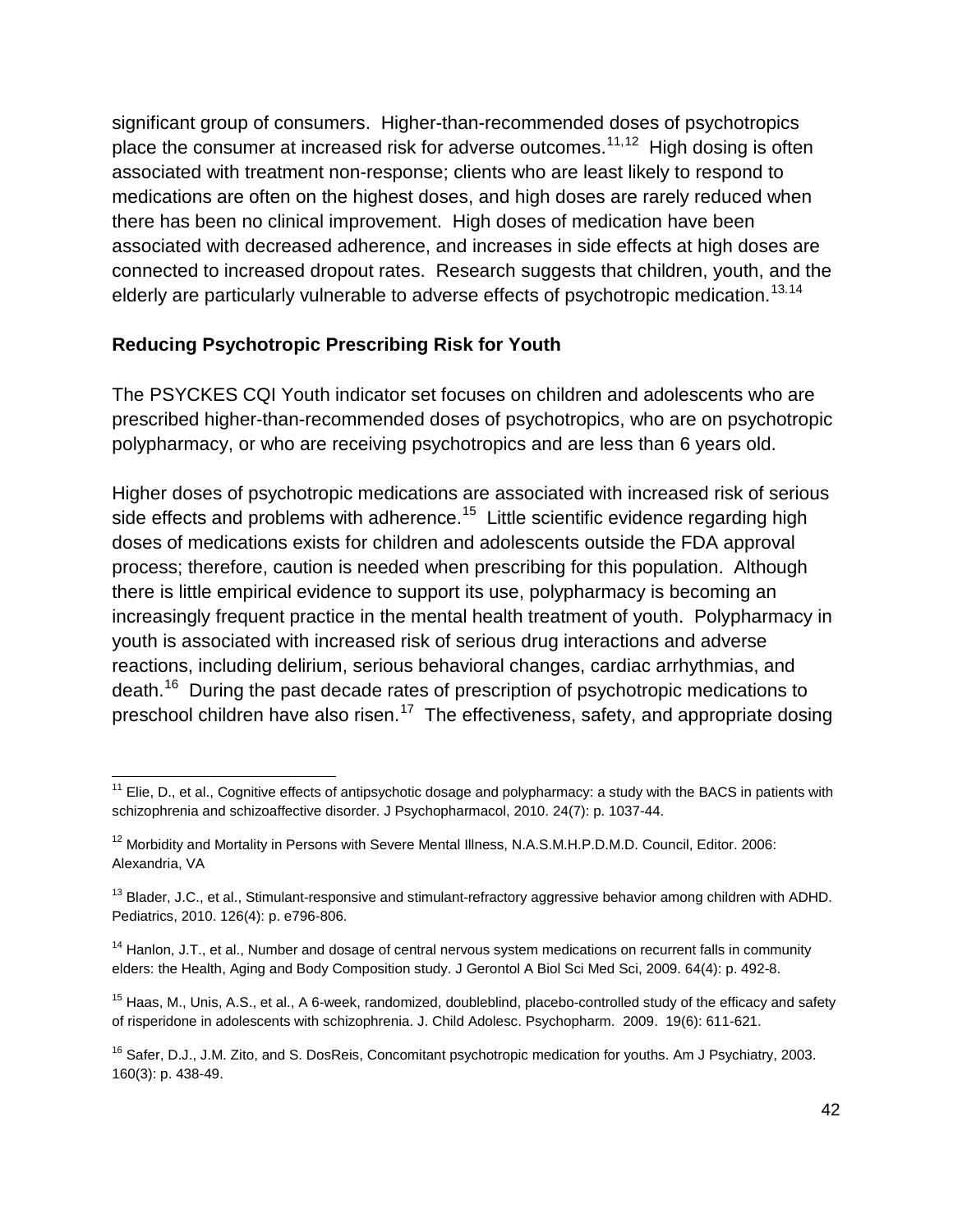significant group of consumers. Higher-than-recommended doses of psychotropics place the consumer at increased risk for adverse outcomes.[11,12] High dosing is often associated with treatment non-response; clients who are least likely to respond to medications are often on the highest doses, and high doses are rarely reduced when there has been no clinical improvement. High doses of medication have been associated with decreased adherence, and increases in side effects at high doses are connected to increased dropout rates. Research suggests that children, youth, and the elderly are particularly vulnerable to adverse effects of psychotropic medication.[13.14]

**Reducing Psychotropic Prescribing Risk for Youth**

The PSYCKES CQI Youth indicator set focuses on children and adolescents who are prescribed higher-than-recommended doses of psychotropics, who are on psychotropic polypharmacy, or who are receiving psychotropics and are less than 6 years old.

Higher doses of psychotropic medications are associated with increased risk of serious side effects and problems with adherence.[15] Little scientific evidence regarding high doses of medications exists for children and adolescents outside the FDA approval process; therefore, caution is needed when prescribing for this population. Although there is little empirical evidence to support its use, polypharmacy is becoming an increasingly frequent practice in the mental health treatment of youth. Polypharmacy in youth is associated with increased risk of serious drug interactions and adverse reactions, including delirium, serious behavioral changes, cardiac arrhythmias, and death.[16] During the past decade rates of prescription of psychotropic medications to preschool children have also risen.[17] The effectiveness, safety, and appropriate dosing

---

[11] Elie, D., et al., Cognitive effects of antipsychotic dosage and polypharmacy: a study with the BACS in patients with schizophrenia and schizoaffective disorder. J Psychopharmacol, 2010. 24(7): p. 1037-44.

[12] Morbidity and Mortality in Persons with Severe Mental Illness, N.A.S.M.H.P.D.M.D. Council, Editor. 2006: Alexandria, VA

[13] Blader, J.C., et al., Stimulant-responsive and stimulant-refractory aggressive behavior among children with ADHD. Pediatrics, 2010. 126(4): p. e796-806.

[14] Hanlon, J.T., et al., Number and dosage of central nervous system medications on recurrent falls in community elders: the Health, Aging and Body Composition study. J Gerontol A Biol Sci Med Sci, 2009. 64(4): p. 492-8.

[15] Haas, M., Unis, A.S., et al., A 6-week, randomized, doubleblind, placebo-controlled study of the efficacy and safety of risperidone in adolescents with schizophrenia. J. Child Adolesc. Psychopharm. 2009. 19(6): 611-621.

[16] Safer, D.J., J.M. Zito, and S. DosReis, Concomitant psychotropic medication for youths. Am J Psychiatry, 2003. 160(3): p. 438-49.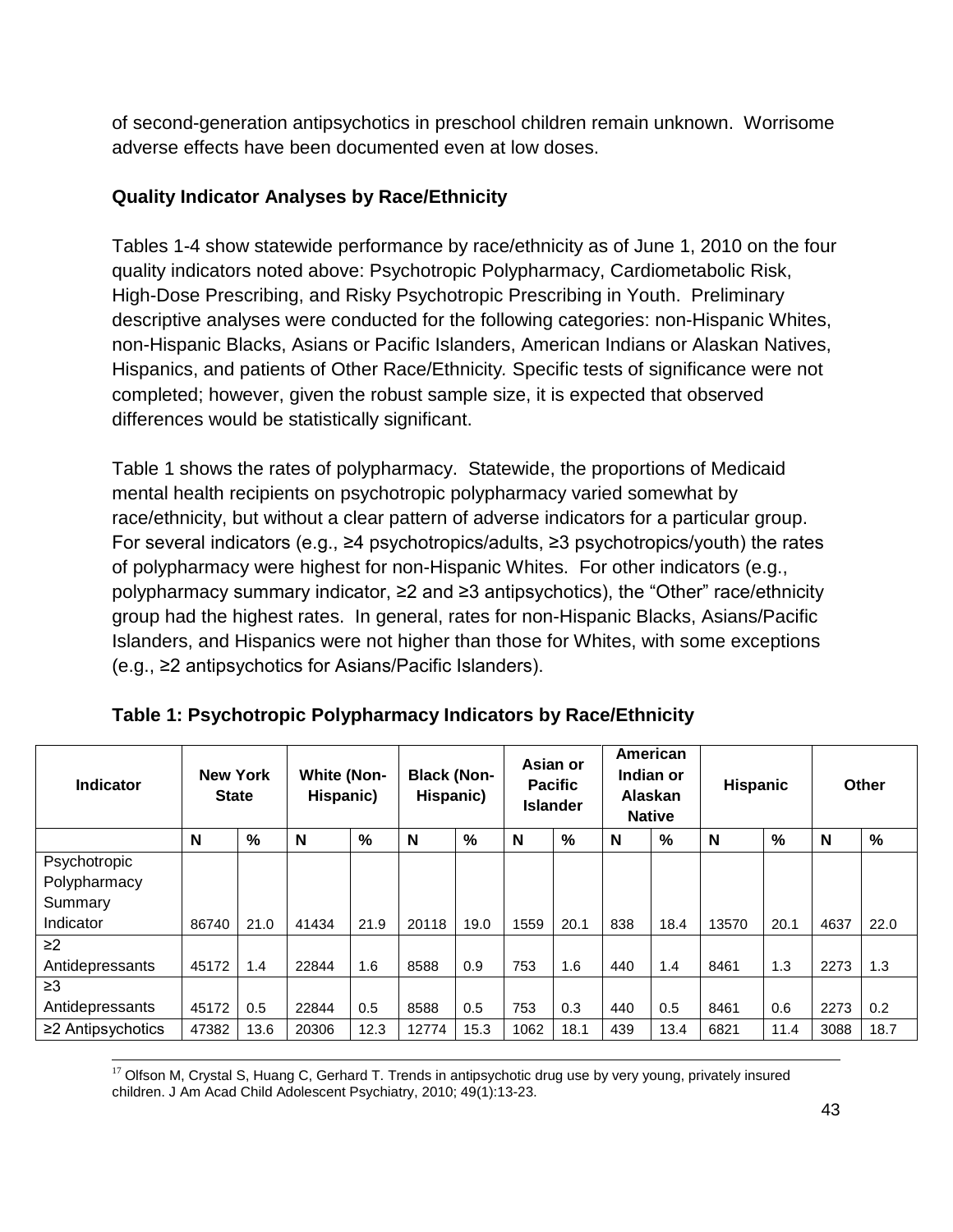of second-generation antipsychotics in preschool children remain unknown. Worrisome adverse effects have been documented even at low doses.

**Quality Indicator Analyses by Race/Ethnicity**

Tables 1-4 show statewide performance by race/ethnicity as of June 1, 2010 on the four quality indicators noted above: Psychotropic Polypharmacy, Cardiometabolic Risk, High-Dose Prescribing, and Risky Psychotropic Prescribing in Youth. Preliminary descriptive analyses were conducted for the following categories: non-Hispanic Whites, non-Hispanic Blacks, Asians or Pacific Islanders, American Indians or Alaskan Natives, Hispanics, and patients of Other Race/Ethnicity. Specific tests of significance were not completed; however, given the robust sample size, it is expected that observed differences would be statistically significant.

Table 1 shows the rates of polypharmacy. Statewide, the proportions of Medicaid mental health recipients on psychotropic polypharmacy varied somewhat by race/ethnicity, but without a clear pattern of adverse indicators for a particular group. For several indicators (e.g., ≥4 psychotropics/adults, ≥3 psychotropics/youth) the rates of polypharmacy were highest for non-Hispanic Whites. For other indicators (e.g., polypharmacy summary indicator, ≥2 and ≥3 antipsychotics), the "Other" race/ethnicity group had the highest rates. In general, rates for non-Hispanic Blacks, Asians/Pacific Islanders, and Hispanics were not higher than those for Whites, with some exceptions (e.g., ≥2 antipsychotics for Asians/Pacific Islanders).

**Table 1: Psychotropic Polypharmacy Indicators by Race/Ethnicity**

| Indicator | New York State | | White (Non-Hispanic) | | Black (Non-Hispanic) | | Asian or Pacific Islander | | American Indian or Alaskan Native | | Hispanic | | Other | |
|---|---|---|---|---|---|---|---|---|---|---|---|---|---|---|
| | N | % | N | % | N | % | N | % | N | % | N | % | N | % |
| Psychotropic Polypharmacy Summary Indicator | 86740 | 21.0 | 41434 | 21.9 | 20118 | 19.0 | 1559 | 20.1 | 838 | 18.4 | 13570 | 20.1 | 4637 | 22.0 |
| ≥2 Antidepressants | 45172 | 1.4 | 22844 | 1.6 | 8588 | 0.9 | 753 | 1.6 | 440 | 1.4 | 8461 | 1.3 | 2273 | 1.3 |
| ≥3 Antidepressants | 45172 | 0.5 | 22844 | 0.5 | 8588 | 0.5 | 753 | 0.3 | 440 | 0.5 | 8461 | 0.6 | 2273 | 0.2 |
| ≥2 Antipsychotics | 47382 | 13.6 | 20306 | 12.3 | 12774 | 15.3 | 1062 | 18.1 | 439 | 13.4 | 6821 | 11.4 | 3088 | 18.7 |

[17] Olfson M, Crystal S, Huang C, Gerhard T. Trends in antipsychotic drug use by very young, privately insured children. J Am Acad Child Adolescent Psychiatry, 2010; 49(1):13-23.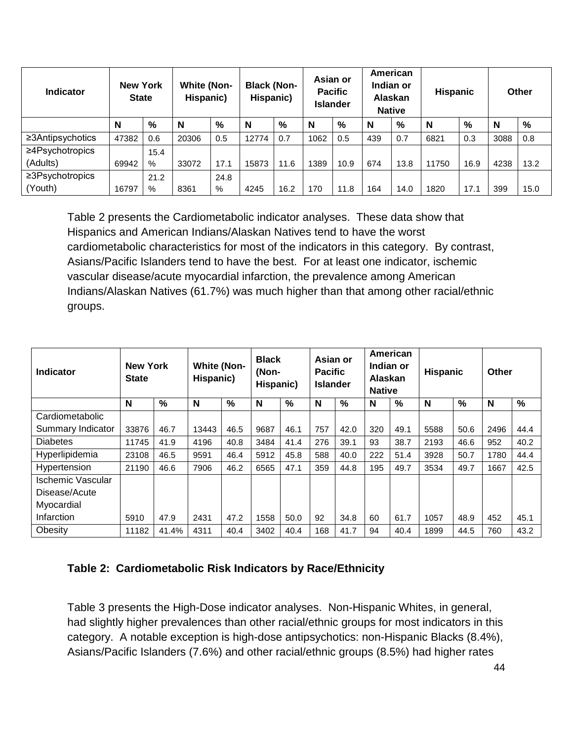| Indicator | New York State | | White (Non-Hispanic) | | Black (Non-Hispanic) | | Asian or Pacific Islander | | American Indian or Alaskan Native | | Hispanic | | Other | |
|---|---|---|---|---|---|---|---|---|---|---|---|---|---|---|
| | N | % | N | % | N | % | N | % | N | % | N | % | N | % |
| ≥3Antipsychotics | 47382 | 0.6 | 20306 | 0.5 | 12774 | 0.7 | 1062 | 0.5 | 439 | 0.7 | 6821 | 0.3 | 3088 | 0.8 |
| ≥4Psychotropics (Adults) | 69942 | 15.4 % | 33072 | 17.1 | 15873 | 11.6 | 1389 | 10.9 | 674 | 13.8 | 11750 | 16.9 | 4238 | 13.2 |
| ≥3Psychotropics (Youth) | 16797 | 21.2 % | 8361 | 24.8 % | 4245 | 16.2 | 170 | 11.8 | 164 | 14.0 | 1820 | 17.1 | 399 | 15.0 |

Table 2 presents the Cardiometabolic indicator analyses. These data show that Hispanics and American Indians/Alaskan Natives tend to have the worst cardiometabolic characteristics for most of the indicators in this category. By contrast, Asians/Pacific Islanders tend to have the best. For at least one indicator, ischemic vascular disease/acute myocardial infarction, the prevalence among American Indians/Alaskan Natives (61.7%) was much higher than that among other racial/ethnic groups.

| Indicator | New York State | | White (Non-Hispanic) | | Black (Non-Hispanic) | | Asian or Pacific Islander | | American Indian or Alaskan Native | | Hispanic | | Other | |
|---|---|---|---|---|---|---|---|---|---|---|---|---|---|---|
| | N | % | N | % | N | % | N | % | N | % | N | % | N | % |
| Cardiometabolic Summary Indicator | 33876 | 46.7 | 13443 | 46.5 | 9687 | 46.1 | 757 | 42.0 | 320 | 49.1 | 5588 | 50.6 | 2496 | 44.4 |
| Diabetes | 11745 | 41.9 | 4196 | 40.8 | 3484 | 41.4 | 276 | 39.1 | 93 | 38.7 | 2193 | 46.6 | 952 | 40.2 |
| Hyperlipidemia | 23108 | 46.5 | 9591 | 46.4 | 5912 | 45.8 | 588 | 40.0 | 222 | 51.4 | 3928 | 50.7 | 1780 | 44.4 |
| Hypertension | 21190 | 46.6 | 7906 | 46.2 | 6565 | 47.1 | 359 | 44.8 | 195 | 49.7 | 3534 | 49.7 | 1667 | 42.5 |
| Ischemic Vascular Disease/Acute Myocardial Infarction | 5910 | 47.9 | 2431 | 47.2 | 1558 | 50.0 | 92 | 34.8 | 60 | 61.7 | 1057 | 48.9 | 452 | 45.1 |
| Obesity | 11182 | 41.4% | 4311 | 40.4 | 3402 | 40.4 | 168 | 41.7 | 94 | 40.4 | 1899 | 44.5 | 760 | 43.2 |

**Table 2: Cardiometabolic Risk Indicators by Race/Ethnicity**

Table 3 presents the High-Dose indicator analyses. Non-Hispanic Whites, in general, had slightly higher prevalences than other racial/ethnic groups for most indicators in this category. A notable exception is high-dose antipsychotics: non-Hispanic Blacks (8.4%), Asians/Pacific Islanders (7.6%) and other racial/ethnic groups (8.5%) had higher rates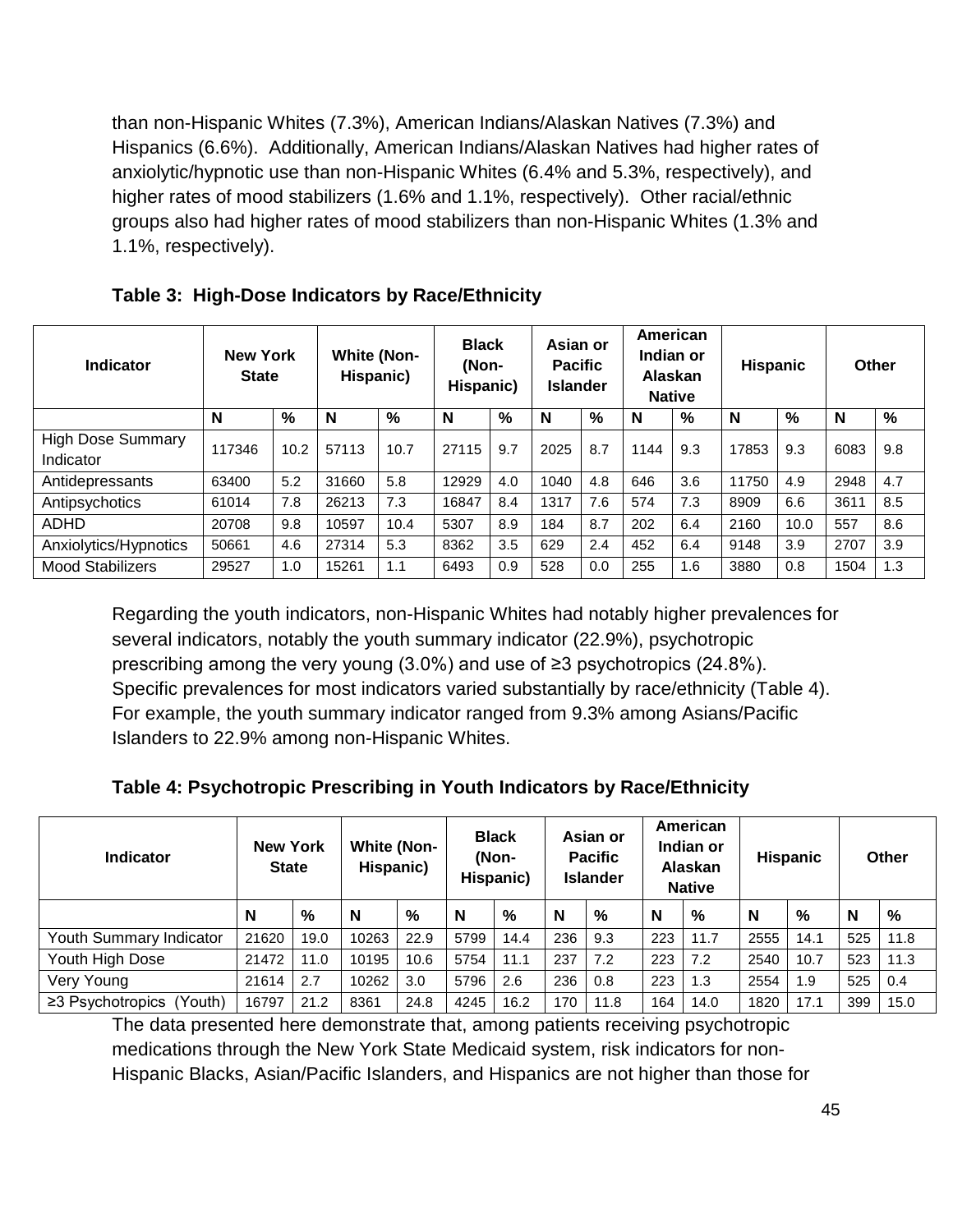than non-Hispanic Whites (7.3%), American Indians/Alaskan Natives (7.3%) and Hispanics (6.6%). Additionally, American Indians/Alaskan Natives had higher rates of anxiolytic/hypnotic use than non-Hispanic Whites (6.4% and 5.3%, respectively), and higher rates of mood stabilizers (1.6% and 1.1%, respectively). Other racial/ethnic groups also had higher rates of mood stabilizers than non-Hispanic Whites (1.3% and 1.1%, respectively).

**Table 3: High-Dose Indicators by Race/Ethnicity**

| Indicator | New York State | | White (Non-Hispanic) | | Black (Non-Hispanic) | | Asian or Pacific Islander | | American Indian or Alaskan Native | | Hispanic | | Other | |
|---|---|---|---|---|---|---|---|---|---|---|---|---|---|---|
| | N | % | N | % | N | % | N | % | N | % | N | % | N | % |
| High Dose Summary Indicator | 117346 | 10.2 | 57113 | 10.7 | 27115 | 9.7 | 2025 | 8.7 | 1144 | 9.3 | 17853 | 9.3 | 6083 | 9.8 |
| Antidepressants | 63400 | 5.2 | 31660 | 5.8 | 12929 | 4.0 | 1040 | 4.8 | 646 | 3.6 | 11750 | 4.9 | 2948 | 4.7 |
| Antipsychotics | 61014 | 7.8 | 26213 | 7.3 | 16847 | 8.4 | 1317 | 7.6 | 574 | 7.3 | 8909 | 6.6 | 3611 | 8.5 |
| ADHD | 20708 | 9.8 | 10597 | 10.4 | 5307 | 8.9 | 184 | 8.7 | 202 | 6.4 | 2160 | 10.0 | 557 | 8.6 |
| Anxiolytics/Hypnotics | 50661 | 4.6 | 27314 | 5.3 | 8362 | 3.5 | 629 | 2.4 | 452 | 6.4 | 9148 | 3.9 | 2707 | 3.9 |
| Mood Stabilizers | 29527 | 1.0 | 15261 | 1.1 | 6493 | 0.9 | 528 | 0.0 | 255 | 1.6 | 3880 | 0.8 | 1504 | 1.3 |

Regarding the youth indicators, non-Hispanic Whites had notably higher prevalences for several indicators, notably the youth summary indicator (22.9%), psychotropic prescribing among the very young (3.0%) and use of ≥3 psychotropics (24.8%). Specific prevalences for most indicators varied substantially by race/ethnicity (Table 4). For example, the youth summary indicator ranged from 9.3% among Asians/Pacific Islanders to 22.9% among non-Hispanic Whites.

**Table 4: Psychotropic Prescribing in Youth Indicators by Race/Ethnicity**

| Indicator | New York State | | White (Non-Hispanic) | | Black (Non-Hispanic) | | Asian or Pacific Islander | | American Indian or Alaskan Native | | Hispanic | | Other | |
|---|---|---|---|---|---|---|---|---|---|---|---|---|---|---|
| | N | % | N | % | N | % | N | % | N | % | N | % | N | % |
| Youth Summary Indicator | 21620 | 19.0 | 10263 | 22.9 | 5799 | 14.4 | 236 | 9.3 | 223 | 11.7 | 2555 | 14.1 | 525 | 11.8 |
| Youth High Dose | 21472 | 11.0 | 10195 | 10.6 | 5754 | 11.1 | 237 | 7.2 | 223 | 7.2 | 2540 | 10.7 | 523 | 11.3 |
| Very Young | 21614 | 2.7 | 10262 | 3.0 | 5796 | 2.6 | 236 | 0.8 | 223 | 1.3 | 2554 | 1.9 | 525 | 0.4 |
| ≥3 Psychotropics (Youth) | 16797 | 21.2 | 8361 | 24.8 | 4245 | 16.2 | 170 | 11.8 | 164 | 14.0 | 1820 | 17.1 | 399 | 15.0 |

The data presented here demonstrate that, among patients receiving psychotropic medications through the New York State Medicaid system, risk indicators for non-Hispanic Blacks, Asian/Pacific Islanders, and Hispanics are not higher than those for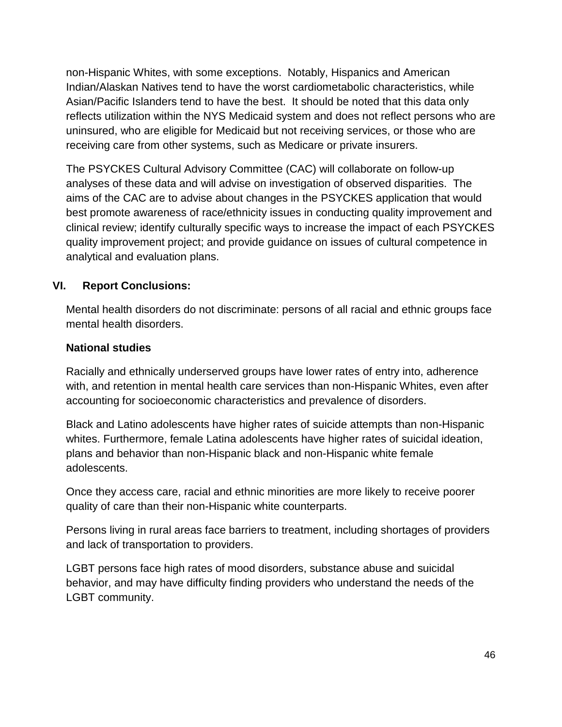non-Hispanic Whites, with some exceptions. Notably, Hispanics and American Indian/Alaskan Natives tend to have the worst cardiometabolic characteristics, while Asian/Pacific Islanders tend to have the best. It should be noted that this data only reflects utilization within the NYS Medicaid system and does not reflect persons who are uninsured, who are eligible for Medicaid but not receiving services, or those who are receiving care from other systems, such as Medicare or private insurers.

The PSYCKES Cultural Advisory Committee (CAC) will collaborate on follow-up analyses of these data and will advise on investigation of observed disparities. The aims of the CAC are to advise about changes in the PSYCKES application that would best promote awareness of race/ethnicity issues in conducting quality improvement and clinical review; identify culturally specific ways to increase the impact of each PSYCKES quality improvement project; and provide guidance on issues of cultural competence in analytical and evaluation plans.

## VI. Report Conclusions:

Mental health disorders do not discriminate: persons of all racial and ethnic groups face mental health disorders.

### National studies

Racially and ethnically underserved groups have lower rates of entry into, adherence with, and retention in mental health care services than non-Hispanic Whites, even after accounting for socioeconomic characteristics and prevalence of disorders.

Black and Latino adolescents have higher rates of suicide attempts than non-Hispanic whites. Furthermore, female Latina adolescents have higher rates of suicidal ideation, plans and behavior than non-Hispanic black and non-Hispanic white female adolescents.

Once they access care, racial and ethnic minorities are more likely to receive poorer quality of care than their non-Hispanic white counterparts.

Persons living in rural areas face barriers to treatment, including shortages of providers and lack of transportation to providers.

LGBT persons face high rates of mood disorders, substance abuse and suicidal behavior, and may have difficulty finding providers who understand the needs of the LGBT community.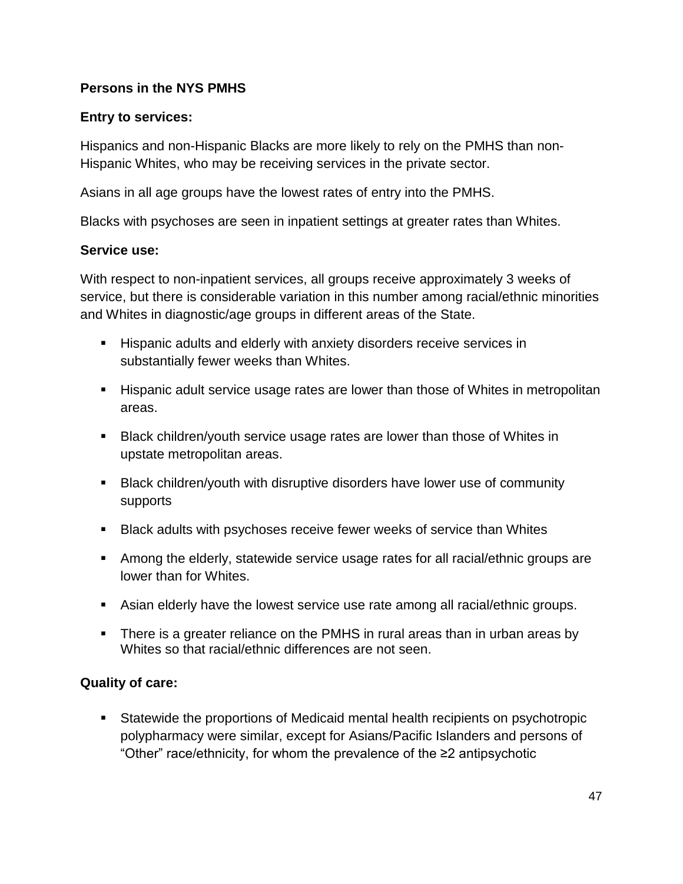**Persons in the NYS PMHS**

**Entry to services:**

Hispanics and non-Hispanic Blacks are more likely to rely on the PMHS than non-Hispanic Whites, who may be receiving services in the private sector.

Asians in all age groups have the lowest rates of entry into the PMHS.

Blacks with psychoses are seen in inpatient settings at greater rates than Whites.

**Service use:**

With respect to non-inpatient services, all groups receive approximately 3 weeks of service, but there is considerable variation in this number among racial/ethnic minorities and Whites in diagnostic/age groups in different areas of the State.

- Hispanic adults and elderly with anxiety disorders receive services in substantially fewer weeks than Whites.
- Hispanic adult service usage rates are lower than those of Whites in metropolitan areas.
- Black children/youth service usage rates are lower than those of Whites in upstate metropolitan areas.
- Black children/youth with disruptive disorders have lower use of community supports
- Black adults with psychoses receive fewer weeks of service than Whites
- Among the elderly, statewide service usage rates for all racial/ethnic groups are lower than for Whites.
- Asian elderly have the lowest service use rate among all racial/ethnic groups.
- There is a greater reliance on the PMHS in rural areas than in urban areas by Whites so that racial/ethnic differences are not seen.

**Quality of care:**

- Statewide the proportions of Medicaid mental health recipients on psychotropic polypharmacy were similar, except for Asians/Pacific Islanders and persons of "Other" race/ethnicity, for whom the prevalence of the ≥2 antipsychotic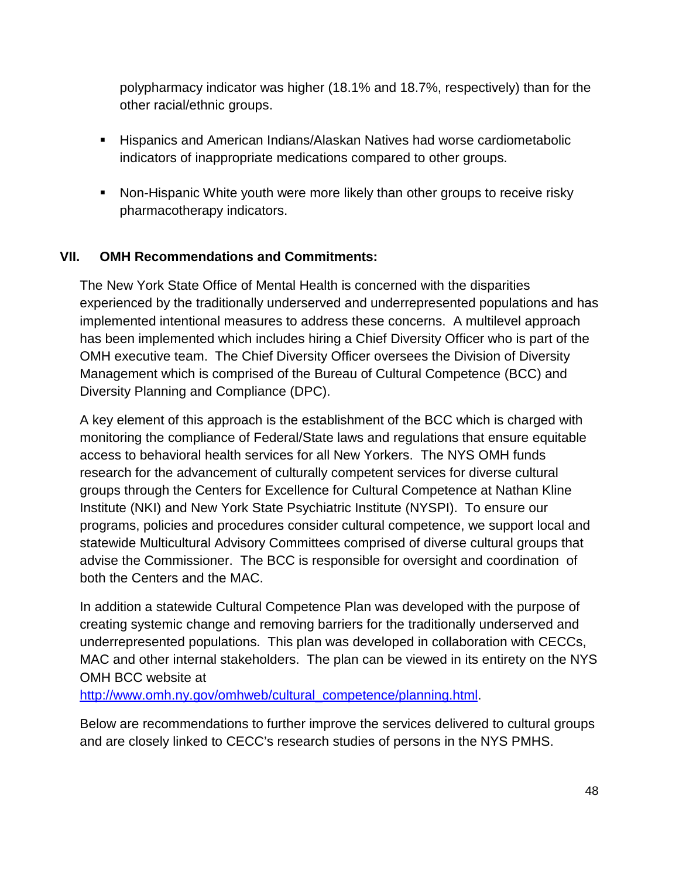polypharmacy indicator was higher (18.1% and 18.7%, respectively) than for the other racial/ethnic groups.

- Hispanics and American Indians/Alaskan Natives had worse cardiometabolic indicators of inappropriate medications compared to other groups.

- Non-Hispanic White youth were more likely than other groups to receive risky pharmacotherapy indicators.

## VII. OMH Recommendations and Commitments:

The New York State Office of Mental Health is concerned with the disparities experienced by the traditionally underserved and underrepresented populations and has implemented intentional measures to address these concerns. A multilevel approach has been implemented which includes hiring a Chief Diversity Officer who is part of the OMH executive team. The Chief Diversity Officer oversees the Division of Diversity Management which is comprised of the Bureau of Cultural Competence (BCC) and Diversity Planning and Compliance (DPC).

A key element of this approach is the establishment of the BCC which is charged with monitoring the compliance of Federal/State laws and regulations that ensure equitable access to behavioral health services for all New Yorkers. The NYS OMH funds research for the advancement of culturally competent services for diverse cultural groups through the Centers for Excellence for Cultural Competence at Nathan Kline Institute (NKI) and New York State Psychiatric Institute (NYSPI). To ensure our programs, policies and procedures consider cultural competence, we support local and statewide Multicultural Advisory Committees comprised of diverse cultural groups that advise the Commissioner. The BCC is responsible for oversight and coordination of both the Centers and the MAC.

In addition a statewide Cultural Competence Plan was developed with the purpose of creating systemic change and removing barriers for the traditionally underserved and underrepresented populations. This plan was developed in collaboration with CECCs, MAC and other internal stakeholders. The plan can be viewed in its entirety on the NYS OMH BCC website at http://www.omh.ny.gov/omhweb/cultural_competence/planning.html.

Below are recommendations to further improve the services delivered to cultural groups and are closely linked to CECC's research studies of persons in the NYS PMHS.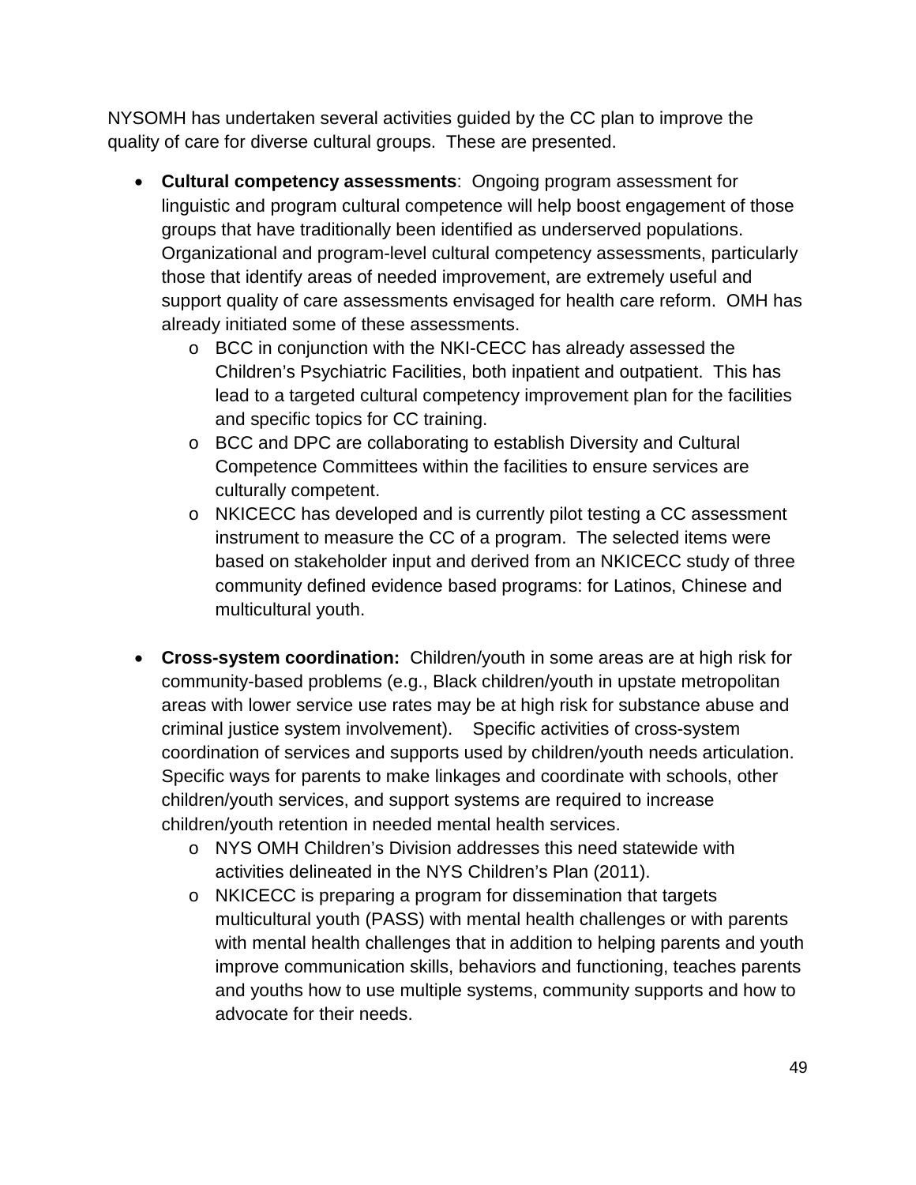NYSOMH has undertaken several activities guided by the CC plan to improve the quality of care for diverse cultural groups. These are presented.

- **Cultural competency assessments**: Ongoing program assessment for linguistic and program cultural competence will help boost engagement of those groups that have traditionally been identified as underserved populations. Organizational and program-level cultural competency assessments, particularly those that identify areas of needed improvement, are extremely useful and support quality of care assessments envisaged for health care reform. OMH has already initiated some of these assessments.
    - BCC in conjunction with the NKI-CECC has already assessed the Children's Psychiatric Facilities, both inpatient and outpatient. This has lead to a targeted cultural competency improvement plan for the facilities and specific topics for CC training.
    - BCC and DPC are collaborating to establish Diversity and Cultural Competence Committees within the facilities to ensure services are culturally competent.
    - NKICECC has developed and is currently pilot testing a CC assessment instrument to measure the CC of a program. The selected items were based on stakeholder input and derived from an NKICECC study of three community defined evidence based programs: for Latinos, Chinese and multicultural youth.

- **Cross-system coordination:** Children/youth in some areas are at high risk for community-based problems (e.g., Black children/youth in upstate metropolitan areas with lower service use rates may be at high risk for substance abuse and criminal justice system involvement). Specific activities of cross-system coordination of services and supports used by children/youth needs articulation. Specific ways for parents to make linkages and coordinate with schools, other children/youth services, and support systems are required to increase children/youth retention in needed mental health services.
    - NYS OMH Children's Division addresses this need statewide with activities delineated in the NYS Children's Plan (2011).
    - NKICECC is preparing a program for dissemination that targets multicultural youth (PASS) with mental health challenges or with parents with mental health challenges that in addition to helping parents and youth improve communication skills, behaviors and functioning, teaches parents and youths how to use multiple systems, community supports and how to advocate for their needs.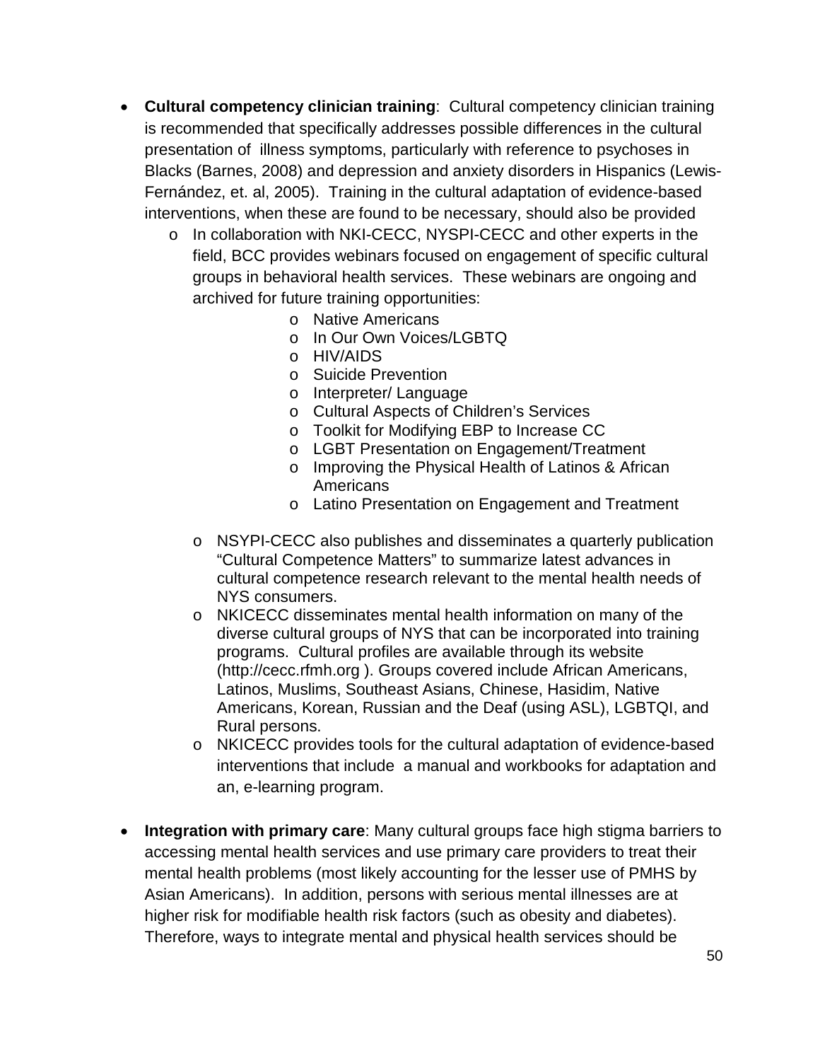- **Cultural competency clinician training**: Cultural competency clinician training is recommended that specifically addresses possible differences in the cultural presentation of illness symptoms, particularly with reference to psychoses in Blacks (Barnes, 2008) and depression and anxiety disorders in Hispanics (Lewis-Fernández, et. al, 2005). Training in the cultural adaptation of evidence-based interventions, when these are found to be necessary, should also be provided
  - In collaboration with NKI-CECC, NYSPI-CECC and other experts in the field, BCC provides webinars focused on engagement of specific cultural groups in behavioral health services. These webinars are ongoing and archived for future training opportunities:
    - Native Americans
    - In Our Own Voices/LGBTQ
    - HIV/AIDS
    - Suicide Prevention
    - Interpreter/ Language
    - Cultural Aspects of Children's Services
    - Toolkit for Modifying EBP to Increase CC
    - LGBT Presentation on Engagement/Treatment
    - Improving the Physical Health of Latinos & African Americans
    - Latino Presentation on Engagement and Treatment
  - NSYPI-CECC also publishes and disseminates a quarterly publication "Cultural Competence Matters" to summarize latest advances in cultural competence research relevant to the mental health needs of NYS consumers.
  - NKICECC disseminates mental health information on many of the diverse cultural groups of NYS that can be incorporated into training programs. Cultural profiles are available through its website (http://cecc.rfmh.org ). Groups covered include African Americans, Latinos, Muslims, Southeast Asians, Chinese, Hasidim, Native Americans, Korean, Russian and the Deaf (using ASL), LGBTQI, and Rural persons.
  - NKICECC provides tools for the cultural adaptation of evidence-based interventions that include a manual and workbooks for adaptation and an, e-learning program.

- **Integration with primary care**: Many cultural groups face high stigma barriers to accessing mental health services and use primary care providers to treat their mental health problems (most likely accounting for the lesser use of PMHS by Asian Americans). In addition, persons with serious mental illnesses are at higher risk for modifiable health risk factors (such as obesity and diabetes). Therefore, ways to integrate mental and physical health services should be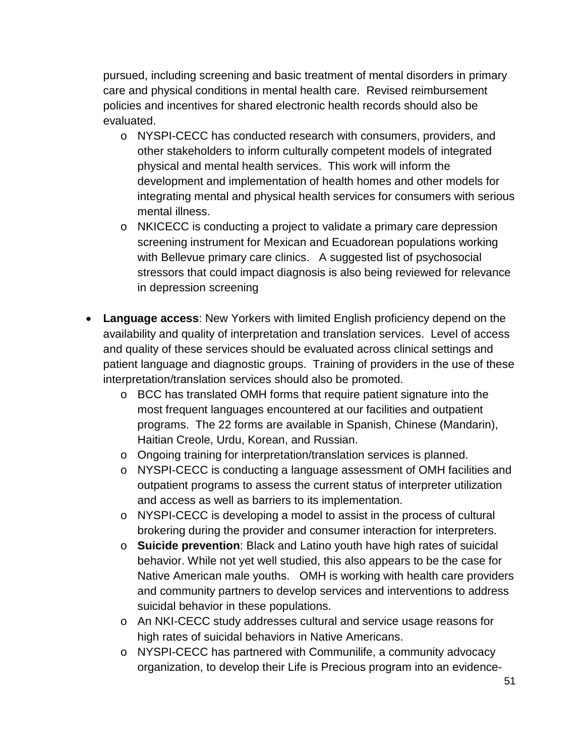pursued, including screening and basic treatment of mental disorders in primary care and physical conditions in mental health care. Revised reimbursement policies and incentives for shared electronic health records should also be evaluated.

  - NYSPI-CECC has conducted research with consumers, providers, and other stakeholders to inform culturally competent models of integrated physical and mental health services. This work will inform the development and implementation of health homes and other models for integrating mental and physical health services for consumers with serious mental illness.
  - NKICECC is conducting a project to validate a primary care depression screening instrument for Mexican and Ecuadorean populations working with Bellevue primary care clinics. A suggested list of psychosocial stressors that could impact diagnosis is also being reviewed for relevance in depression screening

- **Language access**: New Yorkers with limited English proficiency depend on the availability and quality of interpretation and translation services. Level of access and quality of these services should be evaluated across clinical settings and patient language and diagnostic groups. Training of providers in the use of these interpretation/translation services should also be promoted.
  - BCC has translated OMH forms that require patient signature into the most frequent languages encountered at our facilities and outpatient programs. The 22 forms are available in Spanish, Chinese (Mandarin), Haitian Creole, Urdu, Korean, and Russian.
  - Ongoing training for interpretation/translation services is planned.
  - NYSPI-CECC is conducting a language assessment of OMH facilities and outpatient programs to assess the current status of interpreter utilization and access as well as barriers to its implementation.
  - NYSPI-CECC is developing a model to assist in the process of cultural brokering during the provider and consumer interaction for interpreters.
  - **Suicide prevention**: Black and Latino youth have high rates of suicidal behavior. While not yet well studied, this also appears to be the case for Native American male youths. OMH is working with health care providers and community partners to develop services and interventions to address suicidal behavior in these populations.
  - An NKI-CECC study addresses cultural and service usage reasons for high rates of suicidal behaviors in Native Americans.
  - NYSPI-CECC has partnered with Communilife, a community advocacy organization, to develop their Life is Precious program into an evidence-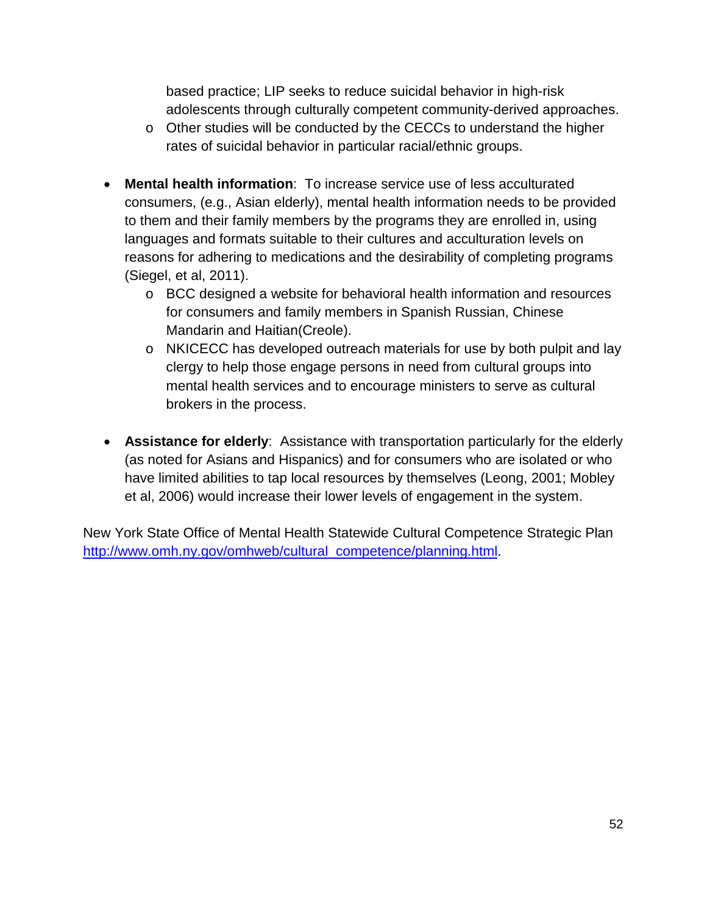based practice; LIP seeks to reduce suicidal behavior in high-risk adolescents through culturally competent community-derived approaches.
  - Other studies will be conducted by the CECCs to understand the higher rates of suicidal behavior in particular racial/ethnic groups.

- **Mental health information**: To increase service use of less acculturated consumers, (e.g., Asian elderly), mental health information needs to be provided to them and their family members by the programs they are enrolled in, using languages and formats suitable to their cultures and acculturation levels on reasons for adhering to medications and the desirability of completing programs (Siegel, et al, 2011).
  - BCC designed a website for behavioral health information and resources for consumers and family members in Spanish Russian, Chinese Mandarin and Haitian(Creole).
  - NKICECC has developed outreach materials for use by both pulpit and lay clergy to help those engage persons in need from cultural groups into mental health services and to encourage ministers to serve as cultural brokers in the process.

- **Assistance for elderly**: Assistance with transportation particularly for the elderly (as noted for Asians and Hispanics) and for consumers who are isolated or who have limited abilities to tap local resources by themselves (Leong, 2001; Mobley et al, 2006) would increase their lower levels of engagement in the system.

New York State Office of Mental Health Statewide Cultural Competence Strategic Plan [http://www.omh.ny.gov/omhweb/cultural_competence/planning.html](http://www.omh.ny.gov/omhweb/cultural_competence/planning.html).